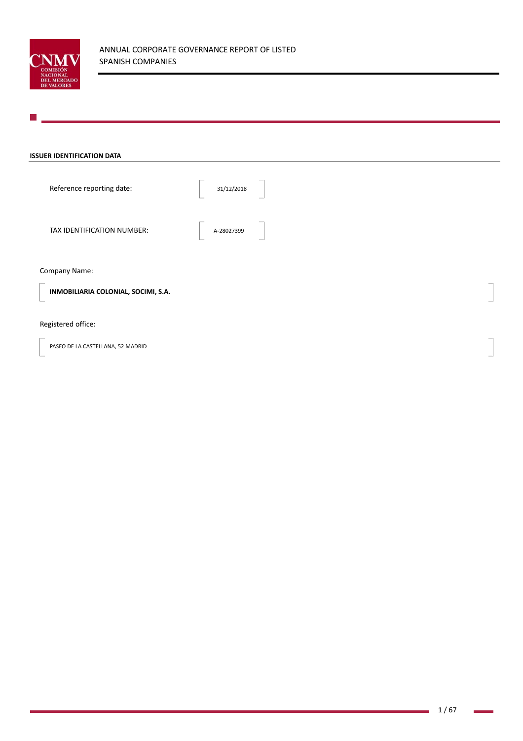# ANNUAL CORPORATE GOVERNANCE REPORT OF LISTED SPANISH COMPANIES

**ISSUER IDENTIFICATION DATA**

Reference reporting date: 31/12/2018

TAX IDENTIFICATION NUMBER: A-28027399

Company Name:

**INMOBILIARIA COLONIAL, SOCIMI, S.A.**

Registered office:

PASEO DE LA CASTELLANA, 52 MADRID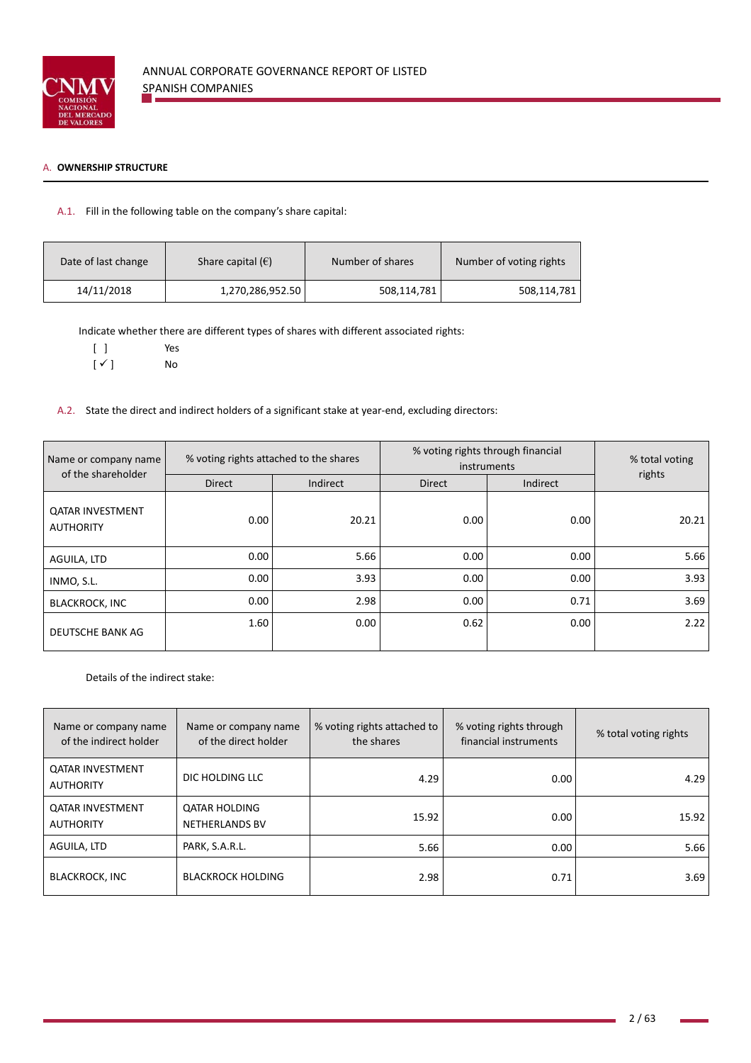## A. OWNERSHIP STRUCTURE

A.1. Fill in the following table on the company's share capital:

| Date of last change | Share capital (€) | Number of shares | Number of voting rights |
|---|---|---|---|
| 14/11/2018 | 1,270,286,952.50 | 508,114,781 | 508,114,781 |

Indicate whether there are different types of shares with different associated rights:

[ ] Yes
[ ✓ ] No

A.2. State the direct and indirect holders of a significant stake at year-end, excluding directors:

| Name or company name of the shareholder | % voting rights attached to the shares | | % voting rights through financial instruments | | % total voting rights |
|---|---|---|---|---|---|
| | Direct | Indirect | Direct | Indirect | |
| QATAR INVESTMENT AUTHORITY | 0.00 | 20.21 | 0.00 | 0.00 | 20.21 |
| AGUILA, LTD | 0.00 | 5.66 | 0.00 | 0.00 | 5.66 |
| INMO, S.L. | 0.00 | 3.93 | 0.00 | 0.00 | 3.93 |
| BLACKROCK, INC | 0.00 | 2.98 | 0.00 | 0.71 | 3.69 |
| DEUTSCHE BANK AG | 1.60 | 0.00 | 0.62 | 0.00 | 2.22 |

Details of the indirect stake:

| Name or company name of the indirect holder | Name or company name of the direct holder | % voting rights attached to the shares | % voting rights through financial instruments | % total voting rights |
|---|---|---|---|---|
| QATAR INVESTMENT AUTHORITY | DIC HOLDING LLC | 4.29 | 0.00 | 4.29 |
| QATAR INVESTMENT AUTHORITY | QATAR HOLDING NETHERLANDS BV | 15.92 | 0.00 | 15.92 |
| AGUILA, LTD | PARK, S.A.R.L. | 5.66 | 0.00 | 5.66 |
| BLACKROCK, INC | BLACKROCK HOLDING | 2.98 | 0.71 | 3.69 |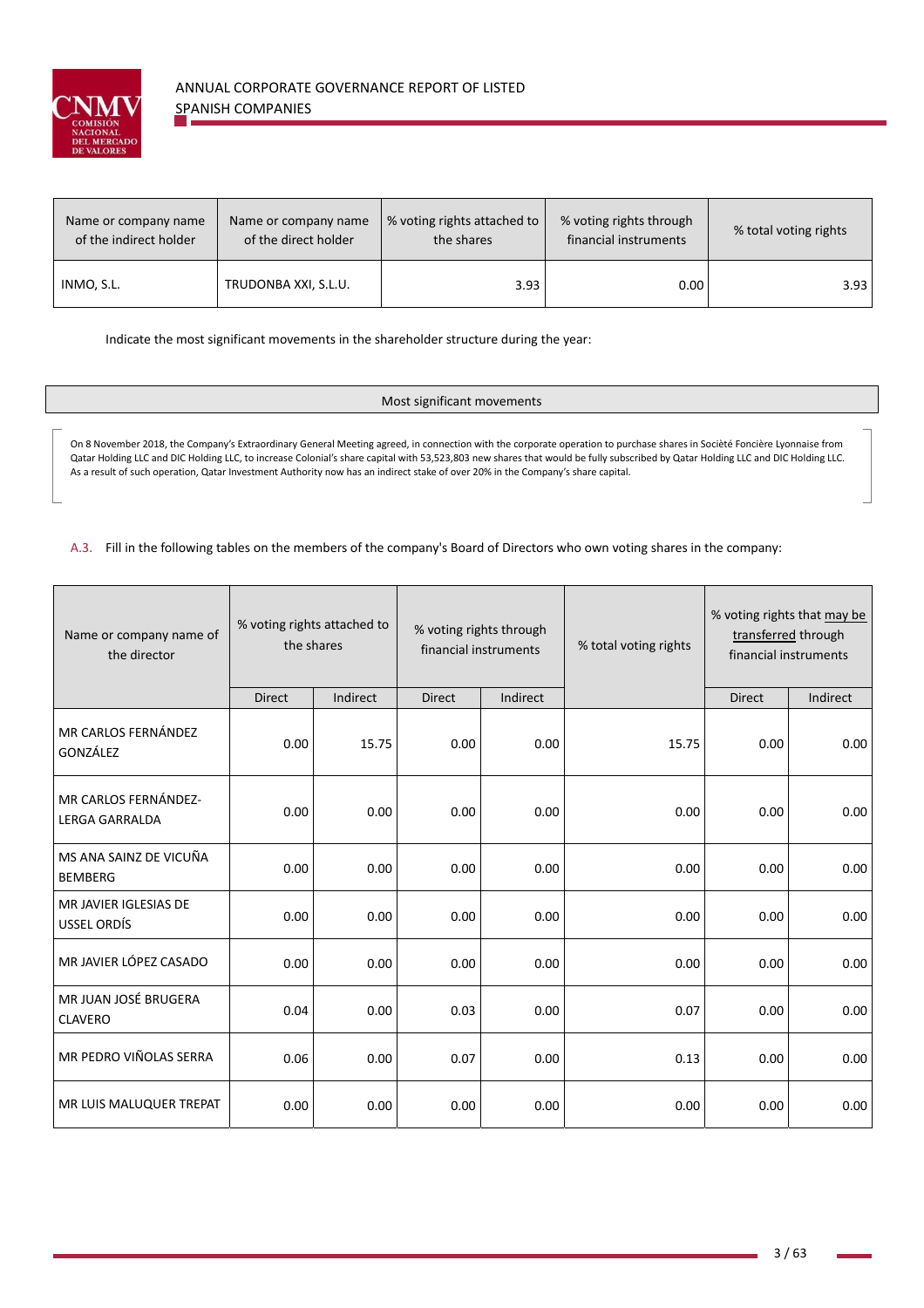| Name or company name of the indirect holder | Name or company name of the direct holder | % voting rights attached to the shares | % voting rights through financial instruments | % total voting rights |
|---|---|---|---|---|
| INMO, S.L. | TRUDONBA XXI, S.L.U. | 3.93 | 0.00 | 3.93 |

Indicate the most significant movements in the shareholder structure during the year:

| Most significant movements |
|---|
| On 8 November 2018, the Company's Extraordinary General Meeting agreed, in connection with the corporate operation to purchase shares in Société Foncière Lyonnaise from Qatar Holding LLC and DIC Holding LLC, to increase Colonial's share capital with 53,523,803 new shares that would be fully subscribed by Qatar Holding LLC and DIC Holding LLC. As a result of such operation, Qatar Investment Authority now has an indirect stake of over 20% in the Company's share capital. |

A.3. Fill in the following tables on the members of the company's Board of Directors who own voting shares in the company:

| Name or company name of the director | % voting rights attached to the shares | | % voting rights through financial instruments | | % total voting rights | % voting rights that may be transferred through financial instruments | |
|---|---|---|---|---|---|---|---|
| | Direct | Indirect | Direct | Indirect | | Direct | Indirect |
| MR CARLOS FERNÁNDEZ GONZÁLEZ | 0.00 | 15.75 | 0.00 | 0.00 | 15.75 | 0.00 | 0.00 |
| MR CARLOS FERNÁNDEZ-LERGA GARRALDA | 0.00 | 0.00 | 0.00 | 0.00 | 0.00 | 0.00 | 0.00 |
| MS ANA SAINZ DE VICUÑA BEMBERG | 0.00 | 0.00 | 0.00 | 0.00 | 0.00 | 0.00 | 0.00 |
| MR JAVIER IGLESIAS DE USSEL ORDÍS | 0.00 | 0.00 | 0.00 | 0.00 | 0.00 | 0.00 | 0.00 |
| MR JAVIER LÓPEZ CASADO | 0.00 | 0.00 | 0.00 | 0.00 | 0.00 | 0.00 | 0.00 |
| MR JUAN JOSÉ BRUGERA CLAVERO | 0.04 | 0.00 | 0.03 | 0.00 | 0.07 | 0.00 | 0.00 |
| MR PEDRO VIÑOLAS SERRA | 0.06 | 0.00 | 0.07 | 0.00 | 0.13 | 0.00 | 0.00 |
| MR LUIS MALUQUER TREPAT | 0.00 | 0.00 | 0.00 | 0.00 | 0.00 | 0.00 | 0.00 |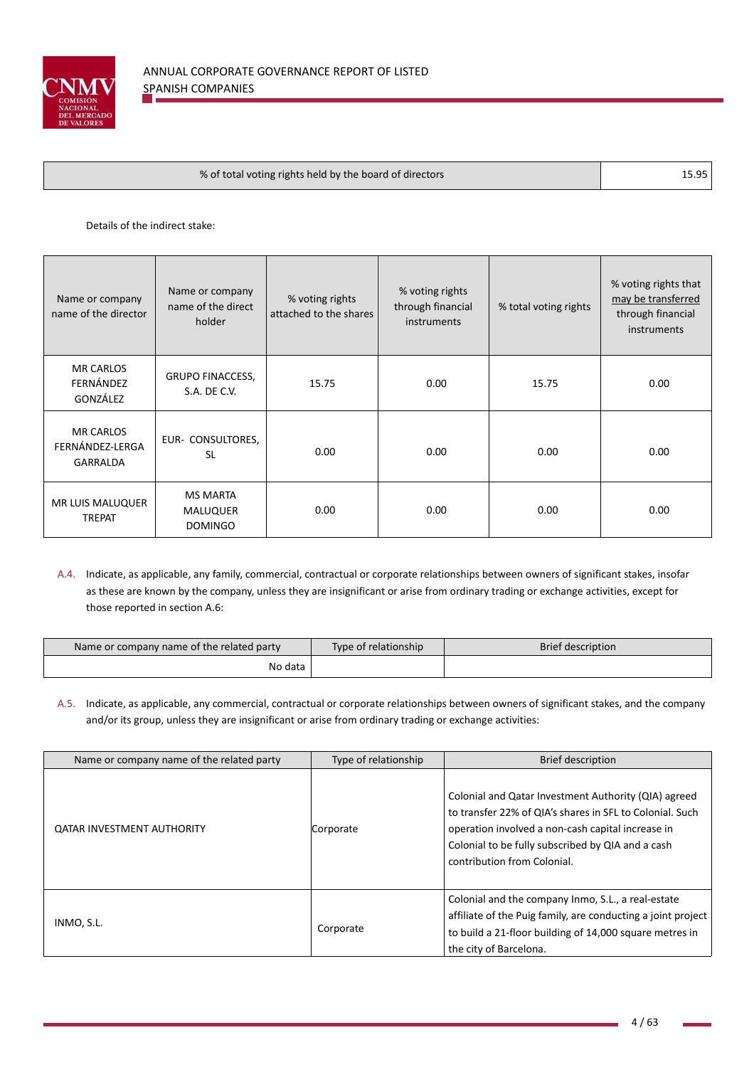| % of total voting rights held by the board of directors | 15.95 |
|---|---|

Details of the indirect stake:

| Name or company name of the director | Name or company name of the direct holder | % voting rights attached to the shares | % voting rights through financial instruments | % total voting rights | % voting rights that may be transferred through financial instruments |
|---|---|---|---|---|---|
| MR CARLOS FERNÁNDEZ GONZÁLEZ | GRUPO FINACCESS, S.A. DE C.V. | 15.75 | 0.00 | 15.75 | 0.00 |
| MR CARLOS FERNÁNDEZ-LERGA GARRALDA | EUR- CONSULTORES, SL | 0.00 | 0.00 | 0.00 | 0.00 |
| MR LUIS MALUQUER TREPAT | MS MARTA MALUQUER DOMINGO | 0.00 | 0.00 | 0.00 | 0.00 |

A.4. Indicate, as applicable, any family, commercial, contractual or corporate relationships between owners of significant stakes, insofar as these are known by the company, unless they are insignificant or arise from ordinary trading or exchange activities, except for those reported in section A.6:

| Name or company name of the related party | Type of relationship | Brief description |
|---|---|---|
| No data | | |

A.5. Indicate, as applicable, any commercial, contractual or corporate relationships between owners of significant stakes, and the company and/or its group, unless they are insignificant or arise from ordinary trading or exchange activities:

| Name or company name of the related party | Type of relationship | Brief description |
|---|---|---|
| QATAR INVESTMENT AUTHORITY | Corporate | Colonial and Qatar Investment Authority (QIA) agreed to transfer 22% of QIA's shares in SFL to Colonial. Such operation involved a non-cash capital increase in Colonial to be fully subscribed by QIA and a cash contribution from Colonial. |
| INMO, S.L. | Corporate | Colonial and the company Inmo, S.L., a real-estate affiliate of the Puig family, are conducting a joint project to build a 21-floor building of 14,000 square metres in the city of Barcelona. |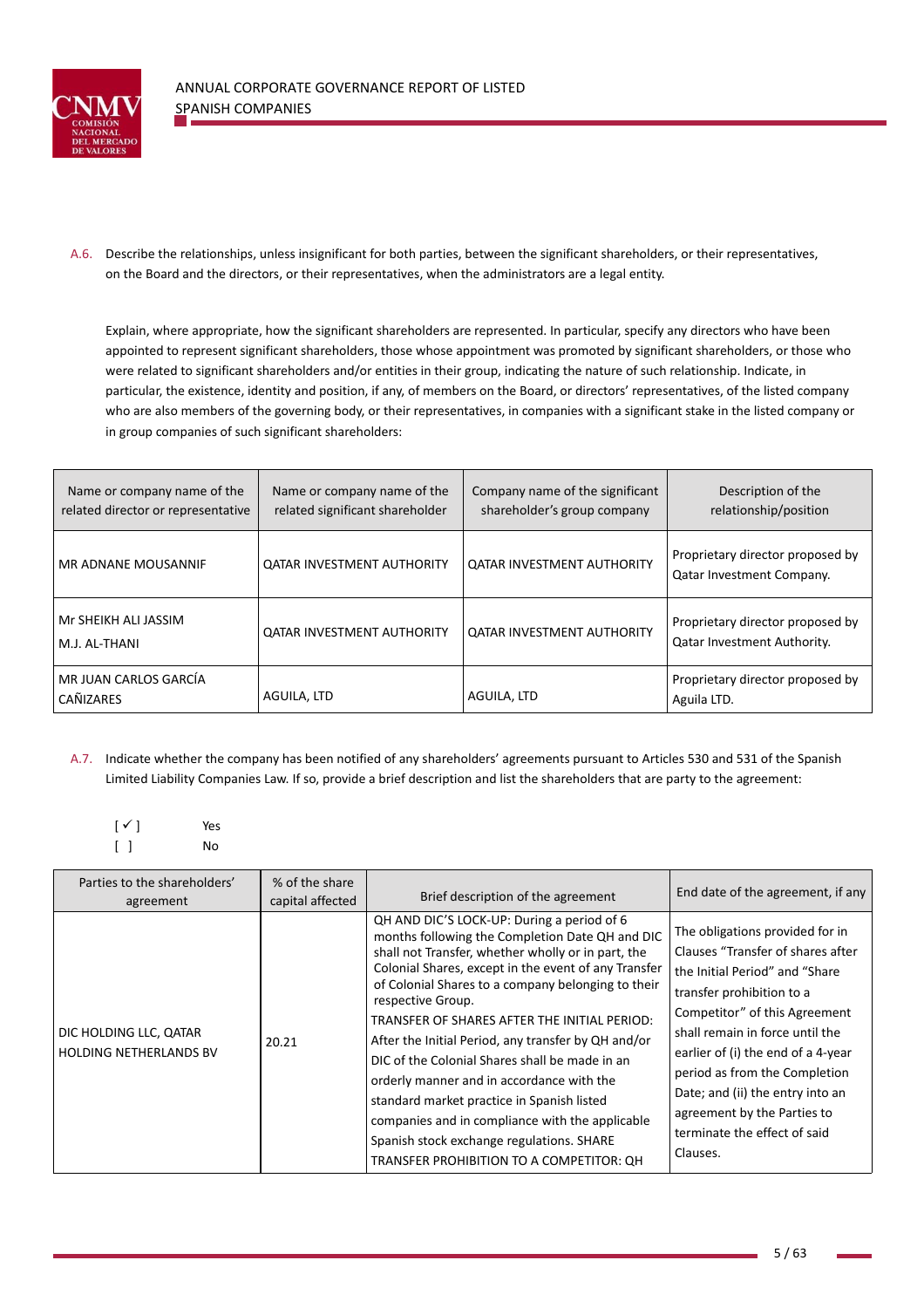A.6. Describe the relationships, unless insignificant for both parties, between the significant shareholders, or their representatives, on the Board and the directors, or their representatives, when the administrators are a legal entity.

Explain, where appropriate, how the significant shareholders are represented. In particular, specify any directors who have been appointed to represent significant shareholders, those whose appointment was promoted by significant shareholders, or those who were related to significant shareholders and/or entities in their group, indicating the nature of such relationship. Indicate, in particular, the existence, identity and position, if any, of members on the Board, or directors' representatives, of the listed company who are also members of the governing body, or their representatives, in companies with a significant stake in the listed company or in group companies of such significant shareholders:

| Name or company name of the related director or representative | Name or company name of the related significant shareholder | Company name of the significant shareholder's group company | Description of the relationship/position |
|---|---|---|---|
| MR ADNANE MOUSANNIF | QATAR INVESTMENT AUTHORITY | QATAR INVESTMENT AUTHORITY | Proprietary director proposed by Qatar Investment Company. |
| Mr SHEIKH ALI JASSIM M.J. AL-THANI | QATAR INVESTMENT AUTHORITY | QATAR INVESTMENT AUTHORITY | Proprietary director proposed by Qatar Investment Authority. |
| MR JUAN CARLOS GARCÍA CAÑIZARES | AGUILA, LTD | AGUILA, LTD | Proprietary director proposed by Aguila LTD. |

A.7. Indicate whether the company has been notified of any shareholders' agreements pursuant to Articles 530 and 531 of the Spanish Limited Liability Companies Law. If so, provide a brief description and list the shareholders that are party to the agreement:

[ ✓ ] Yes
[ ] No

| Parties to the shareholders' agreement | % of the share capital affected | Brief description of the agreement | End date of the agreement, if any |
|---|---|---|---|
| DIC HOLDING LLC, QATAR HOLDING NETHERLANDS BV | 20.21 | QH AND DIC'S LOCK-UP: During a period of 6 months following the Completion Date QH and DIC shall not Transfer, whether wholly or in part, the Colonial Shares, except in the event of any Transfer of Colonial Shares to a company belonging to their respective Group. TRANSFER OF SHARES AFTER THE INITIAL PERIOD: After the Initial Period, any transfer by QH and/or DIC of the Colonial Shares shall be made in an orderly manner and in accordance with the standard market practice in Spanish listed companies and in compliance with the applicable Spanish stock exchange regulations. SHARE TRANSFER PROHIBITION TO A COMPETITOR: QH | The obligations provided for in Clauses "Transfer of shares after the Initial Period" and "Share transfer prohibition to a Competitor" of this Agreement shall remain in force until the earlier of (i) the end of a 4-year period as from the Completion Date; and (ii) the entry into an agreement by the Parties to terminate the effect of said Clauses. |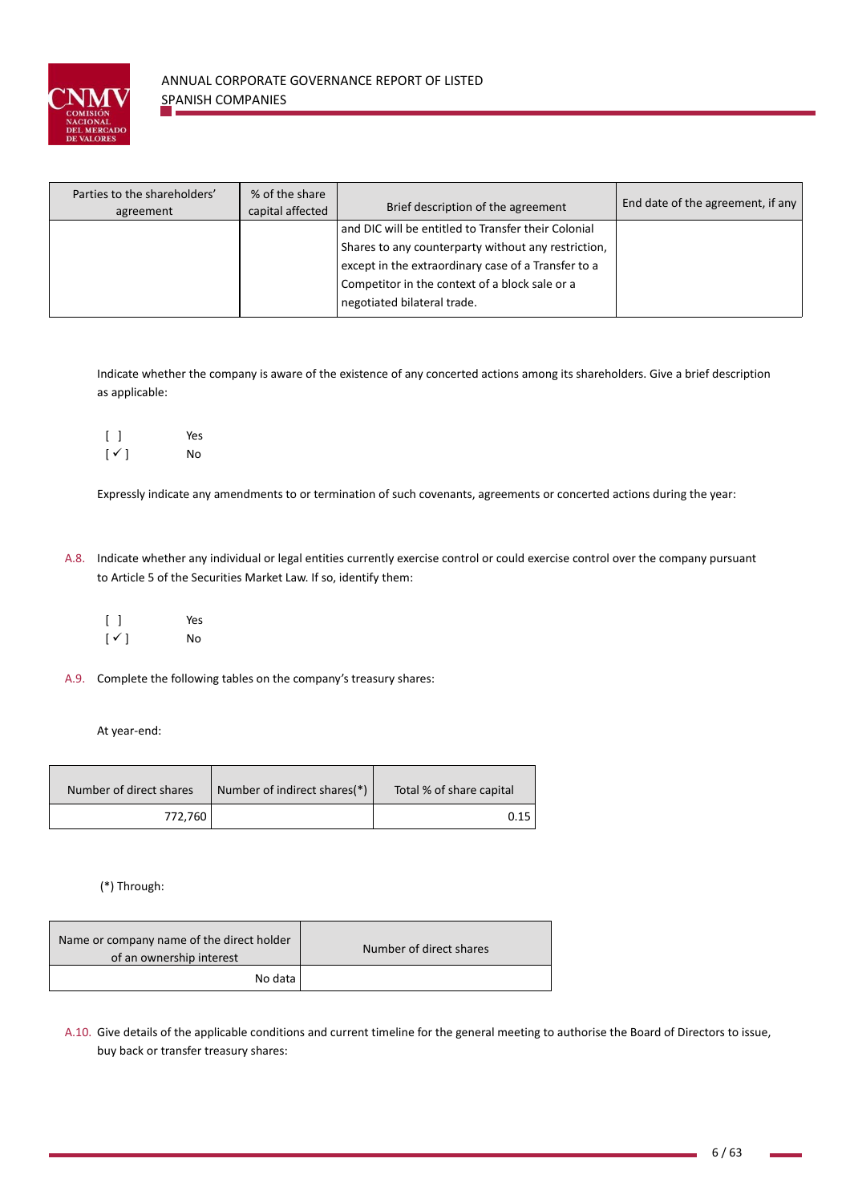| Parties to the shareholders' agreement | % of the share capital affected | Brief description of the agreement | End date of the agreement, if any |
|---|---|---|---|
| | | and DIC will be entitled to Transfer their Colonial Shares to any counterparty without any restriction, except in the extraordinary case of a Transfer to a Competitor in the context of a block sale or a negotiated bilateral trade. | |

Indicate whether the company is aware of the existence of any concerted actions among its shareholders. Give a brief description as applicable:

[ ] Yes
[ ✓ ] No

Expressly indicate any amendments to or termination of such covenants, agreements or concerted actions during the year:

A.8. Indicate whether any individual or legal entities currently exercise control or could exercise control over the company pursuant to Article 5 of the Securities Market Law. If so, identify them:

[ ] Yes
[ ✓ ] No

A.9. Complete the following tables on the company's treasury shares:

At year-end:

| Number of direct shares | Number of indirect shares(*) | Total % of share capital |
|---|---|---|
| 772,760 | | 0.15 |

(*) Through:

| Name or company name of the direct holder of an ownership interest | Number of direct shares |
|---|---|
| No data | |

A.10. Give details of the applicable conditions and current timeline for the general meeting to authorise the Board of Directors to issue, buy back or transfer treasury shares: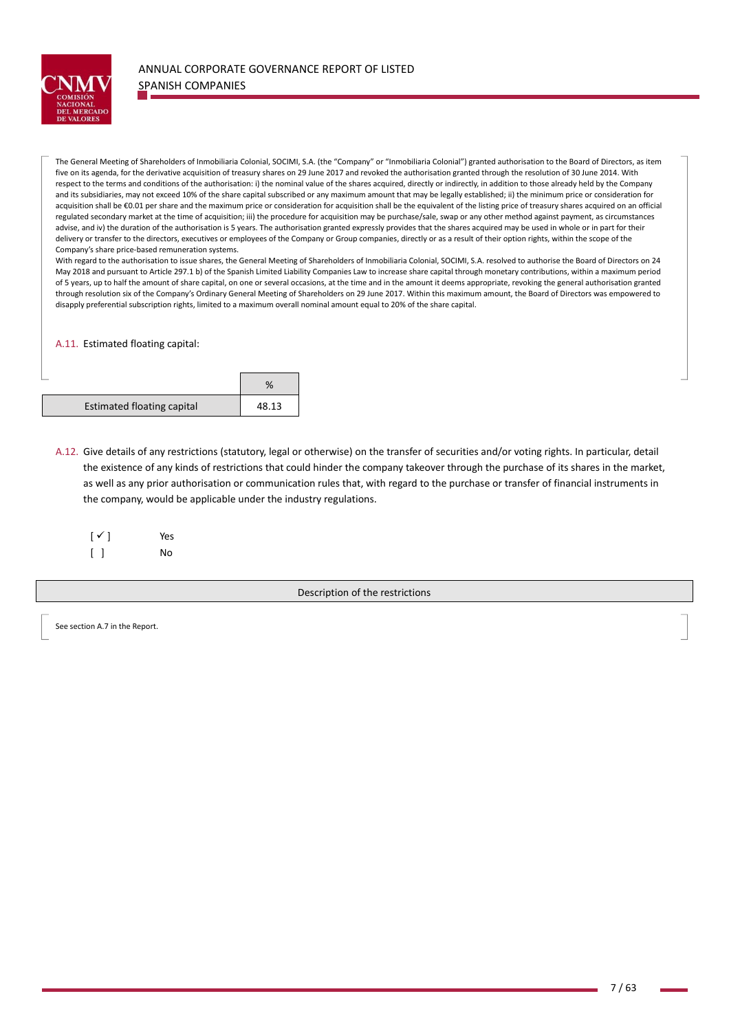The General Meeting of Shareholders of Inmobiliaria Colonial, SOCIMI, S.A. (the "Company" or "Inmobiliaria Colonial") granted authorisation to the Board of Directors, as item five on its agenda, for the derivative acquisition of treasury shares on 29 June 2017 and revoked the authorisation granted through the resolution of 30 June 2014. With respect to the terms and conditions of the authorisation: i) the nominal value of the shares acquired, directly or indirectly, in addition to those already held by the Company and its subsidiaries, may not exceed 10% of the share capital subscribed or any maximum amount that may be legally established; ii) the minimum price or consideration for acquisition shall be €0.01 per share and the maximum price or consideration for acquisition shall be the equivalent of the listing price of treasury shares acquired on an official regulated secondary market at the time of acquisition; iii) the procedure for acquisition may be purchase/sale, swap or any other method against payment, as circumstances advise, and iv) the duration of the authorisation is 5 years. The authorisation granted expressly provides that the shares acquired may be used in whole or in part for their delivery or transfer to the directors, executives or employees of the Company or Group companies, directly or as a result of their option rights, within the scope of the Company's share price-based remuneration systems.

With regard to the authorisation to issue shares, the General Meeting of Shareholders of Inmobiliaria Colonial, SOCIMI, S.A. resolved to authorise the Board of Directors on 24 May 2018 and pursuant to Article 297.1 b) of the Spanish Limited Liability Companies Law to increase share capital through monetary contributions, within a maximum period of 5 years, up to half the amount of share capital, on one or several occasions, at the time and in the amount it deems appropriate, revoking the general authorisation granted through resolution six of the Company's Ordinary General Meeting of Shareholders on 29 June 2017. Within this maximum amount, the Board of Directors was empowered to disapply preferential subscription rights, limited to a maximum overall nominal amount equal to 20% of the share capital.

A.11. Estimated floating capital:

| | % |
|---|---|
| Estimated floating capital | 48.13 |

A.12. Give details of any restrictions (statutory, legal or otherwise) on the transfer of securities and/or voting rights. In particular, detail the existence of any kinds of restrictions that could hinder the company takeover through the purchase of its shares in the market, as well as any prior authorisation or communication rules that, with regard to the purchase or transfer of financial instruments in the company, would be applicable under the industry regulations.

[ ✓ ] Yes
[ ] No

| Description of the restrictions |
|---|
| See section A.7 in the Report. |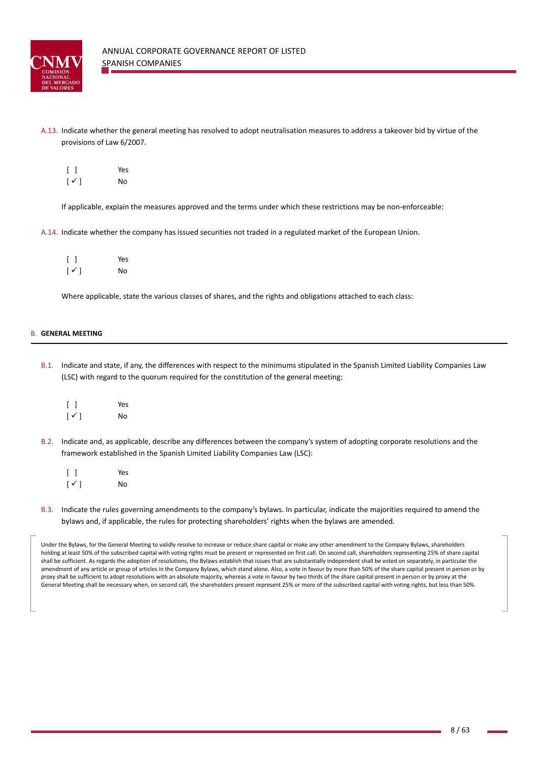A.13. Indicate whether the general meeting has resolved to adopt neutralisation measures to address a takeover bid by virtue of the provisions of Law 6/2007.

[ ] Yes
[ ✓ ] No

If applicable, explain the measures approved and the terms under which these restrictions may be non-enforceable:

A.14. Indicate whether the company has issued securities not traded in a regulated market of the European Union.

[ ] Yes
[ ✓ ] No

Where applicable, state the various classes of shares, and the rights and obligations attached to each class:

## B. GENERAL MEETING

B.1. Indicate and state, if any, the differences with respect to the minimums stipulated in the Spanish Limited Liability Companies Law (LSC) with regard to the quorum required for the constitution of the general meeting:

[ ] Yes
[ ✓ ] No

B.2. Indicate and, as applicable, describe any differences between the company's system of adopting corporate resolutions and the framework established in the Spanish Limited Liability Companies Law (LSC):

[ ] Yes
[ ✓ ] No

B.3. Indicate the rules governing amendments to the company's bylaws. In particular, indicate the majorities required to amend the bylaws and, if applicable, the rules for protecting shareholders' rights when the bylaws are amended.

Under the Bylaws, for the General Meeting to validly resolve to increase or reduce share capital or make any other amendment to the Company Bylaws, shareholders holding at least 50% of the subscribed capital with voting rights must be present or represented on first call. On second call, shareholders representing 25% of share capital shall be sufficient. As regards the adoption of resolutions, the Bylaws establish that issues that are substantially independent shall be voted on separately, in particular the amendment of any article or group of articles in the Company Bylaws, which stand alone. Also, a vote in favour by more than 50% of the share capital present in person or by proxy shall be sufficient to adopt resolutions with an absolute majority, whereas a vote in favour by two thirds of the share capital present in person or by proxy at the General Meeting shall be necessary when, on second call, the shareholders present represent 25% or more of the subscribed capital with voting rights, but less than 50%.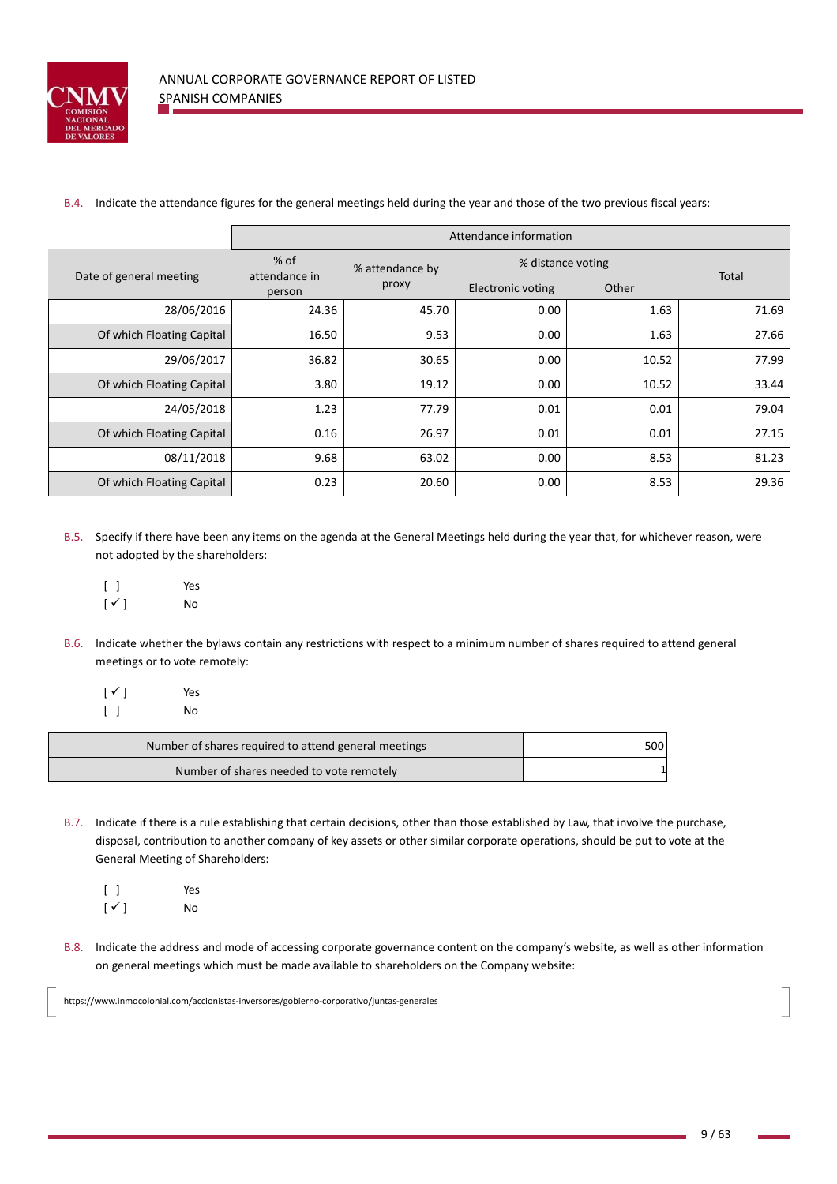B.4. Indicate the attendance figures for the general meetings held during the year and those of the two previous fiscal years:

| Date of general meeting | Attendance information | | | | |
|---|---|---|---|---|---|
| | % of attendance in person | % attendance by proxy | % distance voting | | Total |
| | | | Electronic voting | Other | |
| 28/06/2016 | 24.36 | 45.70 | 0.00 | 1.63 | 71.69 |
| Of which Floating Capital | 16.50 | 9.53 | 0.00 | 1.63 | 27.66 |
| 29/06/2017 | 36.82 | 30.65 | 0.00 | 10.52 | 77.99 |
| Of which Floating Capital | 3.80 | 19.12 | 0.00 | 10.52 | 33.44 |
| 24/05/2018 | 1.23 | 77.79 | 0.01 | 0.01 | 79.04 |
| Of which Floating Capital | 0.16 | 26.97 | 0.01 | 0.01 | 27.15 |
| 08/11/2018 | 9.68 | 63.02 | 0.00 | 8.53 | 81.23 |
| Of which Floating Capital | 0.23 | 20.60 | 0.00 | 8.53 | 29.36 |

B.5. Specify if there have been any items on the agenda at the General Meetings held during the year that, for whichever reason, were not adopted by the shareholders:

[ ] Yes
[✓] No

B.6. Indicate whether the bylaws contain any restrictions with respect to a minimum number of shares required to attend general meetings or to vote remotely:

[✓] Yes
[ ] No

| | |
|---|---|
| Number of shares required to attend general meetings | 500 |
| Number of shares needed to vote remotely | 1 |

B.7. Indicate if there is a rule establishing that certain decisions, other than those established by Law, that involve the purchase, disposal, contribution to another company of key assets or other similar corporate operations, should be put to vote at the General Meeting of Shareholders:

[ ] Yes
[✓] No

B.8. Indicate the address and mode of accessing corporate governance content on the company's website, as well as other information on general meetings which must be made available to shareholders on the Company website:

https://www.inmocolonial.com/accionistas-inversores/gobierno-corporativo/juntas-generales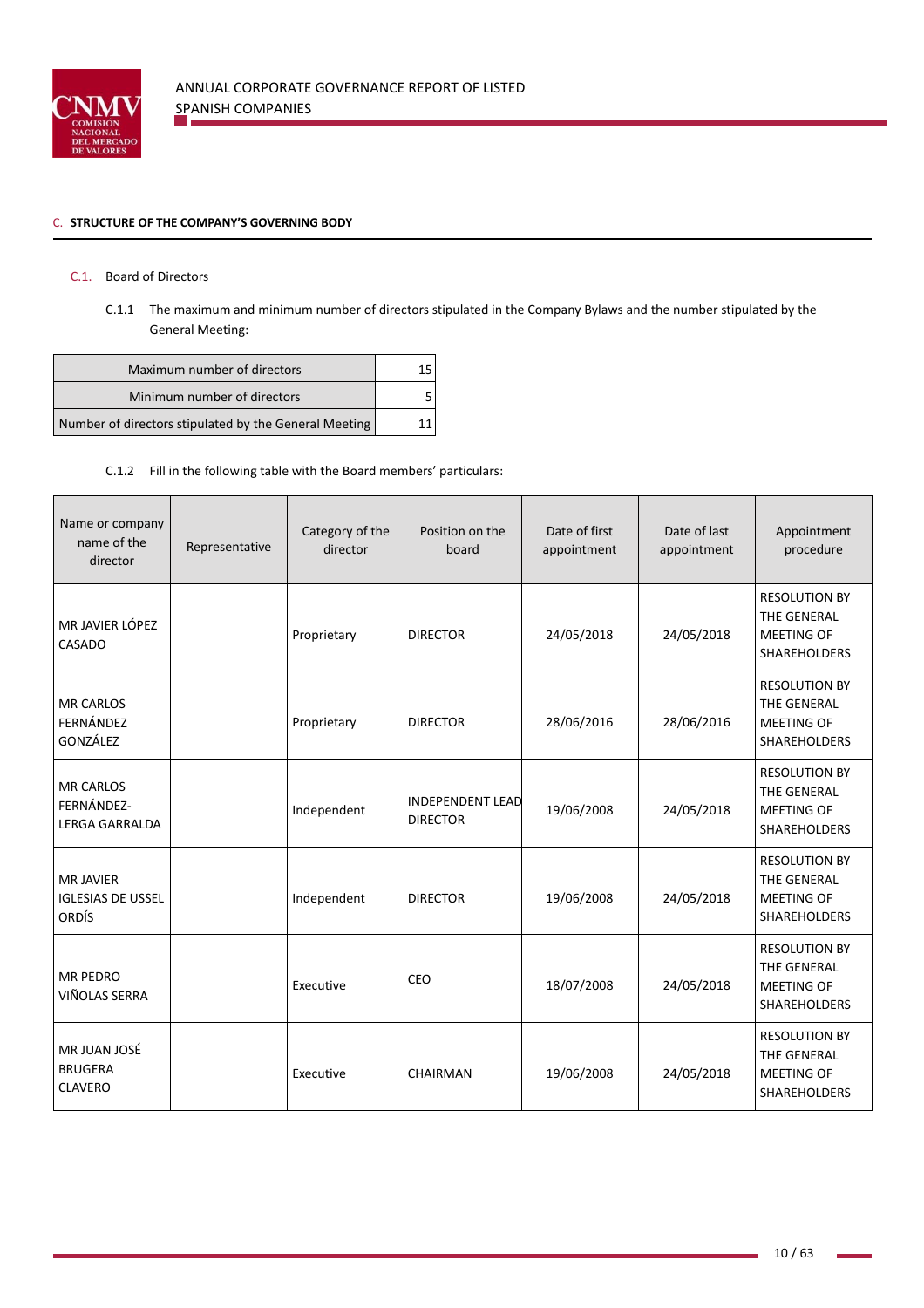## C. STRUCTURE OF THE COMPANY'S GOVERNING BODY

### C.1. Board of Directors

C.1.1 The maximum and minimum number of directors stipulated in the Company Bylaws and the number stipulated by the General Meeting:

| Maximum number of directors | 15 |
|---|---|
| Minimum number of directors | 5 |
| Number of directors stipulated by the General Meeting | 11 |

C.1.2 Fill in the following table with the Board members' particulars:

| Name or company name of the director | Representative | Category of the director | Position on the board | Date of first appointment | Date of last appointment | Appointment procedure |
|---|---|---|---|---|---|---|
| MR JAVIER LÓPEZ CASADO | | Proprietary | DIRECTOR | 24/05/2018 | 24/05/2018 | RESOLUTION BY THE GENERAL MEETING OF SHAREHOLDERS |
| MR CARLOS FERNÁNDEZ GONZÁLEZ | | Proprietary | DIRECTOR | 28/06/2016 | 28/06/2016 | RESOLUTION BY THE GENERAL MEETING OF SHAREHOLDERS |
| MR CARLOS FERNÁNDEZ-LERGA GARRALDA | | Independent | INDEPENDENT LEAD DIRECTOR | 19/06/2008 | 24/05/2018 | RESOLUTION BY THE GENERAL MEETING OF SHAREHOLDERS |
| MR JAVIER IGLESIAS DE USSEL ORDÍS | | Independent | DIRECTOR | 19/06/2008 | 24/05/2018 | RESOLUTION BY THE GENERAL MEETING OF SHAREHOLDERS |
| MR PEDRO VIÑOLAS SERRA | | Executive | CEO | 18/07/2008 | 24/05/2018 | RESOLUTION BY THE GENERAL MEETING OF SHAREHOLDERS |
| MR JUAN JOSÉ BRUGERA CLAVERO | | Executive | CHAIRMAN | 19/06/2008 | 24/05/2018 | RESOLUTION BY THE GENERAL MEETING OF SHAREHOLDERS |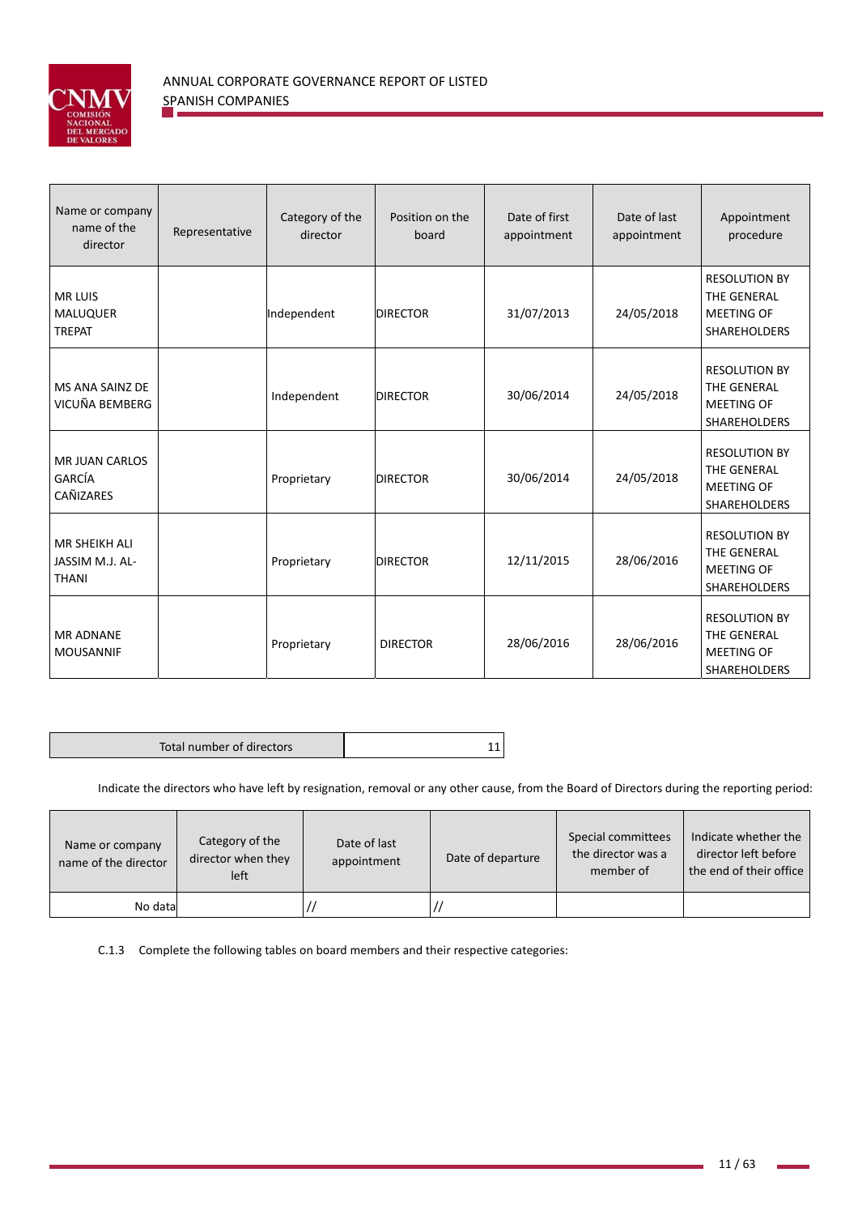| Name or company name of the director | Representative | Category of the director | Position on the board | Date of first appointment | Date of last appointment | Appointment procedure |
|---|---|---|---|---|---|---|
| MR LUIS MALUQUER TREPAT | | Independent | DIRECTOR | 31/07/2013 | 24/05/2018 | RESOLUTION BY THE GENERAL MEETING OF SHAREHOLDERS |
| MS ANA SAINZ DE VICUÑA BEMBERG | | Independent | DIRECTOR | 30/06/2014 | 24/05/2018 | RESOLUTION BY THE GENERAL MEETING OF SHAREHOLDERS |
| MR JUAN CARLOS GARCÍA CAÑIZARES | | Proprietary | DIRECTOR | 30/06/2014 | 24/05/2018 | RESOLUTION BY THE GENERAL MEETING OF SHAREHOLDERS |
| MR SHEIKH ALI JASSIM M.J. AL-THANI | | Proprietary | DIRECTOR | 12/11/2015 | 28/06/2016 | RESOLUTION BY THE GENERAL MEETING OF SHAREHOLDERS |
| MR ADNANE MOUSANNIF | | Proprietary | DIRECTOR | 28/06/2016 | 28/06/2016 | RESOLUTION BY THE GENERAL MEETING OF SHAREHOLDERS |

| Total number of directors | 11 |
|---|---|

Indicate the directors who have left by resignation, removal or any other cause, from the Board of Directors during the reporting period:

| Name or company name of the director | Category of the director when they left | Date of last appointment | Date of departure | Special committees the director was a member of | Indicate whether the director left before the end of their office |
|---|---|---|---|---|---|
| No data | | // | // | | |

C.1.3 Complete the following tables on board members and their respective categories: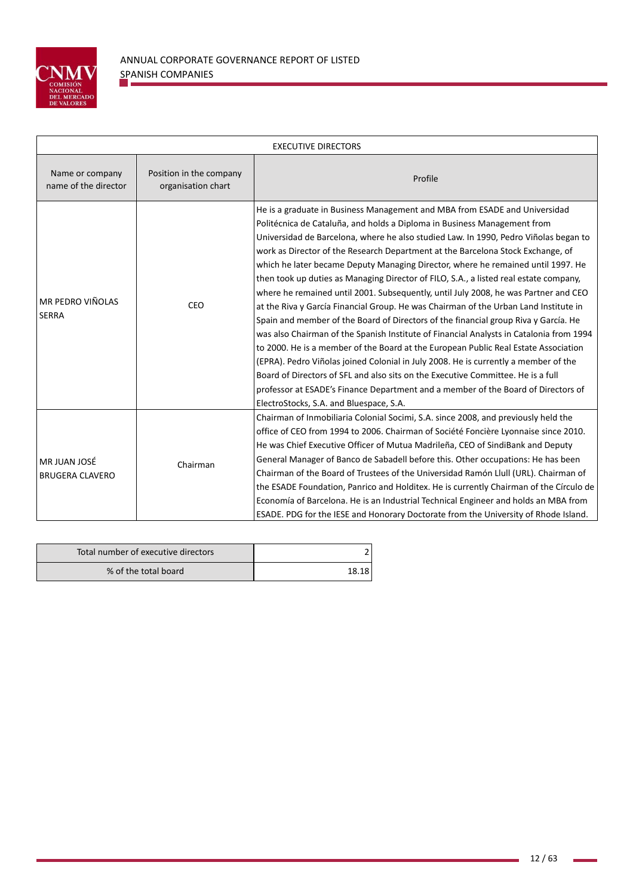| EXECUTIVE DIRECTORS | | |
|---|---|---|
| Name or company name of the director | Position in the company organisation chart | Profile |
| MR PEDRO VIÑOLAS SERRA | CEO | He is a graduate in Business Management and MBA from ESADE and Universidad Politécnica de Cataluña, and holds a Diploma in Business Management from Universidad de Barcelona, where he also studied Law. In 1990, Pedro Viñolas began to work as Director of the Research Department at the Barcelona Stock Exchange, of which he later became Deputy Managing Director, where he remained until 1997. He then took up duties as Managing Director of FILO, S.A., a listed real estate company, where he remained until 2001. Subsequently, until July 2008, he was Partner and CEO at the Riva y García Financial Group. He was Chairman of the Urban Land Institute in Spain and member of the Board of Directors of the financial group Riva y García. He was also Chairman of the Spanish Institute of Financial Analysts in Catalonia from 1994 to 2000. He is a member of the Board at the European Public Real Estate Association (EPRA). Pedro Viñolas joined Colonial in July 2008. He is currently a member of the Board of Directors of SFL and also sits on the Executive Committee. He is a full professor at ESADE's Finance Department and a member of the Board of Directors of ElectroStocks, S.A. and Bluespace, S.A. |
| MR JUAN JOSÉ BRUGERA CLAVERO | Chairman | Chairman of Inmobiliaria Colonial Socimi, S.A. since 2008, and previously held the office of CEO from 1994 to 2006. Chairman of Société Foncière Lyonnaise since 2010. He was Chief Executive Officer of Mutua Madrileña, CEO of SindiBank and Deputy General Manager of Banco de Sabadell before this. Other occupations: He has been Chairman of the Board of Trustees of the Universidad Ramón Llull (URL). Chairman of the ESADE Foundation, Panrico and Holditex. He is currently Chairman of the Círculo de Economía of Barcelona. He is an Industrial Technical Engineer and holds an MBA from ESADE. PDG for the IESE and Honorary Doctorate from the University of Rhode Island. |

| Total number of executive directors | 2 |
|---|---|
| % of the total board | 18.18 |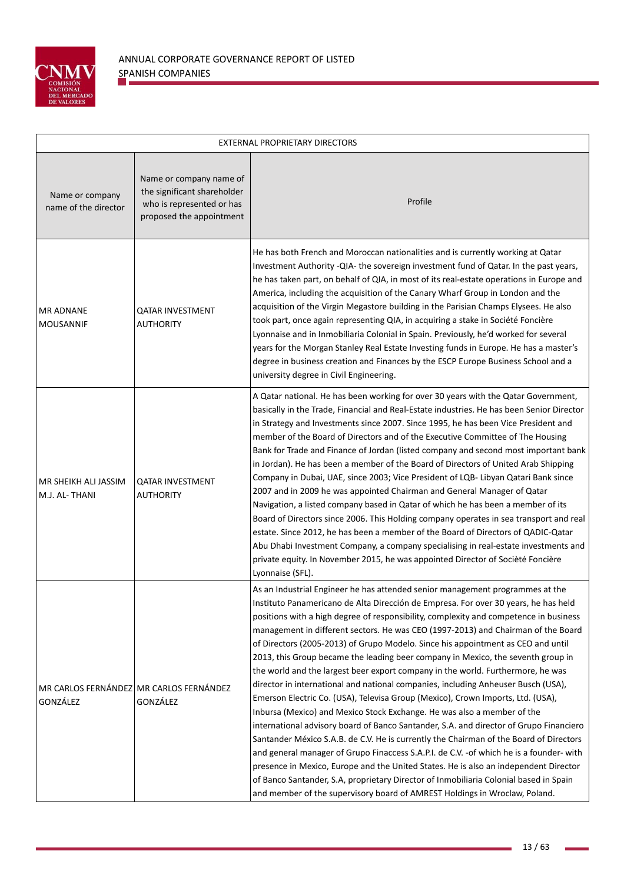| EXTERNAL PROPRIETARY DIRECTORS | | |
|---|---|---|
| Name or company name of the director | Name or company name of the significant shareholder who is represented or has proposed the appointment | Profile |
| MR ADNANE MOUSANNIF | QATAR INVESTMENT AUTHORITY | He has both French and Moroccan nationalities and is currently working at Qatar Investment Authority -QIA- the sovereign investment fund of Qatar. In the past years, he has taken part, on behalf of QIA, in most of its real-estate operations in Europe and America, including the acquisition of the Canary Wharf Group in London and the acquisition of the Virgin Megastore building in the Parisian Champs Elysees. He also took part, once again representing QIA, in acquiring a stake in Société Foncière Lyonnaise and in Inmobiliaria Colonial in Spain. Previously, he'd worked for several years for the Morgan Stanley Real Estate Investing funds in Europe. He has a master's degree in business creation and Finances by the ESCP Europe Business School and a university degree in Civil Engineering. |
| MR SHEIKH ALI JASSIM M.J. AL- THANI | QATAR INVESTMENT AUTHORITY | A Qatar national. He has been working for over 30 years with the Qatar Government, basically in the Trade, Financial and Real-Estate industries. He has been Senior Director in Strategy and Investments since 2007. Since 1995, he has been Vice President and member of the Board of Directors and of the Executive Committee of The Housing Bank for Trade and Finance of Jordan (listed company and second most important bank in Jordan). He has been a member of the Board of Directors of United Arab Shipping Company in Dubai, UAE, since 2003; Vice President of LQB- Libyan Qatari Bank since 2007 and in 2009 he was appointed Chairman and General Manager of Qatar Navigation, a listed company based in Qatar of which he has been a member of its Board of Directors since 2006. This Holding company operates in sea transport and real estate. Since 2012, he has been a member of the Board of Directors of QADIC-Qatar Abu Dhabi Investment Company, a company specialising in real-estate investments and private equity. In November 2015, he was appointed Director of Sociètè Foncière Lyonnaise (SFL). |
| MR CARLOS FERNÁNDEZ GONZÁLEZ | MR CARLOS FERNÁNDEZ GONZÁLEZ | As an Industrial Engineer he has attended senior management programmes at the Instituto Panamericano de Alta Dirección de Empresa. For over 30 years, he has held positions with a high degree of responsibility, complexity and competence in business management in different sectors. He was CEO (1997-2013) and Chairman of the Board of Directors (2005-2013) of Grupo Modelo. Since his appointment as CEO and until 2013, this Group became the leading beer company in Mexico, the seventh group in the world and the largest beer export company in the world. Furthermore, he was director in international and national companies, including Anheuser Busch (USA), Emerson Electric Co. (USA), Televisa Group (Mexico), Crown Imports, Ltd. (USA), Inbursa (Mexico) and Mexico Stock Exchange. He was also a member of the international advisory board of Banco Santander, S.A. and director of Grupo Financiero Santander México S.A.B. de C.V. He is currently the Chairman of the Board of Directors and general manager of Grupo Finaccess S.A.P.I. de C.V. -of which he is a founder- with presence in Mexico, Europe and the United States. He is also an independent Director of Banco Santander, S.A, proprietary Director of Inmobiliaria Colonial based in Spain and member of the supervisory board of AMREST Holdings in Wroclaw, Poland. |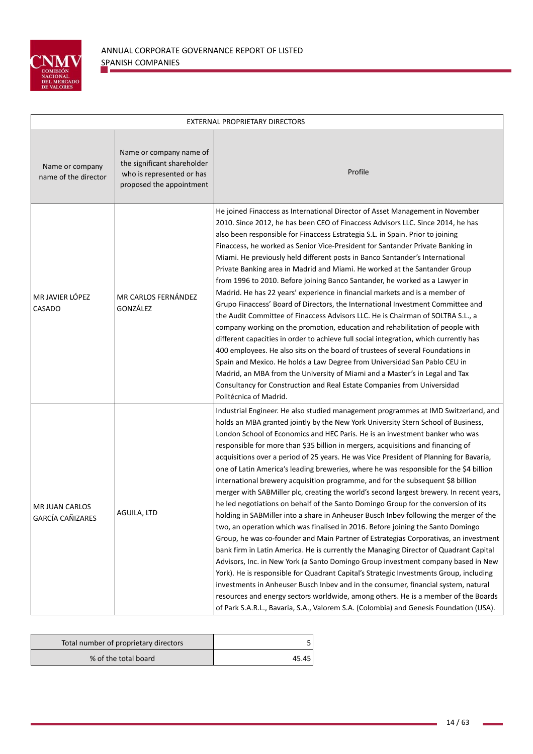| EXTERNAL PROPRIETARY DIRECTORS | | |
|---|---|---|
| Name or company name of the director | Name or company name of the significant shareholder who is represented or has proposed the appointment | Profile |
| MR JAVIER LÓPEZ CASADO | MR CARLOS FERNÁNDEZ GONZÁLEZ | He joined Finaccess as International Director of Asset Management in November 2010. Since 2012, he has been CEO of Finaccess Advisors LLC. Since 2014, he has also been responsible for Finaccess Estrategia S.L. in Spain. Prior to joining Finaccess, he worked as Senior Vice-President for Santander Private Banking in Miami. He previously held different posts in Banco Santander's International Private Banking area in Madrid and Miami. He worked at the Santander Group from 1996 to 2010. Before joining Banco Santander, he worked as a Lawyer in Madrid. He has 22 years' experience in financial markets and is a member of Grupo Finaccess' Board of Directors, the International Investment Committee and the Audit Committee of Finaccess Advisors LLC. He is Chairman of SOLTRA S.L., a company working on the promotion, education and rehabilitation of people with different capacities in order to achieve full social integration, which currently has 400 employees. He also sits on the board of trustees of several Foundations in Spain and Mexico. He holds a Law Degree from Universidad San Pablo CEU in Madrid, an MBA from the University of Miami and a Master's in Legal and Tax Consultancy for Construction and Real Estate Companies from Universidad Politécnica of Madrid. |
| MR JUAN CARLOS GARCÍA CAÑIZARES | AGUILA, LTD | Industrial Engineer. He also studied management programmes at IMD Switzerland, and holds an MBA granted jointly by the New York University Stern School of Business, London School of Economics and HEC Paris. He is an investment banker who was responsible for more than $35 billion in mergers, acquisitions and financing of acquisitions over a period of 25 years. He was Vice President of Planning for Bavaria, one of Latin America's leading breweries, where he was responsible for the $4 billion international brewery acquisition programme, and for the subsequent $8 billion merger with SABMiller plc, creating the world's second largest brewery. In recent years, he led negotiations on behalf of the Santo Domingo Group for the conversion of its holding in SABMiller into a share in Anheuser Busch Inbev following the merger of the two, an operation which was finalised in 2016. Before joining the Santo Domingo Group, he was co-founder and Main Partner of Estrategias Corporativas, an investment bank firm in Latin America. He is currently the Managing Director of Quadrant Capital Advisors, Inc. in New York (a Santo Domingo Group investment company based in New York). He is responsible for Quadrant Capital's Strategic Investments Group, including investments in Anheuser Busch Inbev and in the consumer, financial system, natural resources and energy sectors worldwide, among others. He is a member of the Boards of Park S.A.R.L., Bavaria, S.A., Valorem S.A. (Colombia) and Genesis Foundation (USA). |

| Total number of proprietary directors | 5 |
|---|---|
| % of the total board | 45.45 |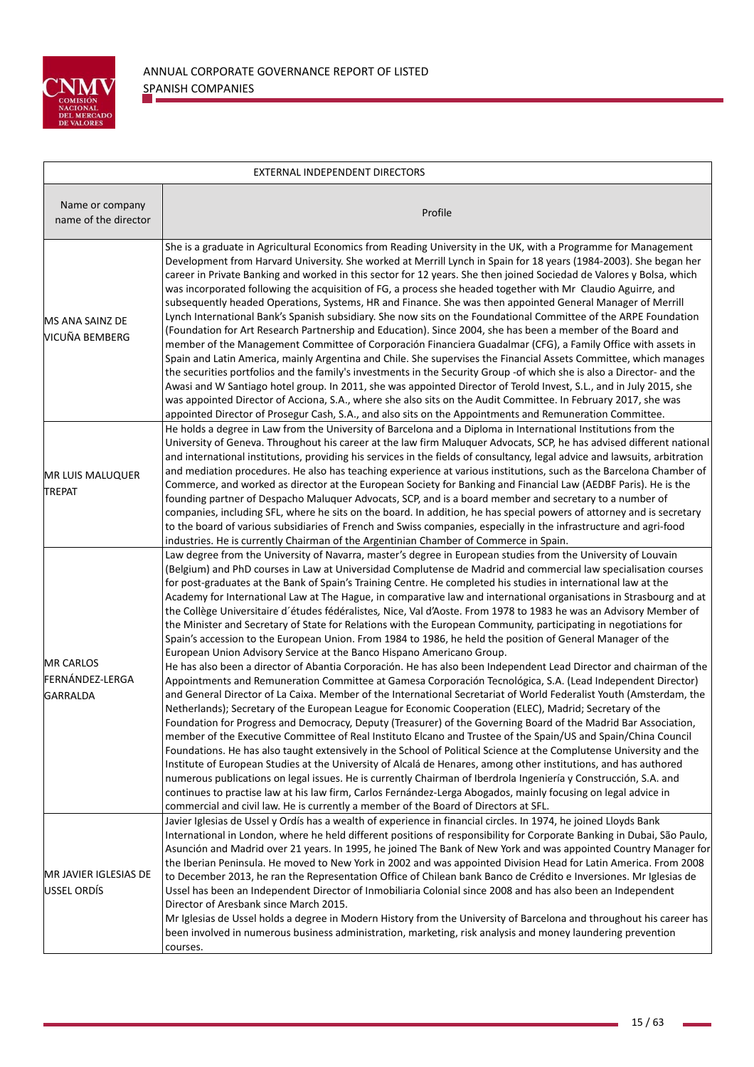| EXTERNAL INDEPENDENT DIRECTORS | |
|---|---|
| Name or company name of the director | Profile |
| MS ANA SAINZ DE VICUÑA BEMBERG | She is a graduate in Agricultural Economics from Reading University in the UK, with a Programme for Management Development from Harvard University. She worked at Merrill Lynch in Spain for 18 years (1984-2003). She began her career in Private Banking and worked in this sector for 12 years. She then joined Sociedad de Valores y Bolsa, which was incorporated following the acquisition of FG, a process she headed together with Mr Claudio Aguirre, and subsequently headed Operations, Systems, HR and Finance. She was then appointed General Manager of Merrill Lynch International Bank's Spanish subsidiary. She now sits on the Foundational Committee of the ARPE Foundation (Foundation for Art Research Partnership and Education). Since 2004, she has been a member of the Board and member of the Management Committee of Corporación Financiera Guadalmar (CFG), a Family Office with assets in Spain and Latin America, mainly Argentina and Chile. She supervises the Financial Assets Committee, which manages the securities portfolios and the family's investments in the Security Group -of which she is also a Director- and the Awasi and W Santiago hotel group. In 2011, she was appointed Director of Terold Invest, S.L., and in July 2015, she was appointed Director of Acciona, S.A., where she also sits on the Audit Committee. In February 2017, she was appointed Director of Prosegur Cash, S.A., and also sits on the Appointments and Remuneration Committee. |
| MR LUIS MALUQUER TREPAT | He holds a degree in Law from the University of Barcelona and a Diploma in International Institutions from the University of Geneva. Throughout his career at the law firm Maluquer Advocats, SCP, he has advised different national and international institutions, providing his services in the fields of consultancy, legal advice and lawsuits, arbitration and mediation procedures. He also has teaching experience at various institutions, such as the Barcelona Chamber of Commerce, and worked as director at the European Society for Banking and Financial Law (AEDBF Paris). He is the founding partner of Despacho Maluquer Advocats, SCP, and is a board member and secretary to a number of companies, including SFL, where he sits on the board. In addition, he has special powers of attorney and is secretary to the board of various subsidiaries of French and Swiss companies, especially in the infrastructure and agri-food industries. He is currently Chairman of the Argentinian Chamber of Commerce in Spain. |
| MR CARLOS FERNÁNDEZ-LERGA GARRALDA | Law degree from the University of Navarra, master's degree in European studies from the University of Louvain (Belgium) and PhD courses in Law at Universidad Complutense de Madrid and commercial law specialisation courses for post-graduates at the Bank of Spain's Training Centre. He completed his studies in international law at the Academy for International Law at The Hague, in comparative law and international organisations in Strasbourg and at the Collège Universitaire d´études fédéralistes, Nice, Val d'Aoste. From 1978 to 1983 he was an Advisory Member of the Minister and Secretary of State for Relations with the European Community, participating in negotiations for Spain's accession to the European Union. From 1984 to 1986, he held the position of General Manager of the European Union Advisory Service at the Banco Hispano Americano Group.<br>He has also been a director of Abantia Corporación. He has also been Independent Lead Director and chairman of the Appointments and Remuneration Committee at Gamesa Corporación Tecnológica, S.A. (Lead Independent Director) and General Director of La Caixa. Member of the International Secretariat of World Federalist Youth (Amsterdam, the Netherlands); Secretary of the European League for Economic Cooperation (ELEC), Madrid; Secretary of the Foundation for Progress and Democracy, Deputy (Treasurer) of the Governing Board of the Madrid Bar Association, member of the Executive Committee of Real Instituto Elcano and Trustee of the Spain/US and Spain/China Council Foundations. He has also taught extensively in the School of Political Science at the Complutense University and the Institute of European Studies at the University of Alcalá de Henares, among other institutions, and has authored numerous publications on legal issues. He is currently Chairman of Iberdrola Ingeniería y Construcción, S.A. and continues to practise law at his law firm, Carlos Fernández-Lerga Abogados, mainly focusing on legal advice in commercial and civil law. He is currently a member of the Board of Directors at SFL. |
| MR JAVIER IGLESIAS DE USSEL ORDÍS | Javier Iglesias de Ussel y Ordís has a wealth of experience in financial circles. In 1974, he joined Lloyds Bank International in London, where he held different positions of responsibility for Corporate Banking in Dubai, São Paulo, Asunción and Madrid over 21 years. In 1995, he joined The Bank of New York and was appointed Country Manager for the Iberian Peninsula. He moved to New York in 2002 and was appointed Division Head for Latin America. From 2008 to December 2013, he ran the Representation Office of Chilean bank Banco de Crédito e Inversiones. Mr Iglesias de Ussel has been an Independent Director of Inmobiliaria Colonial since 2008 and has also been an Independent Director of Aresbank since March 2015.<br>Mr Iglesias de Ussel holds a degree in Modern History from the University of Barcelona and throughout his career has been involved in numerous business administration, marketing, risk analysis and money laundering prevention courses. |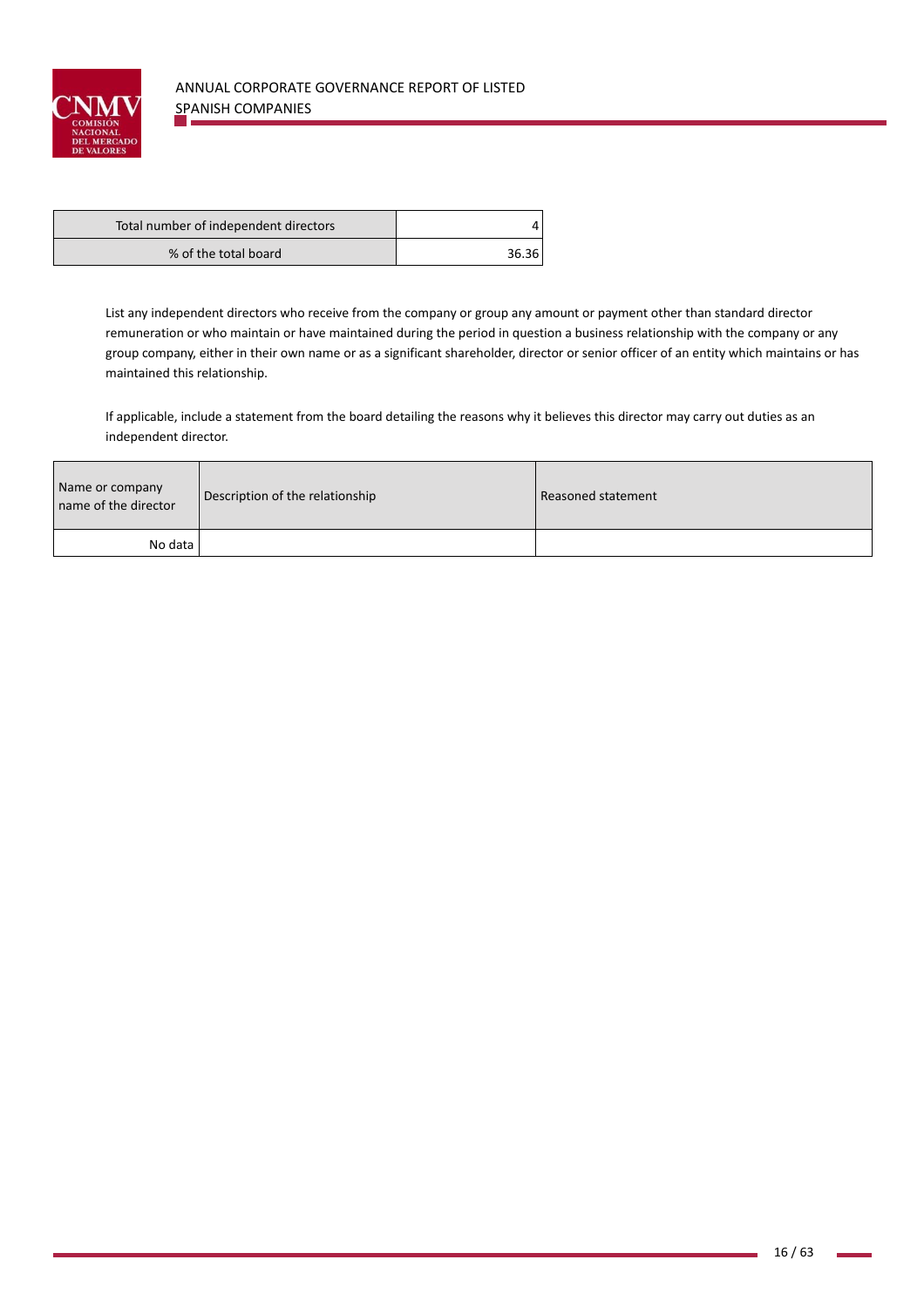| Total number of independent directors | 4 |
| --- | --- |
| % of the total board | 36.36 |

List any independent directors who receive from the company or group any amount or payment other than standard director remuneration or who maintain or have maintained during the period in question a business relationship with the company or any group company, either in their own name or as a significant shareholder, director or senior officer of an entity which maintains or has maintained this relationship.

If applicable, include a statement from the board detailing the reasons why it believes this director may carry out duties as an independent director.

| Name or company name of the director | Description of the relationship | Reasoned statement |
| --- | --- | --- |
| No data | | |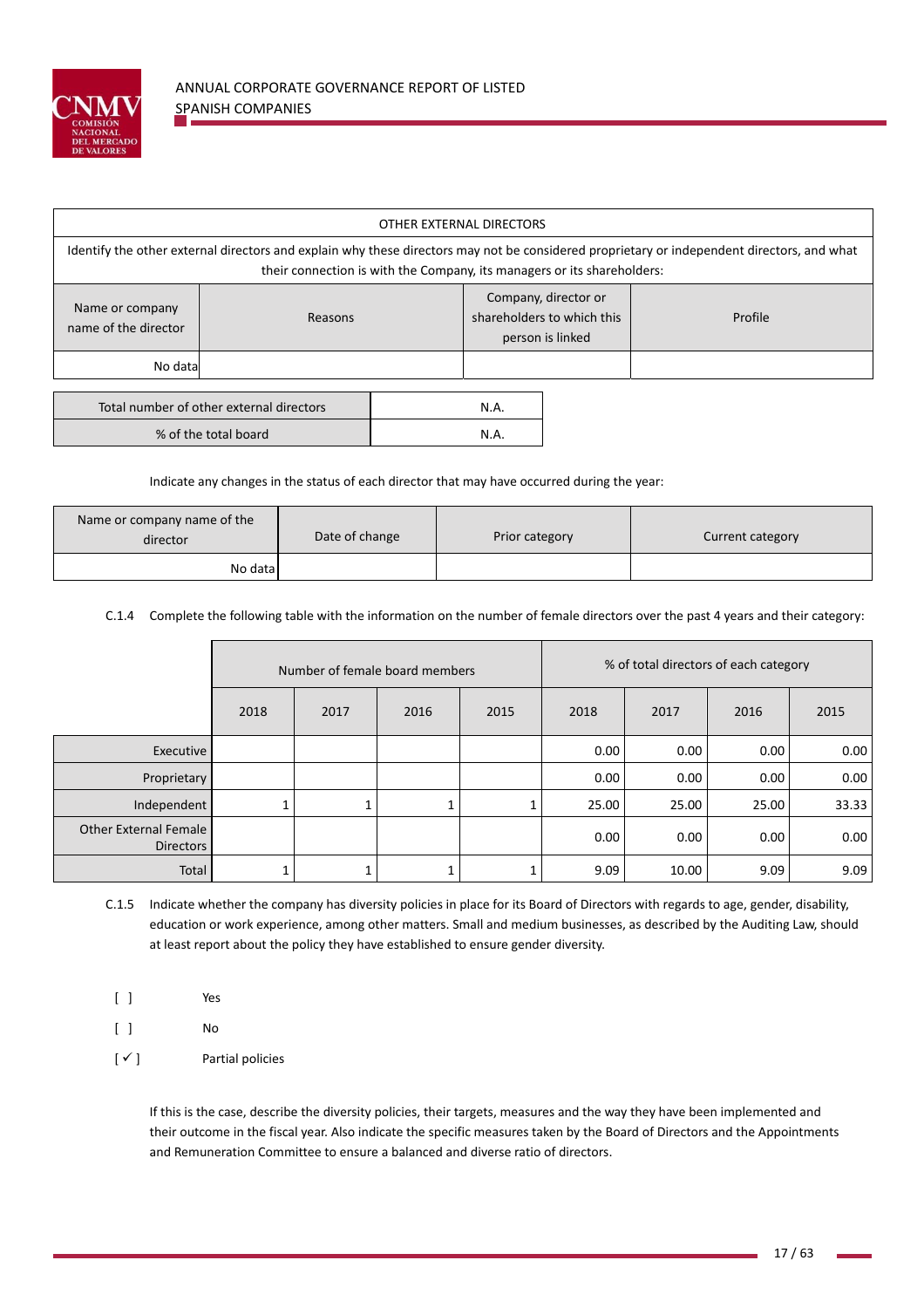| OTHER EXTERNAL DIRECTORS | | | |
|---|---|---|---|
| Identify the other external directors and explain why these directors may not be considered proprietary or independent directors, and what their connection is with the Company, its managers or its shareholders: | | | |
| Name or company name of the director | Reasons | Company, director or shareholders to which this person is linked | Profile |
| No data | | | |

| | |
|---|---|
| Total number of other external directors | N.A. |
| % of the total board | N.A. |

Indicate any changes in the status of each director that may have occurred during the year:

| Name or company name of the director | Date of change | Prior category | Current category |
|---|---|---|---|
| No data | | | |

C.1.4 Complete the following table with the information on the number of female directors over the past 4 years and their category:

| | Number of female board members | | | | % of total directors of each category | | | |
|---|---|---|---|---|---|---|---|---|
| | 2018 | 2017 | 2016 | 2015 | 2018 | 2017 | 2016 | 2015 |
| Executive | | | | | 0.00 | 0.00 | 0.00 | 0.00 |
| Proprietary | | | | | 0.00 | 0.00 | 0.00 | 0.00 |
| Independent | 1 | 1 | 1 | 1 | 25.00 | 25.00 | 25.00 | 33.33 |
| Other External Female Directors | | | | | 0.00 | 0.00 | 0.00 | 0.00 |
| Total | 1 | 1 | 1 | 1 | 9.09 | 10.00 | 9.09 | 9.09 |

C.1.5 Indicate whether the company has diversity policies in place for its Board of Directors with regards to age, gender, disability, education or work experience, among other matters. Small and medium businesses, as described by the Auditing Law, should at least report about the policy they have established to ensure gender diversity.

[ ] Yes

[ ] No

[ ✓ ] Partial policies

If this is the case, describe the diversity policies, their targets, measures and the way they have been implemented and their outcome in the fiscal year. Also indicate the specific measures taken by the Board of Directors and the Appointments and Remuneration Committee to ensure a balanced and diverse ratio of directors.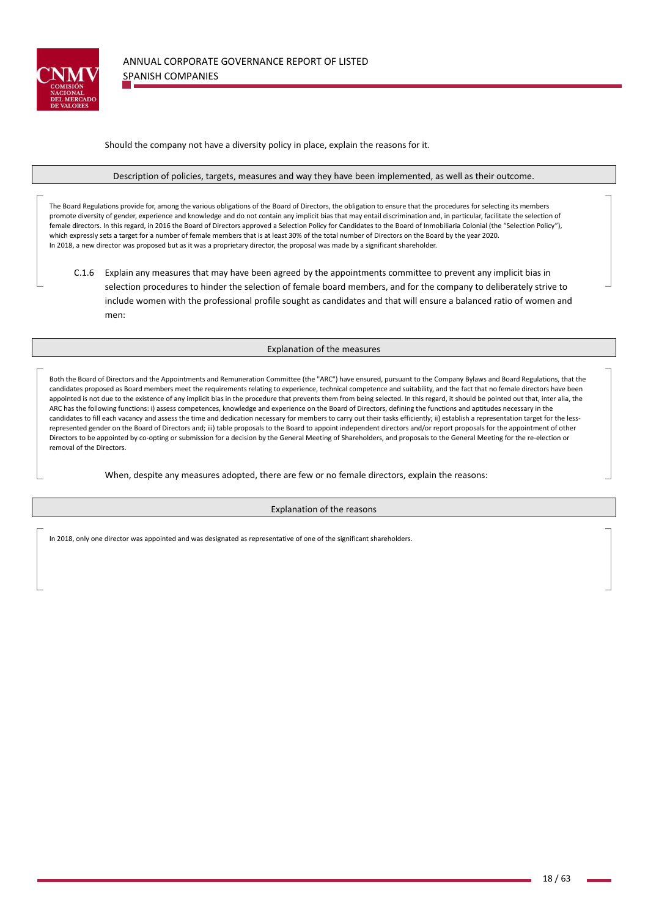Should the company not have a diversity policy in place, explain the reasons for it.

| Description of policies, targets, measures and way they have been implemented, as well as their outcome. |
|---|

The Board Regulations provide for, among the various obligations of the Board of Directors, the obligation to ensure that the procedures for selecting its members promote diversity of gender, experience and knowledge and do not contain any implicit bias that may entail discrimination and, in particular, facilitate the selection of female directors. In this regard, in 2016 the Board of Directors approved a Selection Policy for Candidates to the Board of Inmobiliaria Colonial (the "Selection Policy"), which expressly sets a target for a number of female members that is at least 30% of the total number of Directors on the Board by the year 2020.
In 2018, a new director was proposed but as it was a proprietary director, the proposal was made by a significant shareholder.

C.1.6 Explain any measures that may have been agreed by the appointments committee to prevent any implicit bias in selection procedures to hinder the selection of female board members, and for the company to deliberately strive to include women with the professional profile sought as candidates and that will ensure a balanced ratio of women and men:

| Explanation of the measures |
|---|

Both the Board of Directors and the Appointments and Remuneration Committee (the "ARC") have ensured, pursuant to the Company Bylaws and Board Regulations, that the candidates proposed as Board members meet the requirements relating to experience, technical competence and suitability, and the fact that no female directors have been appointed is not due to the existence of any implicit bias in the procedure that prevents them from being selected. In this regard, it should be pointed out that, inter alia, the ARC has the following functions: i) assess competences, knowledge and experience on the Board of Directors, defining the functions and aptitudes necessary in the candidates to fill each vacancy and assess the time and dedication necessary for members to carry out their tasks efficiently; ii) establish a representation target for the less-represented gender on the Board of Directors and; iii) table proposals to the Board to appoint independent directors and/or report proposals for the appointment of other Directors to be appointed by co-opting or submission for a decision by the General Meeting of Shareholders, and proposals to the General Meeting for the re-election or removal of the Directors.

When, despite any measures adopted, there are few or no female directors, explain the reasons:

| Explanation of the reasons |
|---|

In 2018, only one director was appointed and was designated as representative of one of the significant shareholders.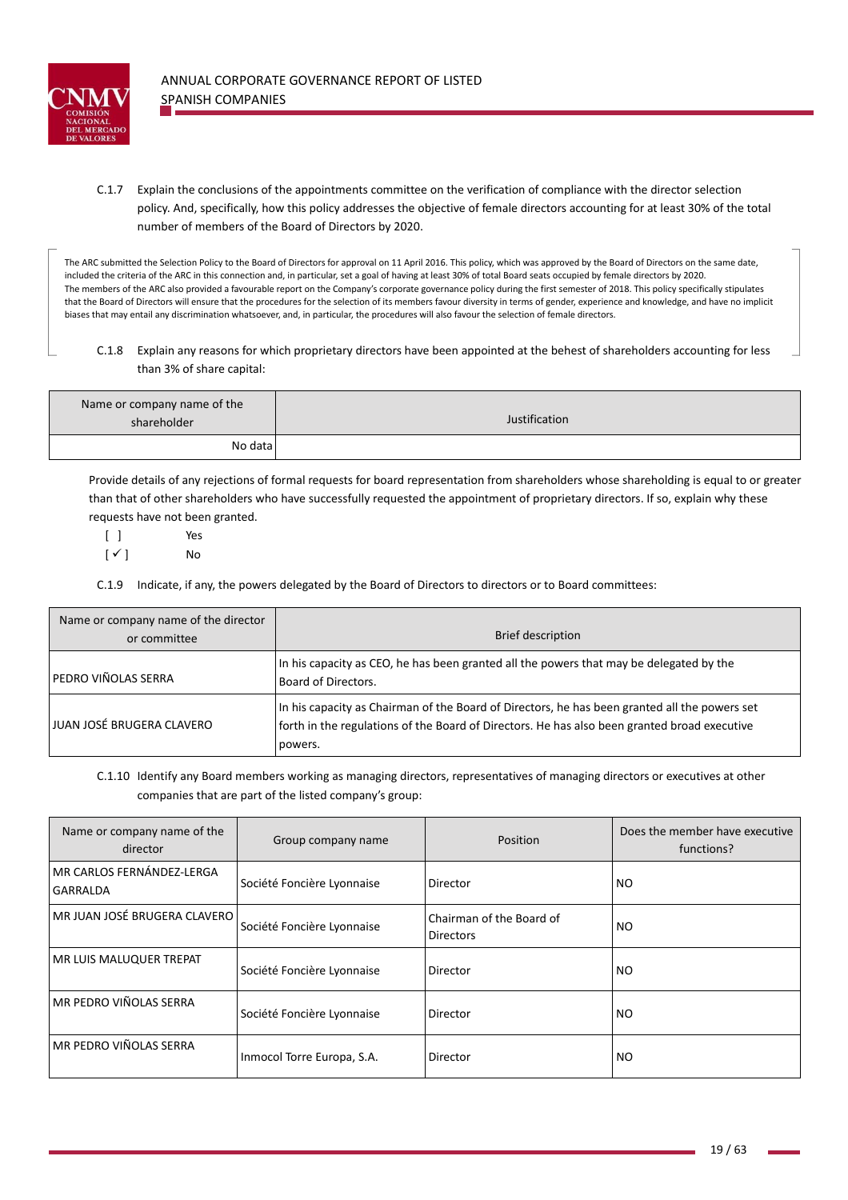C.1.7 Explain the conclusions of the appointments committee on the verification of compliance with the director selection policy. And, specifically, how this policy addresses the objective of female directors accounting for at least 30% of the total number of members of the Board of Directors by 2020.

The ARC submitted the Selection Policy to the Board of Directors for approval on 11 April 2016. This policy, which was approved by the Board of Directors on the same date, included the criteria of the ARC in this connection and, in particular, set a goal of having at least 30% of total Board seats occupied by female directors by 2020.
The members of the ARC also provided a favourable report on the Company's corporate governance policy during the first semester of 2018. This policy specifically stipulates that the Board of Directors will ensure that the procedures for the selection of its members favour diversity in terms of gender, experience and knowledge, and have no implicit biases that may entail any discrimination whatsoever, and, in particular, the procedures will also favour the selection of female directors.

C.1.8 Explain any reasons for which proprietary directors have been appointed at the behest of shareholders accounting for less than 3% of share capital:

| Name or company name of the shareholder | Justification |
|---|---|
| No data | |

Provide details of any rejections of formal requests for board representation from shareholders whose shareholding is equal to or greater than that of other shareholders who have successfully requested the appointment of proprietary directors. If so, explain why these requests have not been granted.

[ ] Yes
[✓] No

C.1.9 Indicate, if any, the powers delegated by the Board of Directors to directors or to Board committees:

| Name or company name of the director or committee | Brief description |
|---|---|
| PEDRO VIÑOLAS SERRA | In his capacity as CEO, he has been granted all the powers that may be delegated by the Board of Directors. |
| JUAN JOSÉ BRUGERA CLAVERO | In his capacity as Chairman of the Board of Directors, he has been granted all the powers set forth in the regulations of the Board of Directors. He has also been granted broad executive powers. |

C.1.10 Identify any Board members working as managing directors, representatives of managing directors or executives at other companies that are part of the listed company's group:

| Name or company name of the director | Group company name | Position | Does the member have executive functions? |
|---|---|---|---|
| MR CARLOS FERNÁNDEZ-LERGA GARRALDA | Société Foncière Lyonnaise | Director | NO |
| MR JUAN JOSÉ BRUGERA CLAVERO | Société Foncière Lyonnaise | Chairman of the Board of Directors | NO |
| MR LUIS MALUQUER TREPAT | Société Foncière Lyonnaise | Director | NO |
| MR PEDRO VIÑOLAS SERRA | Société Foncière Lyonnaise | Director | NO |
| MR PEDRO VIÑOLAS SERRA | Inmocol Torre Europa, S.A. | Director | NO |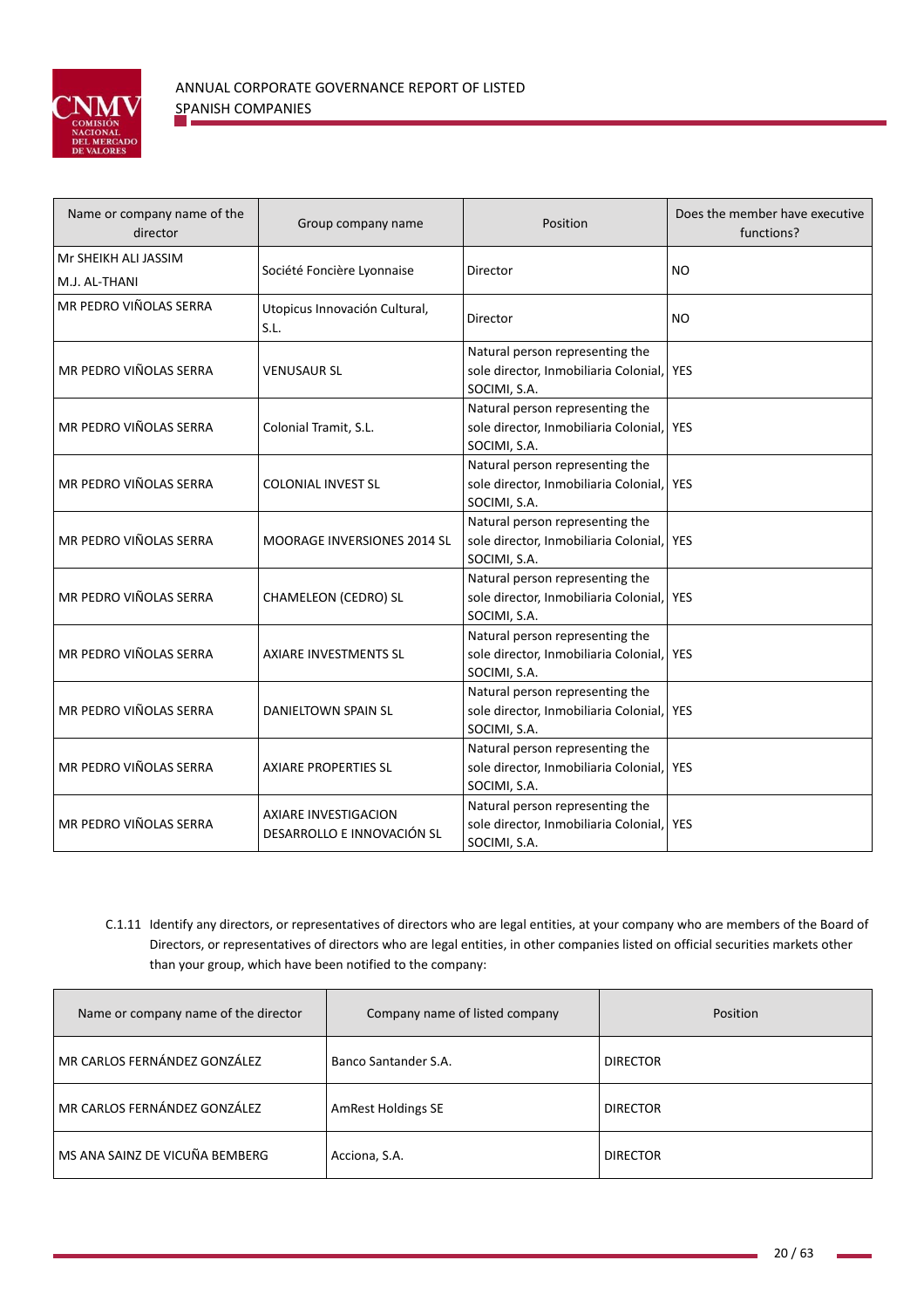| Name or company name of the director | Group company name | Position | Does the member have executive functions? |
|---|---|---|---|
| Mr SHEIKH ALI JASSIM M.J. AL-THANI | Société Foncière Lyonnaise | Director | NO |
| MR PEDRO VIÑOLAS SERRA | Utopicus Innovación Cultural, S.L. | Director | NO |
| MR PEDRO VIÑOLAS SERRA | VENUSAUR SL | Natural person representing the sole director, Inmobiliaria Colonial, SOCIMI, S.A. | YES |
| MR PEDRO VIÑOLAS SERRA | Colonial Tramit, S.L. | Natural person representing the sole director, Inmobiliaria Colonial, SOCIMI, S.A. | YES |
| MR PEDRO VIÑOLAS SERRA | COLONIAL INVEST SL | Natural person representing the sole director, Inmobiliaria Colonial, SOCIMI, S.A. | YES |
| MR PEDRO VIÑOLAS SERRA | MOORAGE INVERSIONES 2014 SL | Natural person representing the sole director, Inmobiliaria Colonial, SOCIMI, S.A. | YES |
| MR PEDRO VIÑOLAS SERRA | CHAMELEON (CEDRO) SL | Natural person representing the sole director, Inmobiliaria Colonial, SOCIMI, S.A. | YES |
| MR PEDRO VIÑOLAS SERRA | AXIARE INVESTMENTS SL | Natural person representing the sole director, Inmobiliaria Colonial, SOCIMI, S.A. | YES |
| MR PEDRO VIÑOLAS SERRA | DANIELTOWN SPAIN SL | Natural person representing the sole director, Inmobiliaria Colonial, SOCIMI, S.A. | YES |
| MR PEDRO VIÑOLAS SERRA | AXIARE PROPERTIES SL | Natural person representing the sole director, Inmobiliaria Colonial, SOCIMI, S.A. | YES |
| MR PEDRO VIÑOLAS SERRA | AXIARE INVESTIGACION DESARROLLO E INNOVACIÓN SL | Natural person representing the sole director, Inmobiliaria Colonial, SOCIMI, S.A. | YES |

C.1.11 Identify any directors, or representatives of directors who are legal entities, at your company who are members of the Board of Directors, or representatives of directors who are legal entities, in other companies listed on official securities markets other than your group, which have been notified to the company:

| Name or company name of the director | Company name of listed company | Position |
|---|---|---|
| MR CARLOS FERNÁNDEZ GONZÁLEZ | Banco Santander S.A. | DIRECTOR |
| MR CARLOS FERNÁNDEZ GONZÁLEZ | AmRest Holdings SE | DIRECTOR |
| MS ANA SAINZ DE VICUÑA BEMBERG | Acciona, S.A. | DIRECTOR |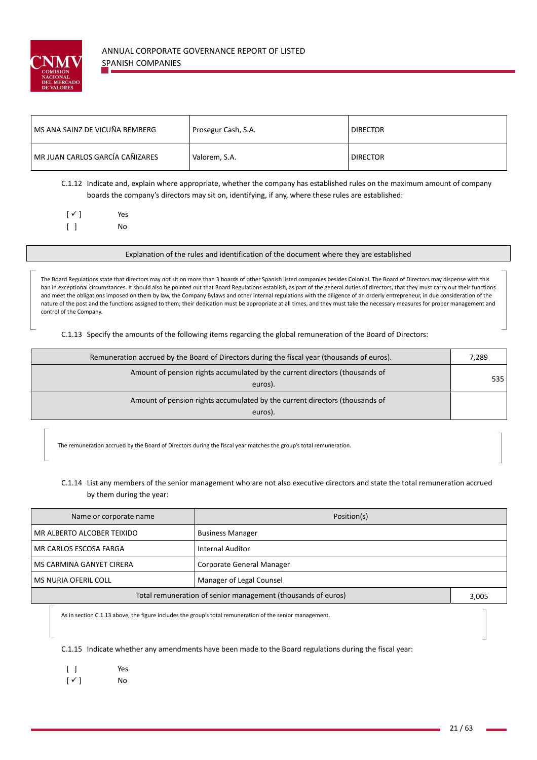| | | |
|---|---|---|
| MS ANA SAINZ DE VICUÑA BEMBERG | Prosegur Cash, S.A. | DIRECTOR |
| MR JUAN CARLOS GARCÍA CAÑIZARES | Valorem, S.A. | DIRECTOR |

C.1.12 Indicate and, explain where appropriate, whether the company has established rules on the maximum amount of company boards the company's directors may sit on, identifying, if any, where these rules are established:

[ ✓ ] Yes
[ ] No

| Explanation of the rules and identification of the document where they are established |
|---|
| The Board Regulations state that directors may not sit on more than 3 boards of other Spanish listed companies besides Colonial. The Board of Directors may dispense with this ban in exceptional circumstances. It should also be pointed out that Board Regulations establish, as part of the general duties of directors, that they must carry out their functions and meet the obligations imposed on them by law, the Company Bylaws and other internal regulations with the diligence of an orderly entrepreneur, in due consideration of the nature of the post and the functions assigned to them; their dedication must be appropriate at all times, and they must take the necessary measures for proper management and control of the Company. |

C.1.13 Specify the amounts of the following items regarding the global remuneration of the Board of Directors:

| | |
|---|---|
| Remuneration accrued by the Board of Directors during the fiscal year (thousands of euros). | 7,289 |
| Amount of pension rights accumulated by the current directors (thousands of euros). | 535 |
| Amount of pension rights accumulated by the current directors (thousands of euros). | |

The remuneration accrued by the Board of Directors during the fiscal year matches the group's total remuneration.

C.1.14 List any members of the senior management who are not also executive directors and state the total remuneration accrued by them during the year:

| Name or corporate name | Position(s) |
|---|---|
| MR ALBERTO ALCOBER TEIXIDO | Business Manager |
| MR CARLOS ESCOSA FARGA | Internal Auditor |
| MS CARMINA GANYET CIRERA | Corporate General Manager |
| MS NURIA OFERIL COLL | Manager of Legal Counsel |
| Total remuneration of senior management (thousands of euros) | 3,005 |

As in section C.1.13 above, the figure includes the group's total remuneration of the senior management.

C.1.15 Indicate whether any amendments have been made to the Board regulations during the fiscal year:

[ ] Yes
[ ✓ ] No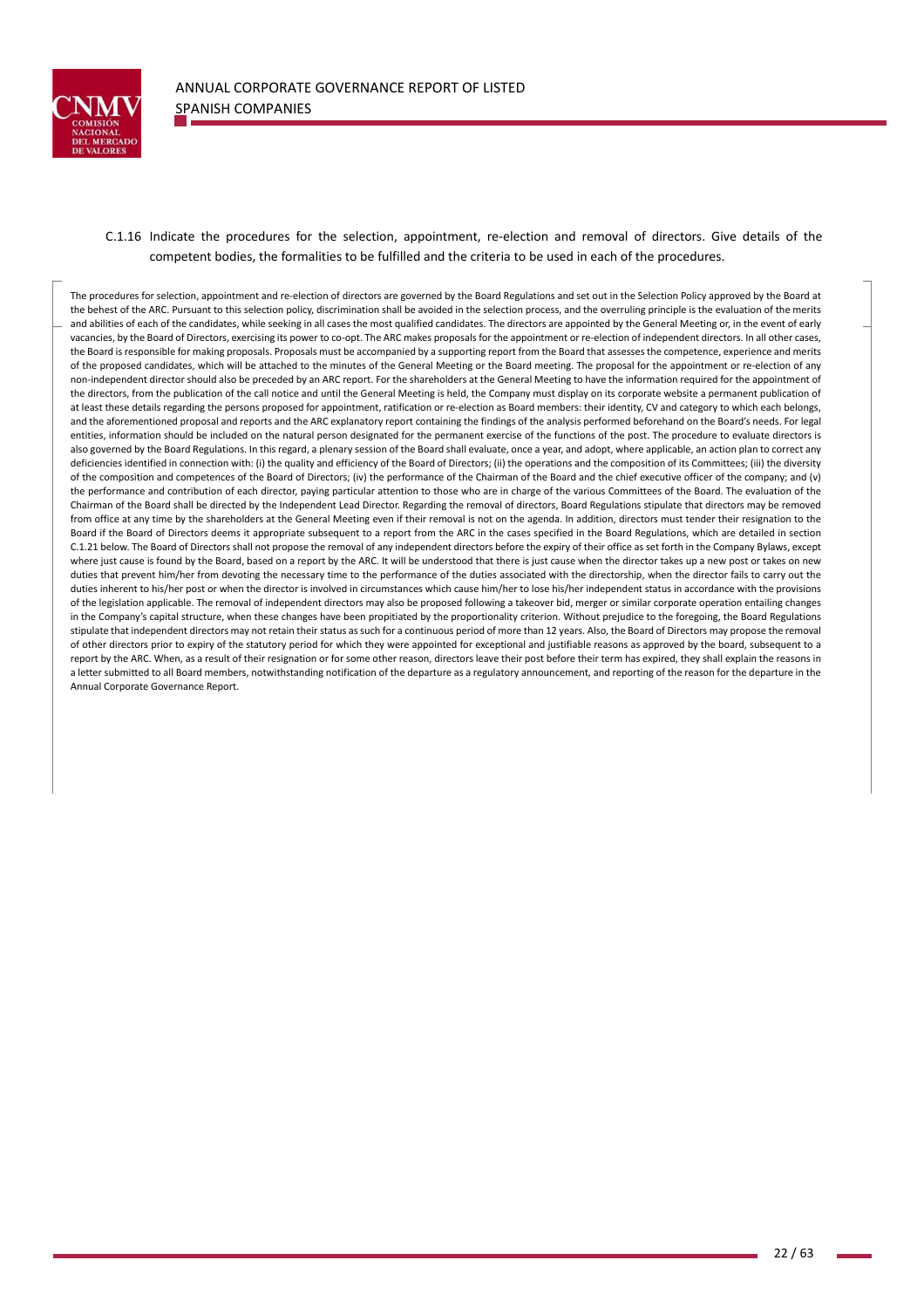C.1.16 Indicate the procedures for the selection, appointment, re-election and removal of directors. Give details of the competent bodies, the formalities to be fulfilled and the criteria to be used in each of the procedures.

The procedures for selection, appointment and re-election of directors are governed by the Board Regulations and set out in the Selection Policy approved by the Board at the behest of the ARC. Pursuant to this selection policy, discrimination shall be avoided in the selection process, and the overruling principle is the evaluation of the merits and abilities of each of the candidates, while seeking in all cases the most qualified candidates. The directors are appointed by the General Meeting or, in the event of early vacancies, by the Board of Directors, exercising its power to co-opt. The ARC makes proposals for the appointment or re-election of independent directors. In all other cases, the Board is responsible for making proposals. Proposals must be accompanied by a supporting report from the Board that assesses the competence, experience and merits of the proposed candidates, which will be attached to the minutes of the General Meeting or the Board meeting. The proposal for the appointment or re-election of any non-independent director should also be preceded by an ARC report. For the shareholders at the General Meeting to have the information required for the appointment of the directors, from the publication of the call notice and until the General Meeting is held, the Company must display on its corporate website a permanent publication of at least these details regarding the persons proposed for appointment, ratification or re-election as Board members: their identity, CV and category to which each belongs, and the aforementioned proposal and reports and the ARC explanatory report containing the findings of the analysis performed beforehand on the Board's needs. For legal entities, information should be included on the natural person designated for the permanent exercise of the functions of the post. The procedure to evaluate directors is also governed by the Board Regulations. In this regard, a plenary session of the Board shall evaluate, once a year, and adopt, where applicable, an action plan to correct any deficiencies identified in connection with: (i) the quality and efficiency of the Board of Directors; (ii) the operations and the composition of its Committees; (iii) the diversity of the composition and competences of the Board of Directors; (iv) the performance of the Chairman of the Board and the chief executive officer of the company; and (v) the performance and contribution of each director, paying particular attention to those who are in charge of the various Committees of the Board. The evaluation of the Chairman of the Board shall be directed by the Independent Lead Director. Regarding the removal of directors, Board Regulations stipulate that directors may be removed from office at any time by the shareholders at the General Meeting even if their removal is not on the agenda. In addition, directors must tender their resignation to the Board if the Board of Directors deems it appropriate subsequent to a report from the ARC in the cases specified in the Board Regulations, which are detailed in section C.1.21 below. The Board of Directors shall not propose the removal of any independent directors before the expiry of their office as set forth in the Company Bylaws, except where just cause is found by the Board, based on a report by the ARC. It will be understood that there is just cause when the director takes up a new post or takes on new duties that prevent him/her from devoting the necessary time to the performance of the duties associated with the directorship, when the director fails to carry out the duties inherent to his/her post or when the director is involved in circumstances which cause him/her to lose his/her independent status in accordance with the provisions of the legislation applicable. The removal of independent directors may also be proposed following a takeover bid, merger or similar corporate operation entailing changes in the Company's capital structure, when these changes have been propitiated by the proportionality criterion. Without prejudice to the foregoing, the Board Regulations stipulate that independent directors may not retain their status as such for a continuous period of more than 12 years. Also, the Board of Directors may propose the removal of other directors prior to expiry of the statutory period for which they were appointed for exceptional and justifiable reasons as approved by the board, subsequent to a report by the ARC. When, as a result of their resignation or for some other reason, directors leave their post before their term has expired, they shall explain the reasons in a letter submitted to all Board members, notwithstanding notification of the departure as a regulatory announcement, and reporting of the reason for the departure in the Annual Corporate Governance Report.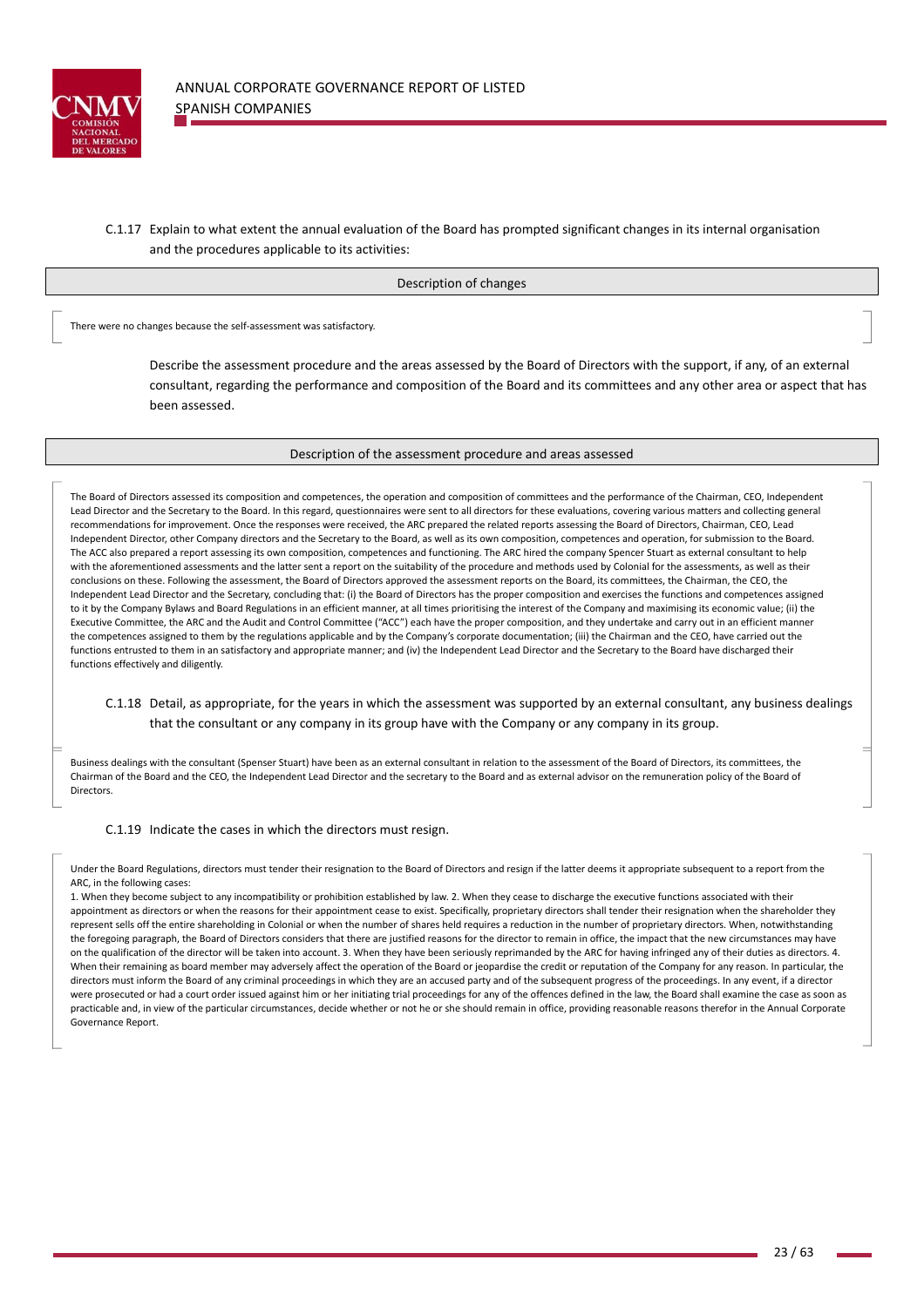C.1.17 Explain to what extent the annual evaluation of the Board has prompted significant changes in its internal organisation and the procedures applicable to its activities:

| Description of changes |
| --- |
| There were no changes because the self-assessment was satisfactory. |

Describe the assessment procedure and the areas assessed by the Board of Directors with the support, if any, of an external consultant, regarding the performance and composition of the Board and its committees and any other area or aspect that has been assessed.

| Description of the assessment procedure and areas assessed |
| --- |
| The Board of Directors assessed its composition and competences, the operation and composition of committees and the performance of the Chairman, CEO, Independent Lead Director and the Secretary to the Board. In this regard, questionnaires were sent to all directors for these evaluations, covering various matters and collecting general recommendations for improvement. Once the responses were received, the ARC prepared the related reports assessing the Board of Directors, Chairman, CEO, Lead Independent Director, other Company directors and the Secretary to the Board, as well as its own composition, competences and operation, for submission to the Board. The ACC also prepared a report assessing its own composition, competences and functioning. The ARC hired the company Spencer Stuart as external consultant to help with the aforementioned assessments and the latter sent a report on the suitability of the procedure and methods used by Colonial for the assessments, as well as their conclusions on these. Following the assessment, the Board of Directors approved the assessment reports on the Board, its committees, the Chairman, the CEO, the Independent Lead Director and the Secretary, concluding that: (i) the Board of Directors has the proper composition and exercises the functions and competences assigned to it by the Company Bylaws and Board Regulations in an efficient manner, at all times prioritising the interest of the Company and maximising its economic value; (ii) the Executive Committee, the ARC and the Audit and Control Committee ("ACC") each have the proper composition, and they undertake and carry out in an efficient manner the competences assigned to them by the regulations applicable and by the Company's corporate documentation; (iii) the Chairman and the CEO, have carried out the functions entrusted to them in an satisfactory and appropriate manner; and (iv) the Independent Lead Director and the Secretary to the Board have discharged their functions effectively and diligently. |

C.1.18 Detail, as appropriate, for the years in which the assessment was supported by an external consultant, any business dealings that the consultant or any company in its group have with the Company or any company in its group.

Business dealings with the consultant (Spenser Stuart) have been as an external consultant in relation to the assessment of the Board of Directors, its committees, the Chairman of the Board and the CEO, the Independent Lead Director and the secretary to the Board and as external advisor on the remuneration policy of the Board of Directors.

C.1.19 Indicate the cases in which the directors must resign.

Under the Board Regulations, directors must tender their resignation to the Board of Directors and resign if the latter deems it appropriate subsequent to a report from the ARC, in the following cases:

1. When they become subject to any incompatibility or prohibition established by law. 2. When they cease to discharge the executive functions associated with their appointment as directors or when the reasons for their appointment cease to exist. Specifically, proprietary directors shall tender their resignation when the shareholder they represent sells off the entire shareholding in Colonial or when the number of shares held requires a reduction in the number of proprietary directors. When, notwithstanding the foregoing paragraph, the Board of Directors considers that there are justified reasons for the director to remain in office, the impact that the new circumstances may have on the qualification of the director will be taken into account. 3. When they have been seriously reprimanded by the ARC for having infringed any of their duties as directors. 4. When their remaining as board member may adversely affect the operation of the Board or jeopardise the credit or reputation of the Company for any reason. In particular, the directors must inform the Board of any criminal proceedings in which they are an accused party and of the subsequent progress of the proceedings. In any event, if a director were prosecuted or had a court order issued against him or her initiating trial proceedings for any of the offences defined in the law, the Board shall examine the case as soon as practicable and, in view of the particular circumstances, decide whether or not he or she should remain in office, providing reasonable reasons therefor in the Annual Corporate Governance Report.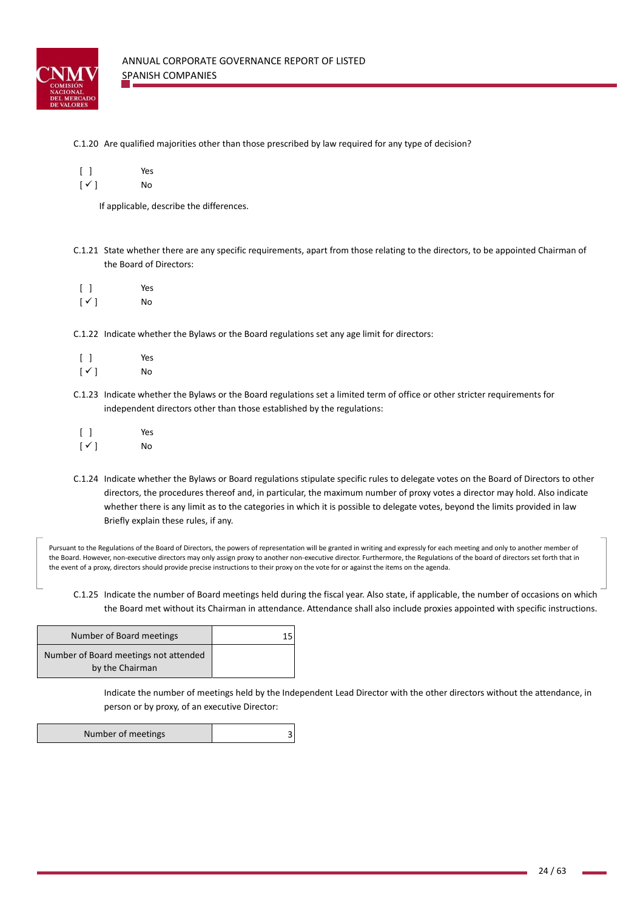C.1.20 Are qualified majorities other than those prescribed by law required for any type of decision?

[ ] Yes
[ ✓ ] No

If applicable, describe the differences.

C.1.21 State whether there are any specific requirements, apart from those relating to the directors, to be appointed Chairman of the Board of Directors:

[ ] Yes
[ ✓ ] No

C.1.22 Indicate whether the Bylaws or the Board regulations set any age limit for directors:

[ ] Yes
[ ✓ ] No

C.1.23 Indicate whether the Bylaws or the Board regulations set a limited term of office or other stricter requirements for independent directors other than those established by the regulations:

[ ] Yes
[ ✓ ] No

C.1.24 Indicate whether the Bylaws or Board regulations stipulate specific rules to delegate votes on the Board of Directors to other directors, the procedures thereof and, in particular, the maximum number of proxy votes a director may hold. Also indicate whether there is any limit as to the categories in which it is possible to delegate votes, beyond the limits provided in law Briefly explain these rules, if any.

Pursuant to the Regulations of the Board of Directors, the powers of representation will be granted in writing and expressly for each meeting and only to another member of the Board. However, non-executive directors may only assign proxy to another non-executive director. Furthermore, the Regulations of the board of directors set forth that in the event of a proxy, directors should provide precise instructions to their proxy on the vote for or against the items on the agenda.

C.1.25 Indicate the number of Board meetings held during the fiscal year. Also state, if applicable, the number of occasions on which the Board met without its Chairman in attendance. Attendance shall also include proxies appointed with specific instructions.

| Number of Board meetings | 15 |
|---|---|
| Number of Board meetings not attended by the Chairman | |

Indicate the number of meetings held by the Independent Lead Director with the other directors without the attendance, in person or by proxy, of an executive Director:

| Number of meetings | 3 |
|---|---|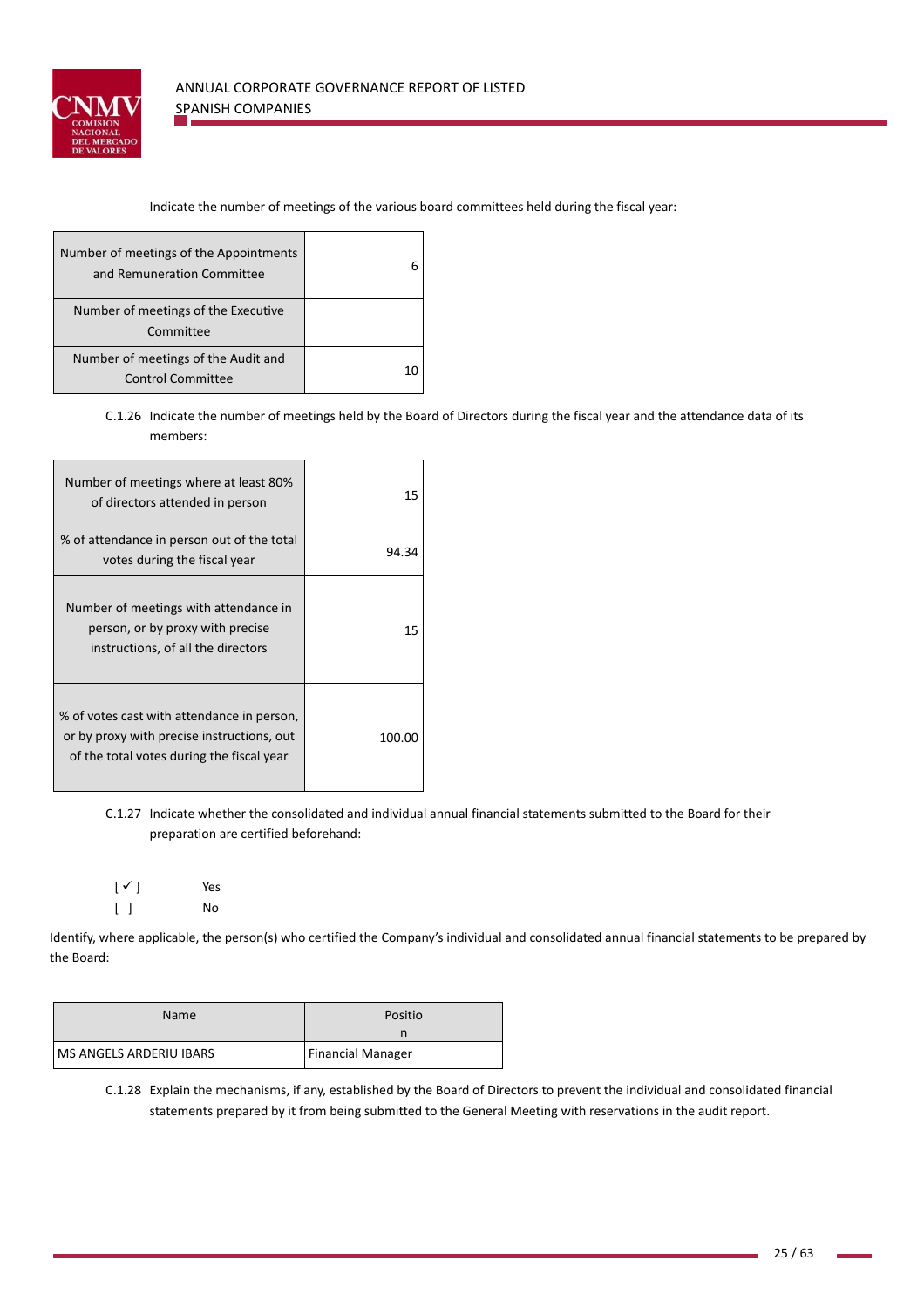Indicate the number of meetings of the various board committees held during the fiscal year:

| | |
|---|---|
| Number of meetings of the Appointments and Remuneration Committee | 6 |
| Number of meetings of the Executive Committee | |
| Number of meetings of the Audit and Control Committee | 10 |

C.1.26 Indicate the number of meetings held by the Board of Directors during the fiscal year and the attendance data of its members:

| | |
|---|---|
| Number of meetings where at least 80% of directors attended in person | 15 |
| % of attendance in person out of the total votes during the fiscal year | 94.34 |
| Number of meetings with attendance in person, or by proxy with precise instructions, of all the directors | 15 |
| % of votes cast with attendance in person, or by proxy with precise instructions, out of the total votes during the fiscal year | 100.00 |

C.1.27 Indicate whether the consolidated and individual annual financial statements submitted to the Board for their preparation are certified beforehand:

[ ✓ ] Yes
[ ] No

Identify, where applicable, the person(s) who certified the Company's individual and consolidated annual financial statements to be prepared by the Board:

| Name | Position |
|---|---|
| MS ANGELS ARDERIU IBARS | Financial Manager |

C.1.28 Explain the mechanisms, if any, established by the Board of Directors to prevent the individual and consolidated financial statements prepared by it from being submitted to the General Meeting with reservations in the audit report.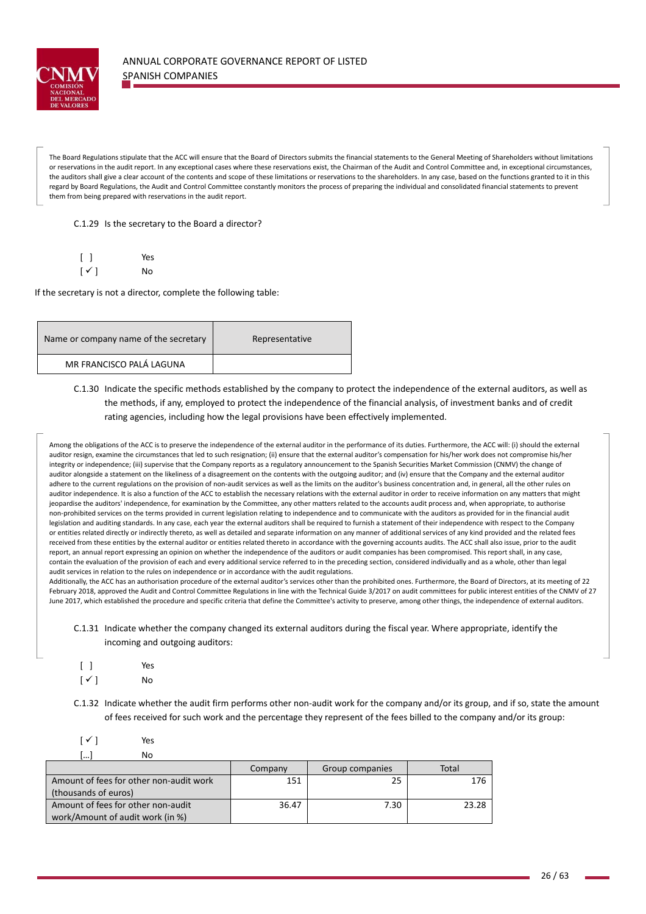The Board Regulations stipulate that the ACC will ensure that the Board of Directors submits the financial statements to the General Meeting of Shareholders without limitations or reservations in the audit report. In any exceptional cases where these reservations exist, the Chairman of the Audit and Control Committee and, in exceptional circumstances, the auditors shall give a clear account of the contents and scope of these limitations or reservations to the shareholders. In any case, based on the functions granted to it in this regard by Board Regulations, the Audit and Control Committee constantly monitors the process of preparing the individual and consolidated financial statements to prevent them from being prepared with reservations in the audit report.

C.1.29 Is the secretary to the Board a director?

[ ] Yes
[ ✓ ] No

If the secretary is not a director, complete the following table:

| Name or company name of the secretary | Representative |
| --- | --- |
| MR FRANCISCO PALÁ LAGUNA | |

C.1.30 Indicate the specific methods established by the company to protect the independence of the external auditors, as well as the methods, if any, employed to protect the independence of the financial analysis, of investment banks and of credit rating agencies, including how the legal provisions have been effectively implemented.

Among the obligations of the ACC is to preserve the independence of the external auditor in the performance of its duties. Furthermore, the ACC will: (i) should the external auditor resign, examine the circumstances that led to such resignation; (ii) ensure that the external auditor's compensation for his/her work does not compromise his/her integrity or independence; (iii) supervise that the Company reports as a regulatory announcement to the Spanish Securities Market Commission (CNMV) the change of auditor alongside a statement on the likeliness of a disagreement on the contents with the outgoing auditor; and (iv) ensure that the Company and the external auditor adhere to the current regulations on the provision of non-audit services as well as the limits on the auditor's business concentration and, in general, all the other rules on auditor independence. It is also a function of the ACC to establish the necessary relations with the external auditor in order to receive information on any matters that might jeopardise the auditors' independence, for examination by the Committee, any other matters related to the accounts audit process and, when appropriate, to authorise non-prohibited services on the terms provided in current legislation relating to independence and to communicate with the auditors as provided for in the financial audit legislation and auditing standards. In any case, each year the external auditors shall be required to furnish a statement of their independence with respect to the Company or entities related directly or indirectly thereto, as well as detailed and separate information on any manner of additional services of any kind provided and the related fees received from these entities by the external auditor or entities related thereto in accordance with the governing accounts audits. The ACC shall also issue, prior to the audit report, an annual report expressing an opinion on whether the independence of the auditors or audit companies has been compromised. This report shall, in any case, contain the evaluation of the provision of each and every additional service referred to in the preceding section, considered individually and as a whole, other than legal audit services in relation to the rules on independence or in accordance with the audit regulations.
Additionally, the ACC has an authorisation procedure of the external auditor's services other than the prohibited ones. Furthermore, the Board of Directors, at its meeting of 22 February 2018, approved the Audit and Control Committee Regulations in line with the Technical Guide 3/2017 on audit committees for public interest entities of the CNMV of 27 June 2017, which established the procedure and specific criteria that define the Committee's activity to preserve, among other things, the independence of external auditors.

C.1.31 Indicate whether the company changed its external auditors during the fiscal year. Where appropriate, identify the incoming and outgoing auditors:

[ ] Yes
[ ✓ ] No

C.1.32 Indicate whether the audit firm performs other non-audit work for the company and/or its group, and if so, state the amount of fees received for such work and the percentage they represent of the fees billed to the company and/or its group:

[ ✓ ] Yes
[...] No

| | Company | Group companies | Total |
| --- | --- | --- | --- |
| Amount of fees for other non-audit work (thousands of euros) | 151 | 25 | 176 |
| Amount of fees for other non-audit work/Amount of audit work (in %) | 36.47 | 7.30 | 23.28 |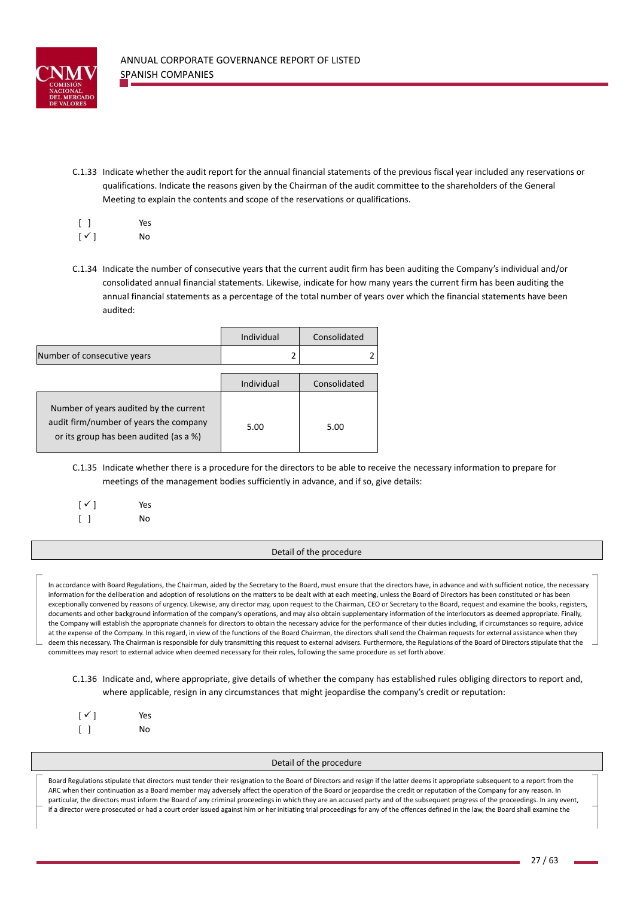C.1.33 Indicate whether the audit report for the annual financial statements of the previous fiscal year included any reservations or qualifications. Indicate the reasons given by the Chairman of the audit committee to the shareholders of the General Meeting to explain the contents and scope of the reservations or qualifications.

[ ] Yes
[ ✓ ] No

C.1.34 Indicate the number of consecutive years that the current audit firm has been auditing the Company's individual and/or consolidated annual financial statements. Likewise, indicate for how many years the current firm has been auditing the annual financial statements as a percentage of the total number of years over which the financial statements have been audited:

| | Individual | Consolidated |
|---|---|---|
| Number of consecutive years | 2 | 2 |

| | Individual | Consolidated |
|---|---|---|
| Number of years audited by the current audit firm/number of years the company or its group has been audited (as a %) | 5.00 | 5.00 |

C.1.35 Indicate whether there is a procedure for the directors to be able to receive the necessary information to prepare for meetings of the management bodies sufficiently in advance, and if so, give details:

[ ✓ ] Yes
[ ] No

| Detail of the procedure |
|---|

In accordance with Board Regulations, the Chairman, aided by the Secretary to the Board, must ensure that the directors have, in advance and with sufficient notice, the necessary information for the deliberation and adoption of resolutions on the matters to be dealt with at each meeting, unless the Board of Directors has been constituted or has been exceptionally convened by reasons of urgency. Likewise, any director may, upon request to the Chairman, CEO or Secretary to the Board, request and examine the books, registers, documents and other background information of the company's operations, and may also obtain supplementary information of the interlocutors as deemed appropriate. Finally, the Company will establish the appropriate channels for directors to obtain the necessary advice for the performance of their duties including, if circumstances so require, advice at the expense of the Company. In this regard, in view of the functions of the Board Chairman, the directors shall send the Chairman requests for external assistance when they deem this necessary. The Chairman is responsible for duly transmitting this request to external advisers. Furthermore, the Regulations of the Board of Directors stipulate that the committees may resort to external advice when deemed necessary for their roles, following the same procedure as set forth above.

C.1.36 Indicate and, where appropriate, give details of whether the company has established rules obliging directors to report and, where applicable, resign in any circumstances that might jeopardise the company's credit or reputation:

[ ✓ ] Yes
[ ] No

| Detail of the procedure |
|---|

Board Regulations stipulate that directors must tender their resignation to the Board of Directors and resign if the latter deems it appropriate subsequent to a report from the ARC when their continuation as a Board member may adversely affect the operation of the Board or jeopardise the credit or reputation of the Company for any reason. In particular, the directors must inform the Board of any criminal proceedings in which they are an accused party and of the subsequent progress of the proceedings. In any event, if a director were prosecuted or had a court order issued against him or her initiating trial proceedings for any of the offences defined in the law, the Board shall examine the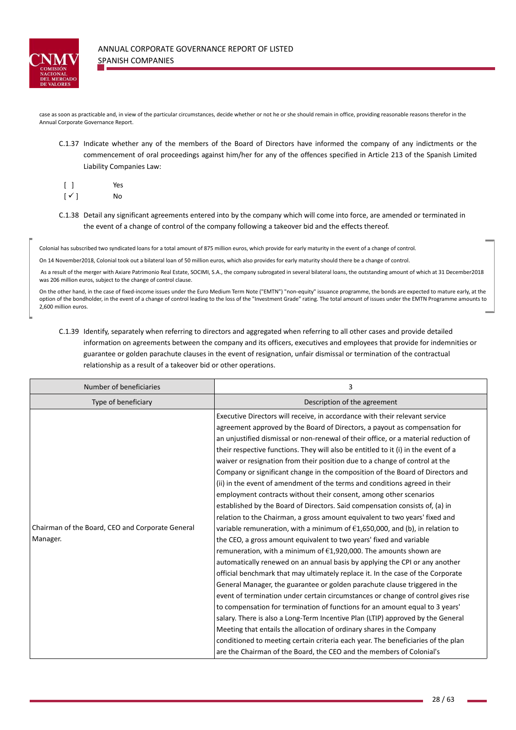case as soon as practicable and, in view of the particular circumstances, decide whether or not he or she should remain in office, providing reasonable reasons therefor in the Annual Corporate Governance Report.

C.1.37 Indicate whether any of the members of the Board of Directors have informed the company of any indictments or the commencement of oral proceedings against him/her for any of the offences specified in Article 213 of the Spanish Limited Liability Companies Law:

[ ] Yes
[ ✓ ] No

C.1.38 Detail any significant agreements entered into by the company which will come into force, are amended or terminated in the event of a change of control of the company following a takeover bid and the effects thereof.

Colonial has subscribed two syndicated loans for a total amount of 875 million euros, which provide for early maturity in the event of a change of control.

On 14 November2018, Colonial took out a bilateral loan of 50 million euros, which also provides for early maturity should there be a change of control.

As a result of the merger with Axiare Patrimonio Real Estate, SOCIMI, S.A., the company subrogated in several bilateral loans, the outstanding amount of which at 31 December2018 was 206 million euros, subject to the change of control clause.

On the other hand, in the case of fixed-income issues under the Euro Medium Term Note ("EMTN") "non-equity" issuance programme, the bonds are expected to mature early, at the option of the bondholder, in the event of a change of control leading to the loss of the "Investment Grade" rating. The total amount of issues under the EMTN Programme amounts to 2,600 million euros.

C.1.39 Identify, separately when referring to directors and aggregated when referring to all other cases and provide detailed information on agreements between the company and its officers, executives and employees that provide for indemnities or guarantee or golden parachute clauses in the event of resignation, unfair dismissal or termination of the contractual relationship as a result of a takeover bid or other operations.

| Number of beneficiaries | 3 |
|---|---|
| Type of beneficiary | Description of the agreement |
| Chairman of the Board, CEO and Corporate General Manager. | Executive Directors will receive, in accordance with their relevant service agreement approved by the Board of Directors, a payout as compensation for an unjustified dismissal or non-renewal of their office, or a material reduction of their respective functions. They will also be entitled to it (i) in the event of a waiver or resignation from their position due to a change of control at the Company or significant change in the composition of the Board of Directors and (ii) in the event of amendment of the terms and conditions agreed in their employment contracts without their consent, among other scenarios established by the Board of Directors. Said compensation consists of, (a) in relation to the Chairman, a gross amount equivalent to two years' fixed and variable remuneration, with a minimum of €1,650,000, and (b), in relation to the CEO, a gross amount equivalent to two years' fixed and variable remuneration, with a minimum of €1,920,000. The amounts shown are automatically renewed on an annual basis by applying the CPI or any another official benchmark that may ultimately replace it. In the case of the Corporate General Manager, the guarantee or golden parachute clause triggered in the event of termination under certain circumstances or change of control gives rise to compensation for termination of functions for an amount equal to 3 years' salary. There is also a Long-Term Incentive Plan (LTIP) approved by the General Meeting that entails the allocation of ordinary shares in the Company conditioned to meeting certain criteria each year. The beneficiaries of the plan are the Chairman of the Board, the CEO and the members of Colonial's |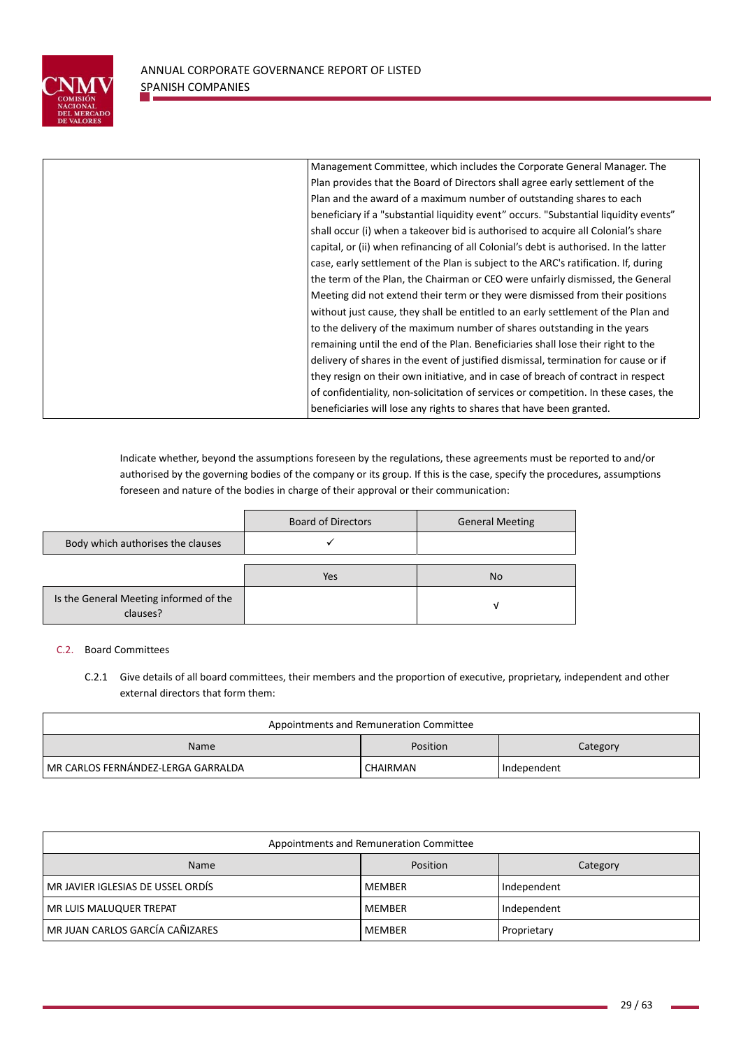| | |
|---|---|
| | Management Committee, which includes the Corporate General Manager. The Plan provides that the Board of Directors shall agree early settlement of the Plan and the award of a maximum number of outstanding shares to each beneficiary if a "substantial liquidity event" occurs. "Substantial liquidity events" shall occur (i) when a takeover bid is authorised to acquire all Colonial's share capital, or (ii) when refinancing of all Colonial's debt is authorised. In the latter case, early settlement of the Plan is subject to the ARC's ratification. If, during the term of the Plan, the Chairman or CEO were unfairly dismissed, the General Meeting did not extend their term or they were dismissed from their positions without just cause, they shall be entitled to an early settlement of the Plan and to the delivery of the maximum number of shares outstanding in the years remaining until the end of the Plan. Beneficiaries shall lose their right to the delivery of shares in the event of justified dismissal, termination for cause or if they resign on their own initiative, and in case of breach of contract in respect of confidentiality, non-solicitation of services or competition. In these cases, the beneficiaries will lose any rights to shares that have been granted. |

Indicate whether, beyond the assumptions foreseen by the regulations, these agreements must be reported to and/or authorised by the governing bodies of the company or its group. If this is the case, specify the procedures, assumptions foreseen and nature of the bodies in charge of their approval or their communication:

| | Board of Directors | General Meeting |
|---|---|---|
| Body which authorises the clauses | ✓ | |

| | Yes | No |
|---|---|---|
| Is the General Meeting informed of the clauses? | | √ |

C.2. Board Committees

C.2.1 Give details of all board committees, their members and the proportion of executive, proprietary, independent and other external directors that form them:

| Appointments and Remuneration Committee | | |
|---|---|---|
| Name | Position | Category |
| MR CARLOS FERNÁNDEZ-LERGA GARRALDA | CHAIRMAN | Independent |
| MR JAVIER IGLESIAS DE USSEL ORDÍS | MEMBER | Independent |
| MR LUIS MALUQUER TREPAT | MEMBER | Independent |
| MR JUAN CARLOS GARCÍA CAÑIZARES | MEMBER | Proprietary |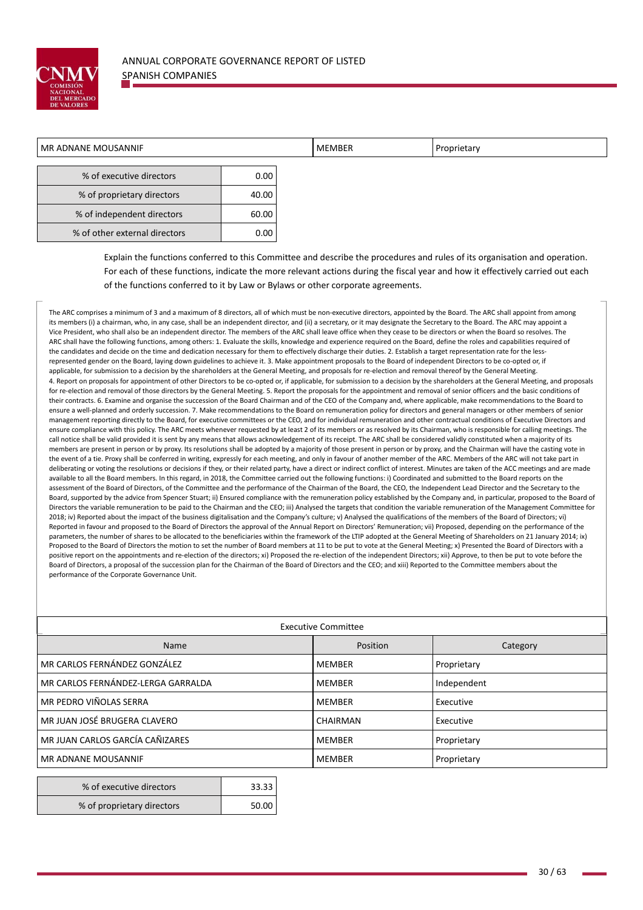| | | |
|---|---|---|
| MR ADNANE MOUSANNIF | MEMBER | Proprietary |

| | |
|---|---|
| % of executive directors | 0.00 |
| % of proprietary directors | 40.00 |
| % of independent directors | 60.00 |
| % of other external directors | 0.00 |

Explain the functions conferred to this Committee and describe the procedures and rules of its organisation and operation. For each of these functions, indicate the more relevant actions during the fiscal year and how it effectively carried out each of the functions conferred to it by Law or Bylaws or other corporate agreements.

The ARC comprises a minimum of 3 and a maximum of 8 directors, all of which must be non-executive directors, appointed by the Board. The ARC shall appoint from among its members (i) a chairman, who, in any case, shall be an independent director, and (ii) a secretary, or it may designate the Secretary to the Board. The ARC may appoint a Vice President, who shall also be an independent director. The members of the ARC shall leave office when they cease to be directors or when the Board so resolves. The ARC shall have the following functions, among others: 1. Evaluate the skills, knowledge and experience required on the Board, define the roles and capabilities required of the candidates and decide on the time and dedication necessary for them to effectively discharge their duties. 2. Establish a target representation rate for the less-represented gender on the Board, laying down guidelines to achieve it. 3. Make appointment proposals to the Board of independent Directors to be co-opted or, if applicable, for submission to a decision by the shareholders at the General Meeting, and proposals for re-election and removal thereof by the General Meeting. 4. Report on proposals for appointment of other Directors to be co-opted or, if applicable, for submission to a decision by the shareholders at the General Meeting, and proposals for re-election and removal of those directors by the General Meeting. 5. Report the proposals for the appointment and removal of senior officers and the basic conditions of their contracts. 6. Examine and organise the succession of the Board Chairman and of the CEO of the Company and, where applicable, make recommendations to the Board to ensure a well-planned and orderly succession. 7. Make recommendations to the Board on remuneration policy for directors and general managers or other members of senior management reporting directly to the Board, for executive committees or the CEO, and for individual remuneration and other contractual conditions of Executive Directors and ensure compliance with this policy. The ARC meets whenever requested by at least 2 of its members or as resolved by its Chairman, who is responsible for calling meetings. The call notice shall be valid provided it is sent by any means that allows acknowledgement of its receipt. The ARC shall be considered validly constituted when a majority of its members are present in person or by proxy. Its resolutions shall be adopted by a majority of those present in person or by proxy, and the Chairman will have the casting vote in the event of a tie. Proxy shall be conferred in writing, expressly for each meeting, and only in favour of another member of the ARC. Members of the ARC will not take part in deliberating or voting the resolutions or decisions if they, or their related party, have a direct or indirect conflict of interest. Minutes are taken of the ACC meetings and are made available to all the Board members. In this regard, in 2018, the Committee carried out the following functions: i) Coordinated and submitted to the Board reports on the assessment of the Board of Directors, of the Committee and the performance of the Chairman of the Board, the CEO, the Independent Lead Director and the Secretary to the Board, supported by the advice from Spencer Stuart; ii) Ensured compliance with the remuneration policy established by the Company and, in particular, proposed to the Board of Directors the variable remuneration to be paid to the Chairman and the CEO; iii) Analysed the targets that condition the variable remuneration of the Management Committee for 2018; iv) Reported about the impact of the business digitalisation and the Company's culture; v) Analysed the qualifications of the members of the Board of Directors; vi) Reported in favour and proposed to the Board of Directors the approval of the Annual Report on Directors' Remuneration; vii) Proposed, depending on the performance of the parameters, the number of shares to be allocated to the beneficiaries within the framework of the LTIP adopted at the General Meeting of Shareholders on 21 January 2014; ix) Proposed to the Board of Directors the motion to set the number of Board members at 11 to be put to vote at the General Meeting; x) Presented the Board of Directors with a positive report on the appointments and re-election of the directors; xi) Proposed the re-election of the independent Directors; xii) Approve, to then be put to vote before the Board of Directors, a proposal of the succession plan for the Chairman of the Board of Directors and the CEO; and xiii) Reported to the Committee members about the performance of the Corporate Governance Unit.

**Executive Committee**

| Name | Position | Category |
|---|---|---|
| MR CARLOS FERNÁNDEZ GONZÁLEZ | MEMBER | Proprietary |
| MR CARLOS FERNÁNDEZ-LERGA GARRALDA | MEMBER | Independent |
| MR PEDRO VIÑOLAS SERRA | MEMBER | Executive |
| MR JUAN JOSÉ BRUGERA CLAVERO | CHAIRMAN | Executive |
| MR JUAN CARLOS GARCÍA CAÑIZARES | MEMBER | Proprietary |
| MR ADNANE MOUSANNIF | MEMBER | Proprietary |

| | |
|---|---|
| % of executive directors | 33.33 |
| % of proprietary directors | 50.00 |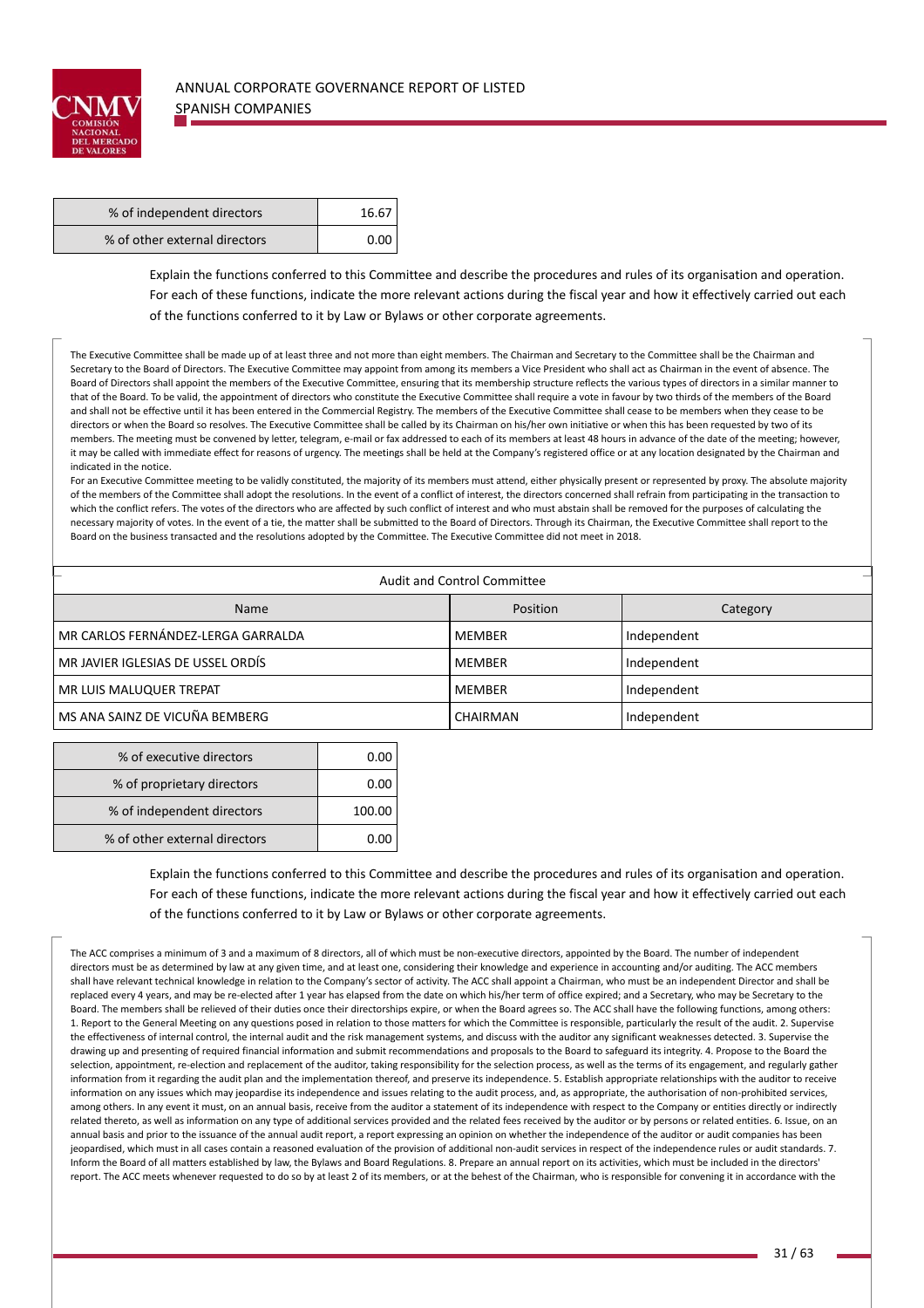| % of independent directors | 16.67 |
| --- | --- |
| % of other external directors | 0.00 |

Explain the functions conferred to this Committee and describe the procedures and rules of its organisation and operation. For each of these functions, indicate the more relevant actions during the fiscal year and how it effectively carried out each of the functions conferred to it by Law or Bylaws or other corporate agreements.

The Executive Committee shall be made up of at least three and not more than eight members. The Chairman and Secretary to the Committee shall be the Chairman and Secretary to the Board of Directors. The Executive Committee may appoint from among its members a Vice President who shall act as Chairman in the event of absence. The Board of Directors shall appoint the members of the Executive Committee, ensuring that its membership structure reflects the various types of directors in a similar manner to that of the Board. To be valid, the appointment of directors who constitute the Executive Committee shall require a vote in favour by two thirds of the members of the Board and shall not be effective until it has been entered in the Commercial Registry. The members of the Executive Committee shall cease to be members when they cease to be directors or when the Board so resolves. The Executive Committee shall be called by its Chairman on his/her own initiative or when this has been requested by two of its members. The meeting must be convened by letter, telegram, e-mail or fax addressed to each of its members at least 48 hours in advance of the date of the meeting; however, it may be called with immediate effect for reasons of urgency. The meetings shall be held at the Company's registered office or at any location designated by the Chairman and indicated in the notice.

For an Executive Committee meeting to be validly constituted, the majority of its members must attend, either physically present or represented by proxy. The absolute majority of the members of the Committee shall adopt the resolutions. In the event of a conflict of interest, the directors concerned shall refrain from participating in the transaction to which the conflict refers. The votes of the directors who are affected by such conflict of interest and who must abstain shall be removed for the purposes of calculating the necessary majority of votes. In the event of a tie, the matter shall be submitted to the Board of Directors. Through its Chairman, the Executive Committee shall report to the Board on the business transacted and the resolutions adopted by the Committee. The Executive Committee did not meet in 2018.

| Audit and Control Committee | | |
| --- | --- | --- |
| Name | Position | Category |
| MR CARLOS FERNÁNDEZ-LERGA GARRALDA | MEMBER | Independent |
| MR JAVIER IGLESIAS DE USSEL ORDÍS | MEMBER | Independent |
| MR LUIS MALUQUER TREPAT | MEMBER | Independent |
| MS ANA SAINZ DE VICUÑA BEMBERG | CHAIRMAN | Independent |

| % of executive directors | 0.00 |
| --- | --- |
| % of proprietary directors | 0.00 |
| % of independent directors | 100.00 |
| % of other external directors | 0.00 |

Explain the functions conferred to this Committee and describe the procedures and rules of its organisation and operation. For each of these functions, indicate the more relevant actions during the fiscal year and how it effectively carried out each of the functions conferred to it by Law or Bylaws or other corporate agreements.

The ACC comprises a minimum of 3 and a maximum of 8 directors, all of which must be non-executive directors, appointed by the Board. The number of independent directors must be as determined by law at any given time, and at least one, considering their knowledge and experience in accounting and/or auditing. The ACC members shall have relevant technical knowledge in relation to the Company's sector of activity. The ACC shall appoint a Chairman, who must be an independent Director and shall be replaced every 4 years, and may be re-elected after 1 year has elapsed from the date on which his/her term of office expired; and a Secretary, who may be Secretary to the Board. The members shall be relieved of their duties once their directorships expire, or when the Board agrees so. The ACC shall have the following functions, among others: 1. Report to the General Meeting on any questions posed in relation to those matters for which the Committee is responsible, particularly the result of the audit. 2. Supervise the effectiveness of internal control, the internal audit and the risk management systems, and discuss with the auditor any significant weaknesses detected. 3. Supervise the drawing up and presenting of required financial information and submit recommendations and proposals to the Board to safeguard its integrity. 4. Propose to the Board the selection, appointment, re-election and replacement of the auditor, taking responsibility for the selection process, as well as the terms of its engagement, and regularly gather information from it regarding the audit plan and the implementation thereof, and preserve its independence. 5. Establish appropriate relationships with the auditor to receive information on any issues which may jeopardise its independence and issues relating to the audit process, and, as appropriate, the authorisation of non-prohibited services, among others. In any event it must, on an annual basis, receive from the auditor a statement of its independence with respect to the Company or entities directly or indirectly related thereto, as well as information on any type of additional services provided and the related fees received by the auditor or by persons or related entities. 6. Issue, on an annual basis and prior to the issuance of the annual audit report, a report expressing an opinion on whether the independence of the auditor or audit companies has been jeopardised, which must in all cases contain a reasoned evaluation of the provision of additional non-audit services in respect of the independence rules or audit standards. 7. Inform the Board of all matters established by law, the Bylaws and Board Regulations. 8. Prepare an annual report on its activities, which must be included in the directors' report. The ACC meets whenever requested to do so by at least 2 of its members, or at the behest of the Chairman, who is responsible for convening it in accordance with the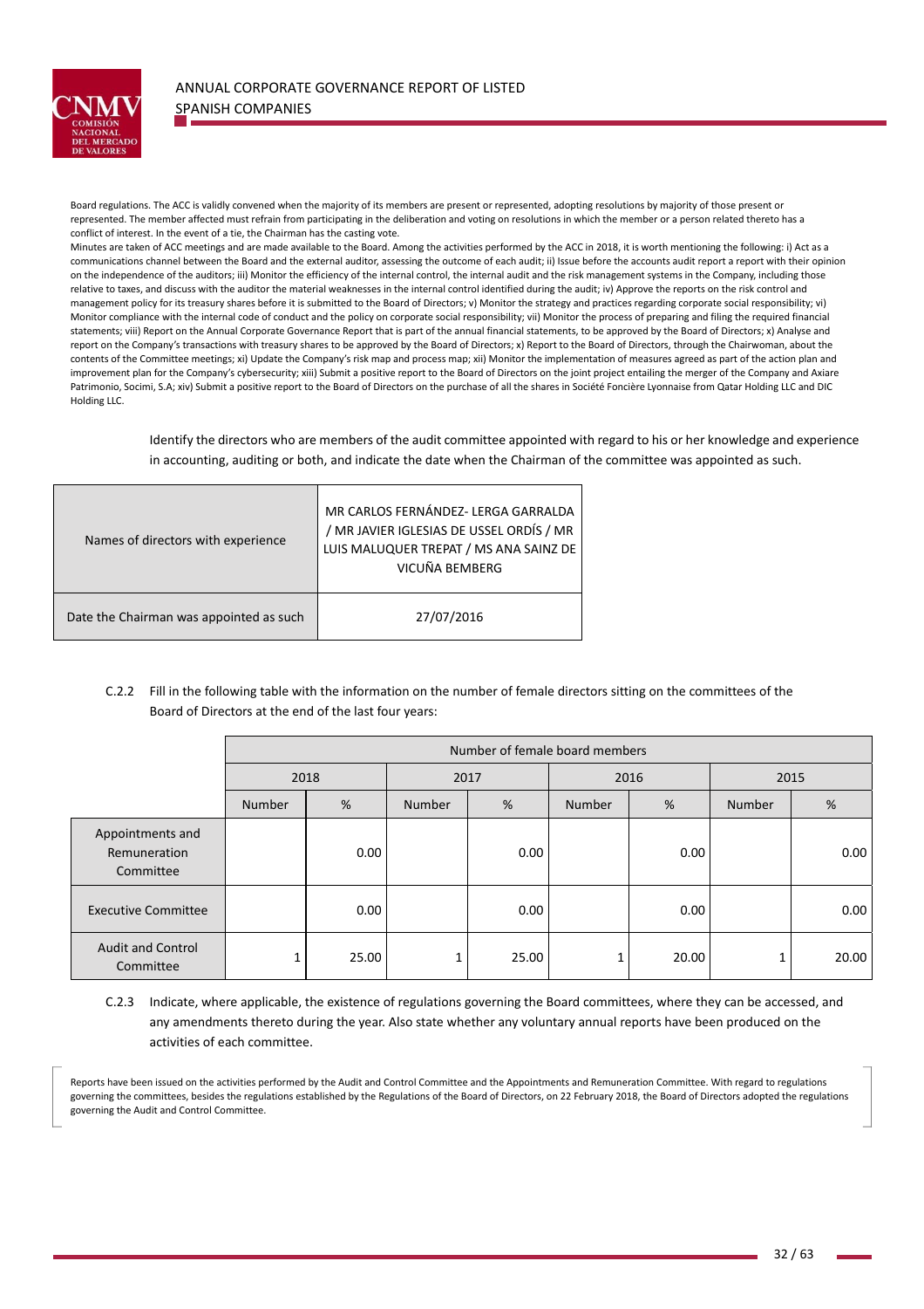Board regulations. The ACC is validly convened when the majority of its members are present or represented, adopting resolutions by majority of those present or represented. The member affected must refrain from participating in the deliberation and voting on resolutions in which the member or a person related thereto has a conflict of interest. In the event of a tie, the Chairman has the casting vote.

Minutes are taken of ACC meetings and are made available to the Board. Among the activities performed by the ACC in 2018, it is worth mentioning the following: i) Act as a communications channel between the Board and the external auditor, assessing the outcome of each audit; ii) Issue before the accounts audit report a report with their opinion on the independence of the auditors; iii) Monitor the efficiency of the internal control, the internal audit and the risk management systems in the Company, including those relative to taxes, and discuss with the auditor the material weaknesses in the internal control identified during the audit; iv) Approve the reports on the risk control and management policy for its treasury shares before it is submitted to the Board of Directors; v) Monitor the strategy and practices regarding corporate social responsibility; vi) Monitor compliance with the internal code of conduct and the policy on corporate social responsibility; vii) Monitor the process of preparing and filing the required financial statements; viii) Report on the Annual Corporate Governance Report that is part of the annual financial statements, to be approved by the Board of Directors; x) Analyse and report on the Company's transactions with treasury shares to be approved by the Board of Directors; x) Report to the Board of Directors, through the Chairwoman, about the contents of the Committee meetings; xi) Update the Company's risk map and process map; xii) Monitor the implementation of measures agreed as part of the action plan and improvement plan for the Company's cybersecurity; xiii) Submit a positive report to the Board of Directors on the joint project entailing the merger of the Company and Axiare Patrimonio, Socimi, S.A; xiv) Submit a positive report to the Board of Directors on the purchase of all the shares in Société Foncière Lyonnaise from Qatar Holding LLC and DIC Holding LLC.

Identify the directors who are members of the audit committee appointed with regard to his or her knowledge and experience in accounting, auditing or both, and indicate the date when the Chairman of the committee was appointed as such.

| | |
|---|---|
| Names of directors with experience | MR CARLOS FERNÁNDEZ- LERGA GARRALDA / MR JAVIER IGLESIAS DE USSEL ORDÍS / MR LUIS MALUQUER TREPAT / MS ANA SAINZ DE VICUÑA BEMBERG |
| Date the Chairman was appointed as such | 27/07/2016 |

C.2.2 Fill in the following table with the information on the number of female directors sitting on the committees of the Board of Directors at the end of the last four years:

| | Number of female board members | | | | | | | |
|---|---|---|---|---|---|---|---|---|
| | 2018 | | 2017 | | 2016 | | 2015 | |
| | Number | % | Number | % | Number | % | Number | % |
| Appointments and Remuneration Committee | | 0.00 | | 0.00 | | 0.00 | | 0.00 |
| Executive Committee | | 0.00 | | 0.00 | | 0.00 | | 0.00 |
| Audit and Control Committee | 1 | 25.00 | 1 | 25.00 | 1 | 20.00 | 1 | 20.00 |

C.2.3 Indicate, where applicable, the existence of regulations governing the Board committees, where they can be accessed, and any amendments thereto during the year. Also state whether any voluntary annual reports have been produced on the activities of each committee.

Reports have been issued on the activities performed by the Audit and Control Committee and the Appointments and Remuneration Committee. With regard to regulations governing the committees, besides the regulations established by the Regulations of the Board of Directors, on 22 February 2018, the Board of Directors adopted the regulations governing the Audit and Control Committee.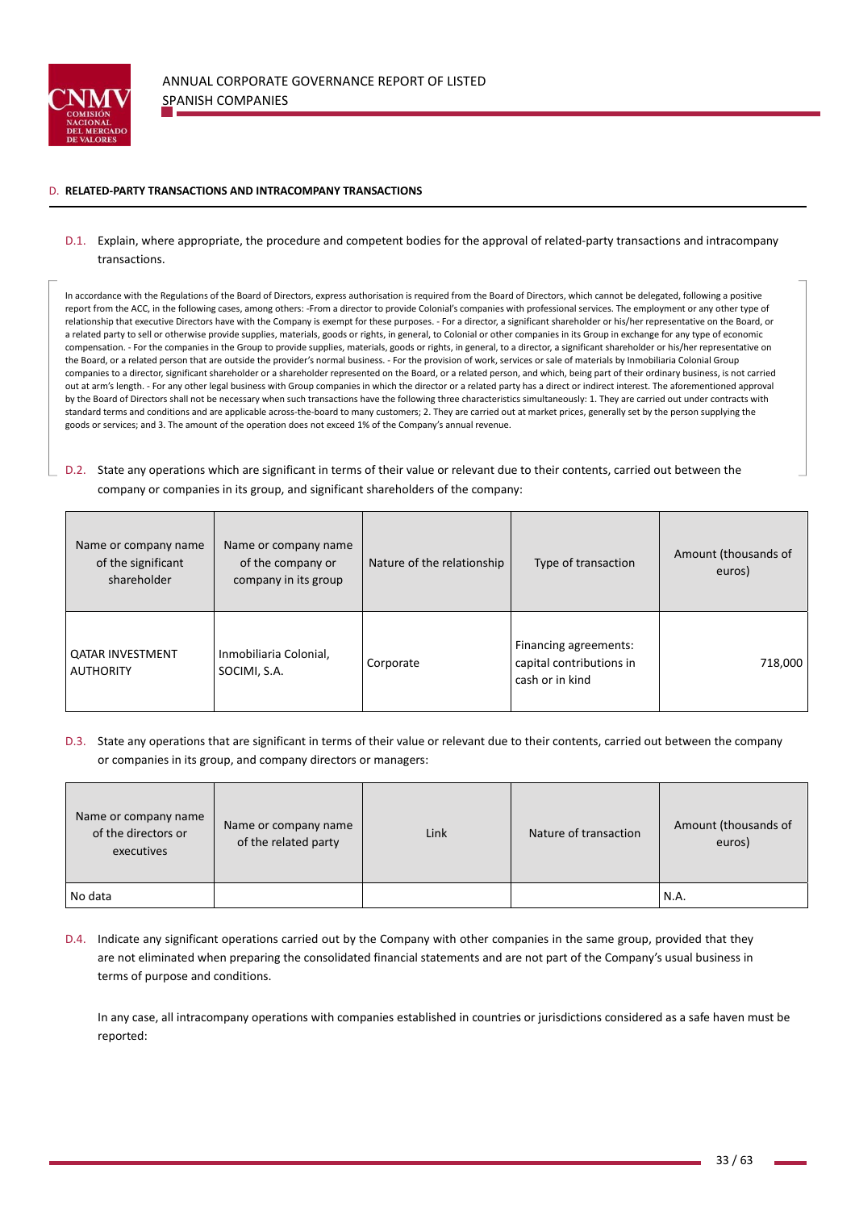## D. RELATED-PARTY TRANSACTIONS AND INTRACOMPANY TRANSACTIONS

D.1. Explain, where appropriate, the procedure and competent bodies for the approval of related-party transactions and intracompany transactions.

In accordance with the Regulations of the Board of Directors, express authorisation is required from the Board of Directors, which cannot be delegated, following a positive report from the ACC, in the following cases, among others: -From a director to provide Colonial's companies with professional services. The employment or any other type of relationship that executive Directors have with the Company is exempt for these purposes. - For a director, a significant shareholder or his/her representative on the Board, or a related party to sell or otherwise provide supplies, materials, goods or rights, in general, to Colonial or other companies in its Group in exchange for any type of economic compensation. - For the companies in the Group to provide supplies, materials, goods or rights, in general, to a director, a significant shareholder or his/her representative on the Board, or a related person that are outside the provider's normal business. - For the provision of work, services or sale of materials by Inmobiliaria Colonial Group companies to a director, significant shareholder or a shareholder represented on the Board, or a related person, and which, being part of their ordinary business, is not carried out at arm's length. - For any other legal business with Group companies in which the director or a related party has a direct or indirect interest. The aforementioned approval by the Board of Directors shall not be necessary when such transactions have the following three characteristics simultaneously: 1. They are carried out under contracts with standard terms and conditions and are applicable across-the-board to many customers; 2. They are carried out at market prices, generally set by the person supplying the goods or services; and 3. The amount of the operation does not exceed 1% of the Company's annual revenue.

D.2. State any operations which are significant in terms of their value or relevant due to their contents, carried out between the company or companies in its group, and significant shareholders of the company:

| Name or company name of the significant shareholder | Name or company name of the company or company in its group | Nature of the relationship | Type of transaction | Amount (thousands of euros) |
|---|---|---|---|---|
| QATAR INVESTMENT AUTHORITY | Inmobiliaria Colonial, SOCIMI, S.A. | Corporate | Financing agreements: capital contributions in cash or in kind | 718,000 |

D.3. State any operations that are significant in terms of their value or relevant due to their contents, carried out between the company or companies in its group, and company directors or managers:

| Name or company name of the directors or executives | Name or company name of the related party | Link | Nature of transaction | Amount (thousands of euros) |
|---|---|---|---|---|
| No data | | | | N.A. |

D.4. Indicate any significant operations carried out by the Company with other companies in the same group, provided that they are not eliminated when preparing the consolidated financial statements and are not part of the Company's usual business in terms of purpose and conditions.

In any case, all intracompany operations with companies established in countries or jurisdictions considered as a safe haven must be reported: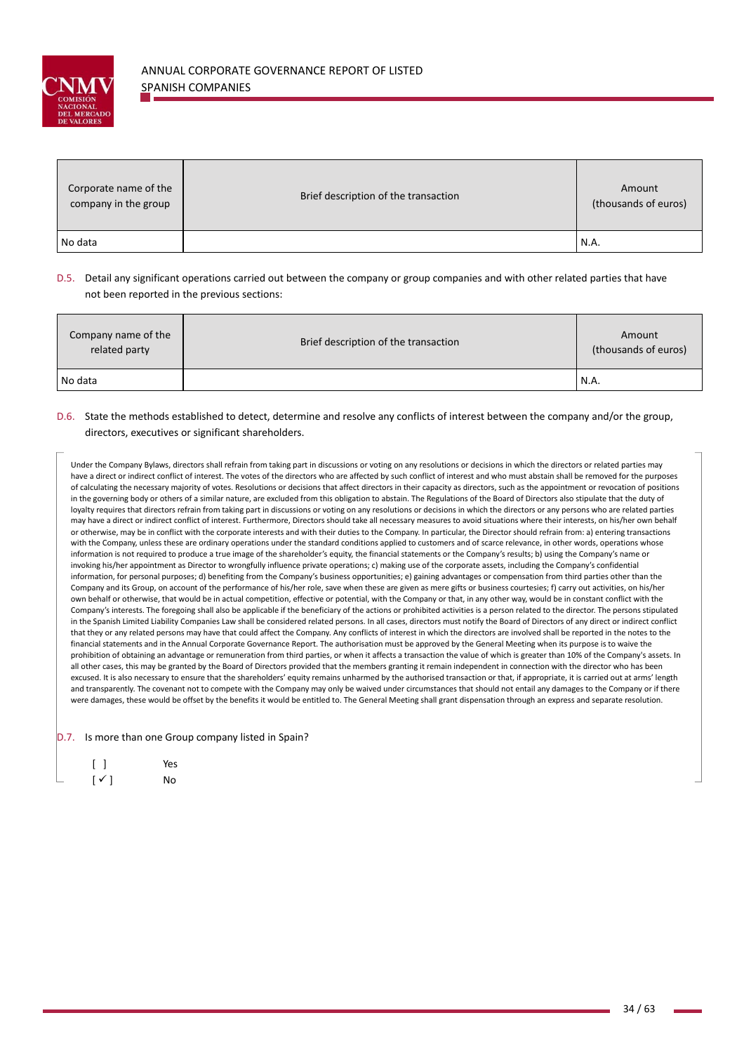| Corporate name of the company in the group | Brief description of the transaction | Amount (thousands of euros) |
|---|---|---|
| No data | | N.A. |

D.5. Detail any significant operations carried out between the company or group companies and with other related parties that have not been reported in the previous sections:

| Company name of the related party | Brief description of the transaction | Amount (thousands of euros) |
|---|---|---|
| No data | | N.A. |

D.6. State the methods established to detect, determine and resolve any conflicts of interest between the company and/or the group, directors, executives or significant shareholders.

Under the Company Bylaws, directors shall refrain from taking part in discussions or voting on any resolutions or decisions in which the directors or related parties may have a direct or indirect conflict of interest. The votes of the directors who are affected by such conflict of interest and who must abstain shall be removed for the purposes of calculating the necessary majority of votes. Resolutions or decisions that affect directors in their capacity as directors, such as the appointment or revocation of positions in the governing body or others of a similar nature, are excluded from this obligation to abstain. The Regulations of the Board of Directors also stipulate that the duty of loyalty requires that directors refrain from taking part in discussions or voting on any resolutions or decisions in which the directors or any persons who are related parties may have a direct or indirect conflict of interest. Furthermore, Directors should take all necessary measures to avoid situations where their interests, on his/her own behalf or otherwise, may be in conflict with the corporate interests and with their duties to the Company. In particular, the Director should refrain from: a) entering transactions with the Company, unless these are ordinary operations under the standard conditions applied to customers and of scarce relevance, in other words, operations whose information is not required to produce a true image of the shareholder's equity, the financial statements or the Company's results; b) using the Company's name or invoking his/her appointment as Director to wrongfully influence private operations; c) making use of the corporate assets, including the Company's confidential information, for personal purposes; d) benefiting from the Company's business opportunities; e) gaining advantages or compensation from third parties other than the Company and its Group, on account of the performance of his/her role, save when these are given as mere gifts or business courtesies; f) carry out activities, on his/her own behalf or otherwise, that would be in actual competition, effective or potential, with the Company or that, in any other way, would be in constant conflict with the Company's interests. The foregoing shall also be applicable if the beneficiary of the actions or prohibited activities is a person related to the director. The persons stipulated in the Spanish Limited Liability Companies Law shall be considered related persons. In all cases, directors must notify the Board of Directors of any direct or indirect conflict that they or any related persons may have that could affect the Company. Any conflicts of interest in which the directors are involved shall be reported in the notes to the financial statements and in the Annual Corporate Governance Report. The authorisation must be approved by the General Meeting when its purpose is to waive the prohibition of obtaining an advantage or remuneration from third parties, or when it affects a transaction the value of which is greater than 10% of the Company's assets. In all other cases, this may be granted by the Board of Directors provided that the members granting it remain independent in connection with the director who has been excused. It is also necessary to ensure that the shareholders' equity remains unharmed by the authorised transaction or that, if appropriate, it is carried out at arms' length and transparently. The covenant not to compete with the Company may only be waived under circumstances that should not entail any damages to the Company or if there were damages, these would be offset by the benefits it would be entitled to. The General Meeting shall grant dispensation through an express and separate resolution.

D.7. Is more than one Group company listed in Spain?

[ ] Yes
[ ✓ ] No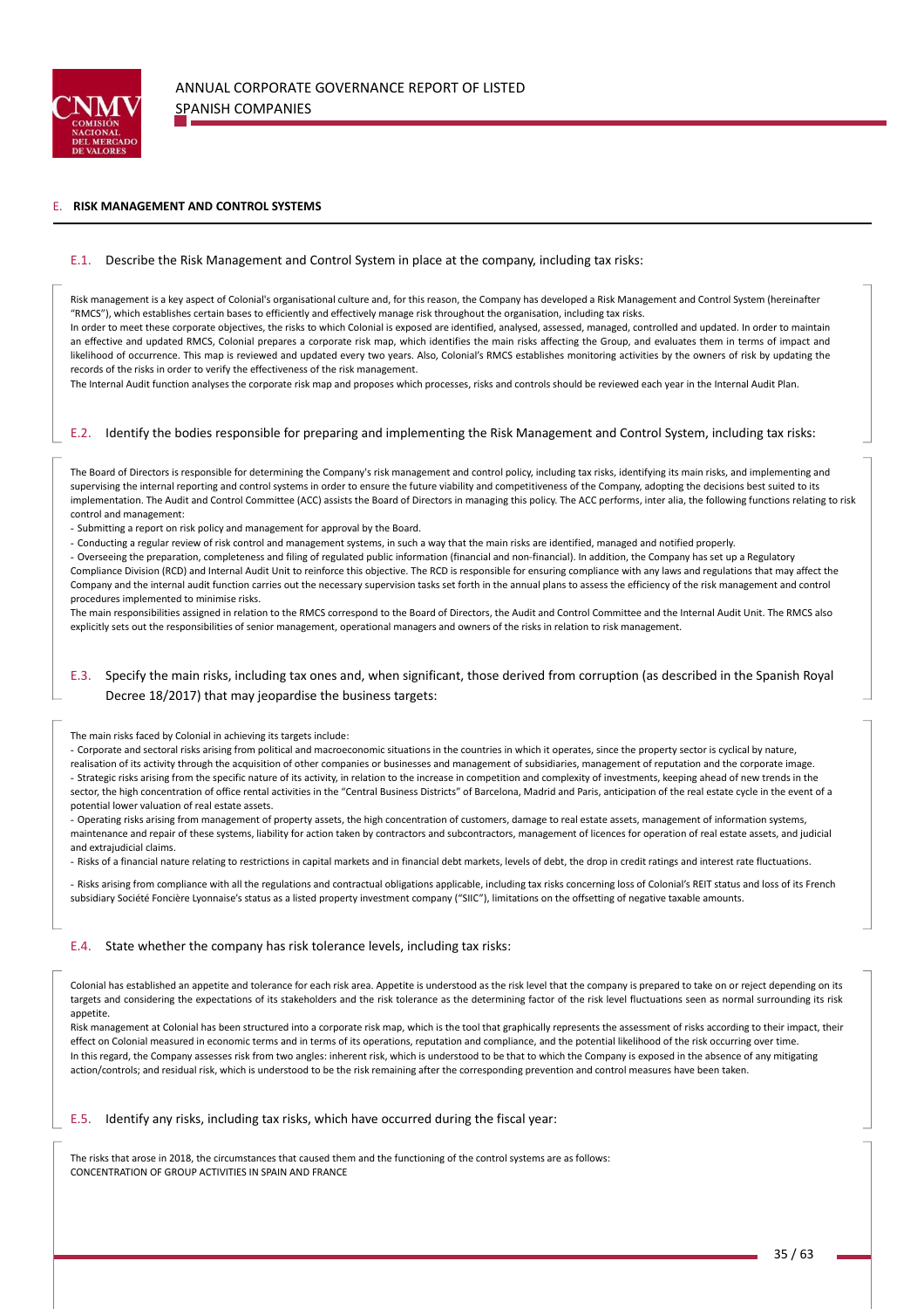## E. RISK MANAGEMENT AND CONTROL SYSTEMS

### E.1. Describe the Risk Management and Control System in place at the company, including tax risks:

Risk management is a key aspect of Colonial's organisational culture and, for this reason, the Company has developed a Risk Management and Control System (hereinafter "RMCS"), which establishes certain bases to efficiently and effectively manage risk throughout the organisation, including tax risks.
In order to meet these corporate objectives, the risks to which Colonial is exposed are identified, analysed, assessed, managed, controlled and updated. In order to maintain an effective and updated RMCS, Colonial prepares a corporate risk map, which identifies the main risks affecting the Group, and evaluates them in terms of impact and likelihood of occurrence. This map is reviewed and updated every two years. Also, Colonial's RMCS establishes monitoring activities by the owners of risk by updating the records of the risks in order to verify the effectiveness of the risk management.
The Internal Audit function analyses the corporate risk map and proposes which processes, risks and controls should be reviewed each year in the Internal Audit Plan.

### E.2. Identify the bodies responsible for preparing and implementing the Risk Management and Control System, including tax risks:

The Board of Directors is responsible for determining the Company's risk management and control policy, including tax risks, identifying its main risks, and implementing and supervising the internal reporting and control systems in order to ensure the future viability and competitiveness of the Company, adopting the decisions best suited to its implementation. The Audit and Control Committee (ACC) assists the Board of Directors in managing this policy. The ACC performs, inter alia, the following functions relating to risk control and management:
- Submitting a report on risk policy and management for approval by the Board.
- Conducting a regular review of risk control and management systems, in such a way that the main risks are identified, managed and notified properly.
- Overseeing the preparation, completeness and filing of regulated public information (financial and non-financial). In addition, the Company has set up a Regulatory Compliance Division (RCD) and Internal Audit Unit to reinforce this objective. The RCD is responsible for ensuring compliance with any laws and regulations that may affect the Company and the internal audit function carries out the necessary supervision tasks set forth in the annual plans to assess the efficiency of the risk management and control procedures implemented to minimise risks.
The main responsibilities assigned in relation to the RMCS correspond to the Board of Directors, the Audit and Control Committee and the Internal Audit Unit. The RMCS also explicitly sets out the responsibilities of senior management, operational managers and owners of the risks in relation to risk management.

### E.3. Specify the main risks, including tax ones and, when significant, those derived from corruption (as described in the Spanish Royal Decree 18/2017) that may jeopardise the business targets:

The main risks faced by Colonial in achieving its targets include:
- Corporate and sectoral risks arising from political and macroeconomic situations in the countries in which it operates, since the property sector is cyclical by nature, realisation of its activity through the acquisition of other companies or businesses and management of subsidiaries, management of reputation and the corporate image.
- Strategic risks arising from the specific nature of its activity, in relation to the increase in competition and complexity of investments, keeping ahead of new trends in the sector, the high concentration of office rental activities in the "Central Business Districts" of Barcelona, Madrid and Paris, anticipation of the real estate cycle in the event of a potential lower valuation of real estate assets.
- Operating risks arising from management of property assets, the high concentration of customers, damage to real estate assets, management of information systems, maintenance and repair of these systems, liability for action taken by contractors and subcontractors, management of licences for operation of real estate assets, and judicial and extrajudicial claims.
- Risks of a financial nature relating to restrictions in capital markets and in financial debt markets, levels of debt, the drop in credit ratings and interest rate fluctuations.

- Risks arising from compliance with all the regulations and contractual obligations applicable, including tax risks concerning loss of Colonial's REIT status and loss of its French subsidiary Société Foncière Lyonnaise's status as a listed property investment company ("SIIC"), limitations on the offsetting of negative taxable amounts.

### E.4. State whether the company has risk tolerance levels, including tax risks:

Colonial has established an appetite and tolerance for each risk area. Appetite is understood as the risk level that the company is prepared to take on or reject depending on its targets and considering the expectations of its stakeholders and the risk tolerance as the determining factor of the risk level fluctuations seen as normal surrounding its risk appetite.
Risk management at Colonial has been structured into a corporate risk map, which is the tool that graphically represents the assessment of risks according to their impact, their effect on Colonial measured in economic terms and in terms of its operations, reputation and compliance, and the potential likelihood of the risk occurring over time.
In this regard, the Company assesses risk from two angles: inherent risk, which is understood to be that to which the Company is exposed in the absence of any mitigating action/controls; and residual risk, which is understood to be the risk remaining after the corresponding prevention and control measures have been taken.

### E.5. Identify any risks, including tax risks, which have occurred during the fiscal year:

The risks that arose in 2018, the circumstances that caused them and the functioning of the control systems are as follows:
CONCENTRATION OF GROUP ACTIVITIES IN SPAIN AND FRANCE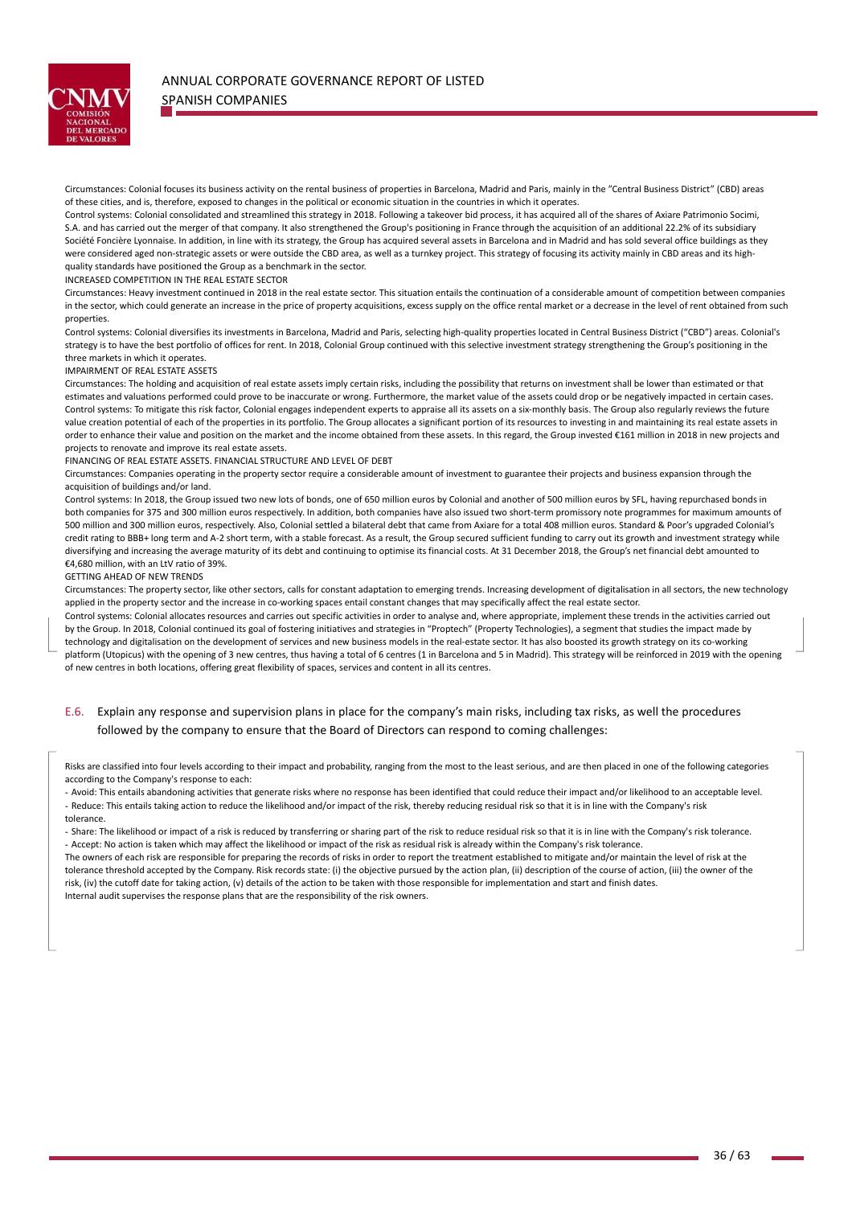Circumstances: Colonial focuses its business activity on the rental business of properties in Barcelona, Madrid and Paris, mainly in the "Central Business District" (CBD) areas of these cities, and is, therefore, exposed to changes in the political or economic situation in the countries in which it operates.

Control systems: Colonial consolidated and streamlined this strategy in 2018. Following a takeover bid process, it has acquired all of the shares of Axiare Patrimonio Socimi, S.A. and has carried out the merger of that company. It also strengthened the Group's positioning in France through the acquisition of an additional 22.2% of its subsidiary Société Foncière Lyonnaise. In addition, in line with its strategy, the Group has acquired several assets in Barcelona and in Madrid and has sold several office buildings as they were considered aged non-strategic assets or were outside the CBD area, as well as a turnkey project. This strategy of focusing its activity mainly in CBD areas and its high-quality standards have positioned the Group as a benchmark in the sector.

INCREASED COMPETITION IN THE REAL ESTATE SECTOR

Circumstances: Heavy investment continued in 2018 in the real estate sector. This situation entails the continuation of a considerable amount of competition between companies in the sector, which could generate an increase in the price of property acquisitions, excess supply on the office rental market or a decrease in the level of rent obtained from such properties.

Control systems: Colonial diversifies its investments in Barcelona, Madrid and Paris, selecting high-quality properties located in Central Business District ("CBD") areas. Colonial's strategy is to have the best portfolio of offices for rent. In 2018, Colonial Group continued with this selective investment strategy strengthening the Group's positioning in the three markets in which it operates.

IMPAIRMENT OF REAL ESTATE ASSETS

Circumstances: The holding and acquisition of real estate assets imply certain risks, including the possibility that returns on investment shall be lower than estimated or that estimates and valuations performed could prove to be inaccurate or wrong. Furthermore, the market value of the assets could drop or be negatively impacted in certain cases.

Control systems: To mitigate this risk factor, Colonial engages independent experts to appraise all its assets on a six-monthly basis. The Group also regularly reviews the future value creation potential of each of the properties in its portfolio. The Group allocates a significant portion of its resources to investing in and maintaining its real estate assets in order to enhance their value and position on the market and the income obtained from these assets. In this regard, the Group invested €161 million in 2018 in new projects and projects to renovate and improve its real estate assets.

FINANCING OF REAL ESTATE ASSETS. FINANCIAL STRUCTURE AND LEVEL OF DEBT

Circumstances: Companies operating in the property sector require a considerable amount of investment to guarantee their projects and business expansion through the acquisition of buildings and/or land.

Control systems: In 2018, the Group issued two new lots of bonds, one of 650 million euros by Colonial and another of 500 million euros by SFL, having repurchased bonds in both companies for 375 and 300 million euros respectively. In addition, both companies have also issued two short-term promissory note programmes for maximum amounts of 500 million and 300 million euros, respectively. Also, Colonial settled a bilateral debt that came from Axiare for a total 408 million euros. Standard & Poor's upgraded Colonial's credit rating to BBB+ long term and A-2 short term, with a stable forecast. As a result, the Group secured sufficient funding to carry out its growth and investment strategy while diversifying and increasing the average maturity of its debt and continuing to optimise its financial costs. At 31 December 2018, the Group's net financial debt amounted to €4,680 million, with an LtV ratio of 39%.

GETTING AHEAD OF NEW TRENDS

Circumstances: The property sector, like other sectors, calls for constant adaptation to emerging trends. Increasing development of digitalisation in all sectors, the new technology applied in the property sector and the increase in co-working spaces entail constant changes that may specifically affect the real estate sector.

Control systems: Colonial allocates resources and carries out specific activities in order to analyse and, where appropriate, implement these trends in the activities carried out by the Group. In 2018, Colonial continued its goal of fostering initiatives and strategies in "Proptech" (Property Technologies), a segment that studies the impact made by technology and digitalisation on the development of services and new business models in the real-estate sector. It has also boosted its growth strategy on its co-working platform (Utopicus) with the opening of 3 new centres, thus having a total of 6 centres (1 in Barcelona and 5 in Madrid). This strategy will be reinforced in 2019 with the opening of new centres in both locations, offering great flexibility of spaces, services and content in all its centres.

## E.6. Explain any response and supervision plans in place for the company's main risks, including tax risks, as well as the procedures followed by the company to ensure that the Board of Directors can respond to coming challenges:

Risks are classified into four levels according to their impact and probability, ranging from the most to the least serious, and are then placed in one of the following categories according to the Company's response to each:

- Avoid: This entails abandoning activities that generate risks where no response has been identified that could reduce their impact and/or likelihood to an acceptable level.
- Reduce: This entails taking action to reduce the likelihood and/or impact of the risk, thereby reducing residual risk so that it is in line with the Company's risk tolerance.
- Share: The likelihood or impact of a risk is reduced by transferring or sharing part of the risk to reduce residual risk so that it is in line with the Company's risk tolerance.
- Accept: No action is taken which may affect the likelihood or impact of the risk as residual risk is already within the Company's risk tolerance.

The owners of each risk are responsible for preparing the records of risks in order to report the treatment established to mitigate and/or maintain the level of risk at the tolerance threshold accepted by the Company. Risk records state: (i) the objective pursued by the action plan, (ii) description of the course of action, (iii) the owner of the risk, (iv) the cutoff date for taking action, (v) details of the action to be taken with those responsible for implementation and start and finish dates.

Internal audit supervises the response plans that are the responsibility of the risk owners.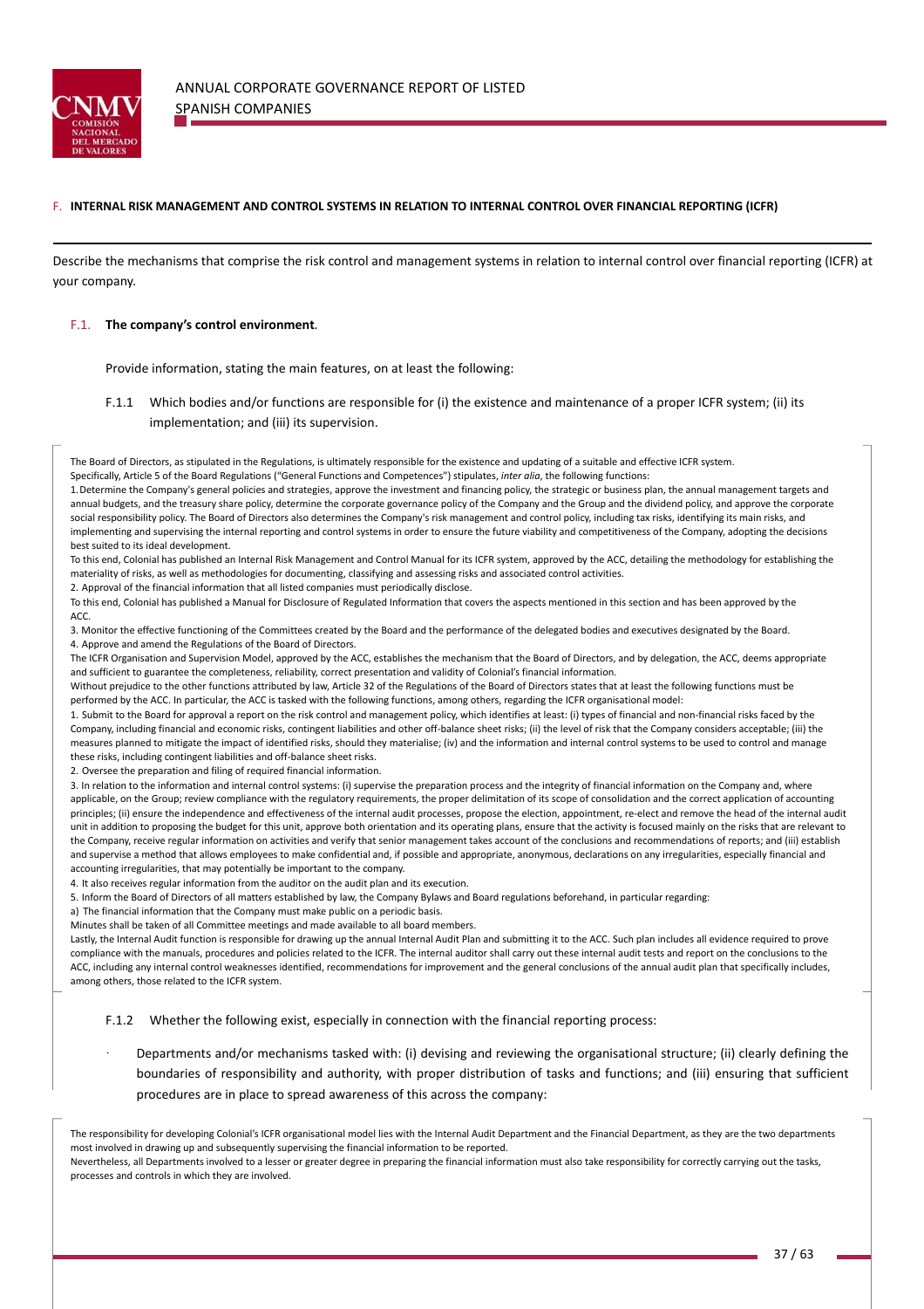## F. INTERNAL RISK MANAGEMENT AND CONTROL SYSTEMS IN RELATION TO INTERNAL CONTROL OVER FINANCIAL REPORTING (ICFR)

Describe the mechanisms that comprise the risk control and management systems in relation to internal control over financial reporting (ICFR) at your company.

### F.1. The company's control environment.

Provide information, stating the main features, on at least the following:

F.1.1 Which bodies and/or functions are responsible for (i) the existence and maintenance of a proper ICFR system; (ii) its implementation; and (iii) its supervision.

The Board of Directors, as stipulated in the Regulations, is ultimately responsible for the existence and updating of a suitable and effective ICFR system.

Specifically, Article 5 of the Board Regulations ("General Functions and Competences") stipulates, *inter alia*, the following functions:

1. Determine the Company's general policies and strategies, approve the investment and financing policy, the strategic or business plan, the annual management targets and annual budgets, and the treasury share policy, determine the corporate governance policy of the Company and the Group and the dividend policy, and approve the corporate social responsibility policy. The Board of Directors also determines the Company's risk management and control policy, including tax risks, identifying its main risks, and implementing and supervising the internal reporting and control systems in order to ensure the future viability and competitiveness of the Company, adopting the decisions best suited to its ideal development.

To this end, Colonial has published an Internal Risk Management and Control Manual for its ICFR system, approved by the ACC, detailing the methodology for establishing the materiality of risks, as well as methodologies for documenting, classifying and assessing risks and associated control activities.

2. Approval of the financial information that all listed companies must periodically disclose.

To this end, Colonial has published a Manual for Disclosure of Regulated Information that covers the aspects mentioned in this section and has been approved by the ACC.

3. Monitor the effective functioning of the Committees created by the Board and the performance of the delegated bodies and executives designated by the Board.

4. Approve and amend the Regulations of the Board of Directors.

The ICFR Organisation and Supervision Model, approved by the ACC, establishes the mechanism that the Board of Directors, and by delegation, the ACC, deems appropriate and sufficient to guarantee the completeness, reliability, correct presentation and validity of Colonial's financial information.

Without prejudice to the other functions attributed by law, Article 32 of the Regulations of the Board of Directors states that at least the following functions must be performed by the ACC. In particular, the ACC is tasked with the following functions, among others, regarding the ICFR organisational model:

1. Submit to the Board for approval a report on the risk control and management policy, which identifies at least: (i) types of financial and non-financial risks faced by the Company, including financial and economic risks, contingent liabilities and other off-balance sheet risks; (ii) the level of risk that the Company considers acceptable; (iii) the measures planned to mitigate the impact of identified risks, should they materialise; (iv) and the information and internal control systems to be used to control and manage these risks, including contingent liabilities and off-balance sheet risks.

2. Oversee the preparation and filing of required financial information.

3. In relation to the information and internal control systems: (i) supervise the preparation process and the integrity of financial information on the Company and, where applicable, on the Group; review compliance with the regulatory requirements, the proper delimitation of its scope of consolidation and the correct application of accounting principles; (ii) ensure the independence and effectiveness of the internal audit processes, propose the election, appointment, re-elect and remove the head of the internal audit unit in addition to proposing the budget for this unit, approve both orientation and its operating plans, ensure that the activity is focused mainly on the risks that are relevant to the Company, receive regular information on activities and verify that senior management takes account of the conclusions and recommendations of reports; and (iii) establish and supervise a method that allows employees to make confidential and, if possible and appropriate, anonymous, declarations on any irregularities, especially financial and accounting irregularities, that may potentially be important to the company.

4. It also receives regular information from the auditor on the audit plan and its execution.

5. Inform the Board of Directors of all matters established by law, the Company Bylaws and Board regulations beforehand, in particular regarding:

a) The financial information that the Company must make public on a periodic basis.

Minutes shall be taken of all Committee meetings and made available to all board members.

Lastly, the Internal Audit function is responsible for drawing up the annual Internal Audit Plan and submitting it to the ACC. Such plan includes all evidence required to prove compliance with the manuals, procedures and policies related to the ICFR. The internal auditor shall carry out these internal audit tests and report on the conclusions to the ACC, including any internal control weaknesses identified, recommendations for improvement and the general conclusions of the annual audit plan that specifically includes, among others, those related to the ICFR system.

F.1.2 Whether the following exist, especially in connection with the financial reporting process:

- Departments and/or mechanisms tasked with: (i) devising and reviewing the organisational structure; (ii) clearly defining the boundaries of responsibility and authority, with proper distribution of tasks and functions; and (iii) ensuring that sufficient procedures are in place to spread awareness of this across the company:

The responsibility for developing Colonial's ICFR organisational model lies with the Internal Audit Department and the Financial Department, as they are the two departments most involved in drawing up and subsequently supervising the financial information to be reported.

Nevertheless, all Departments involved to a lesser or greater degree in preparing the financial information must also take responsibility for correctly carrying out the tasks, processes and controls in which they are involved.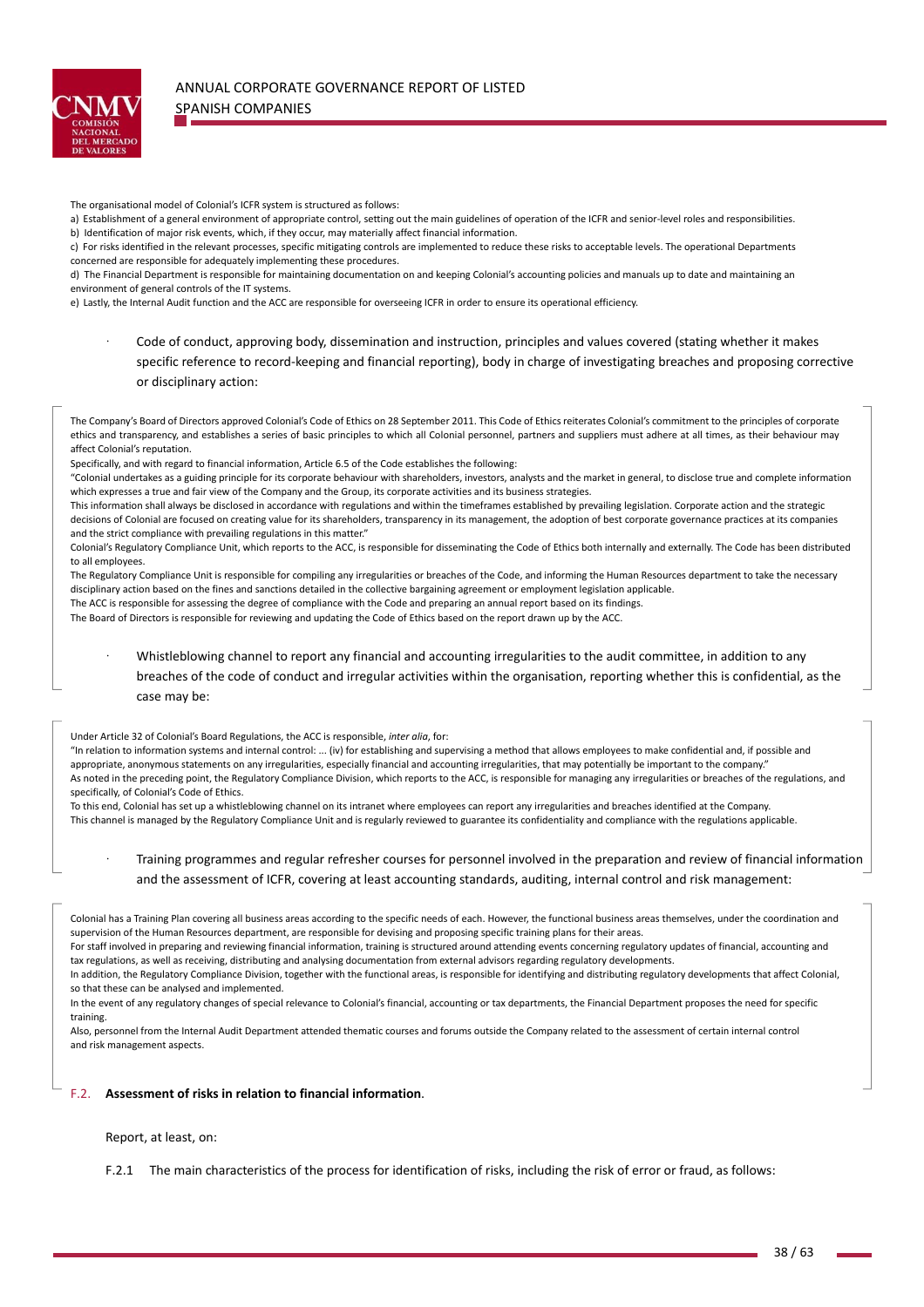The organisational model of Colonial's ICFR system is structured as follows:

a) Establishment of a general environment of appropriate control, setting out the main guidelines of operation of the ICFR and senior-level roles and responsibilities.

b) Identification of major risk events, which, if they occur, may materially affect financial information.

c) For risks identified in the relevant processes, specific mitigating controls are implemented to reduce these risks to acceptable levels. The operational Departments concerned are responsible for adequately implementing these procedures.

d) The Financial Department is responsible for maintaining documentation on and keeping Colonial's accounting policies and manuals up to date and maintaining an environment of general controls of the IT systems.

e) Lastly, the Internal Audit function and the ACC are responsible for overseeing ICFR in order to ensure its operational efficiency.

· Code of conduct, approving body, dissemination and instruction, principles and values covered (stating whether it makes specific reference to record-keeping and financial reporting), body in charge of investigating breaches and proposing corrective or disciplinary action:

The Company's Board of Directors approved Colonial's Code of Ethics on 28 September 2011. This Code of Ethics reiterates Colonial's commitment to the principles of corporate ethics and transparency, and establishes a series of basic principles to which all Colonial personnel, partners and suppliers must adhere at all times, as their behaviour may affect Colonial's reputation.

Specifically, and with regard to financial information, Article 6.5 of the Code establishes the following:

"Colonial undertakes as a guiding principle for its corporate behaviour with shareholders, investors, analysts and the market in general, to disclose true and complete information which expresses a true and fair view of the Company and the Group, its corporate activities and its business strategies.

This information shall always be disclosed in accordance with regulations and within the timeframes established by prevailing legislation. Corporate action and the strategic decisions of Colonial are focused on creating value for its shareholders, transparency in its management, the adoption of best corporate governance practices at its companies and the strict compliance with prevailing regulations in this matter."

Colonial's Regulatory Compliance Unit, which reports to the ACC, is responsible for disseminating the Code of Ethics both internally and externally. The Code has been distributed to all employees.

The Regulatory Compliance Unit is responsible for compiling any irregularities or breaches of the Code, and informing the Human Resources department to take the necessary disciplinary action based on the fines and sanctions detailed in the collective bargaining agreement or employment legislation applicable.

The ACC is responsible for assessing the degree of compliance with the Code and preparing an annual report based on its findings.

The Board of Directors is responsible for reviewing and updating the Code of Ethics based on the report drawn up by the ACC.

· Whistleblowing channel to report any financial and accounting irregularities to the audit committee, in addition to any breaches of the code of conduct and irregular activities within the organisation, reporting whether this is confidential, as the case may be:

Under Article 32 of Colonial's Board Regulations, the ACC is responsible, *inter alia*, for:

"In relation to information systems and internal control: ... (iv) for establishing and supervising a method that allows employees to make confidential and, if possible and appropriate, anonymous statements on any irregularities, especially financial and accounting irregularities, that may potentially be important to the company."

As noted in the preceding point, the Regulatory Compliance Division, which reports to the ACC, is responsible for managing any irregularities or breaches of the regulations, and specifically, of Colonial's Code of Ethics.

To this end, Colonial has set up a whistleblowing channel on its intranet where employees can report any irregularities and breaches identified at the Company.

This channel is managed by the Regulatory Compliance Unit and is regularly reviewed to guarantee its confidentiality and compliance with the regulations applicable.

· Training programmes and regular refresher courses for personnel involved in the preparation and review of financial information and the assessment of ICFR, covering at least accounting standards, auditing, internal control and risk management:

Colonial has a Training Plan covering all business areas according to the specific needs of each. However, the functional business areas themselves, under the coordination and supervision of the Human Resources department, are responsible for devising and proposing specific training plans for their areas.

For staff involved in preparing and reviewing financial information, training is structured around attending events concerning regulatory updates of financial, accounting and tax regulations, as well as receiving, distributing and analysing documentation from external advisors regarding regulatory developments.

In addition, the Regulatory Compliance Division, together with the functional areas, is responsible for identifying and distributing regulatory developments that affect Colonial, so that these can be analysed and implemented.

In the event of any regulatory changes of special relevance to Colonial's financial, accounting or tax departments, the Financial Department proposes the need for specific training.

Also, personnel from the Internal Audit Department attended thematic courses and forums outside the Company related to the assessment of certain internal control and risk management aspects.

### F.2. **Assessment of risks in relation to financial information**.

Report, at least, on:

F.2.1 The main characteristics of the process for identification of risks, including the risk of error or fraud, as follows: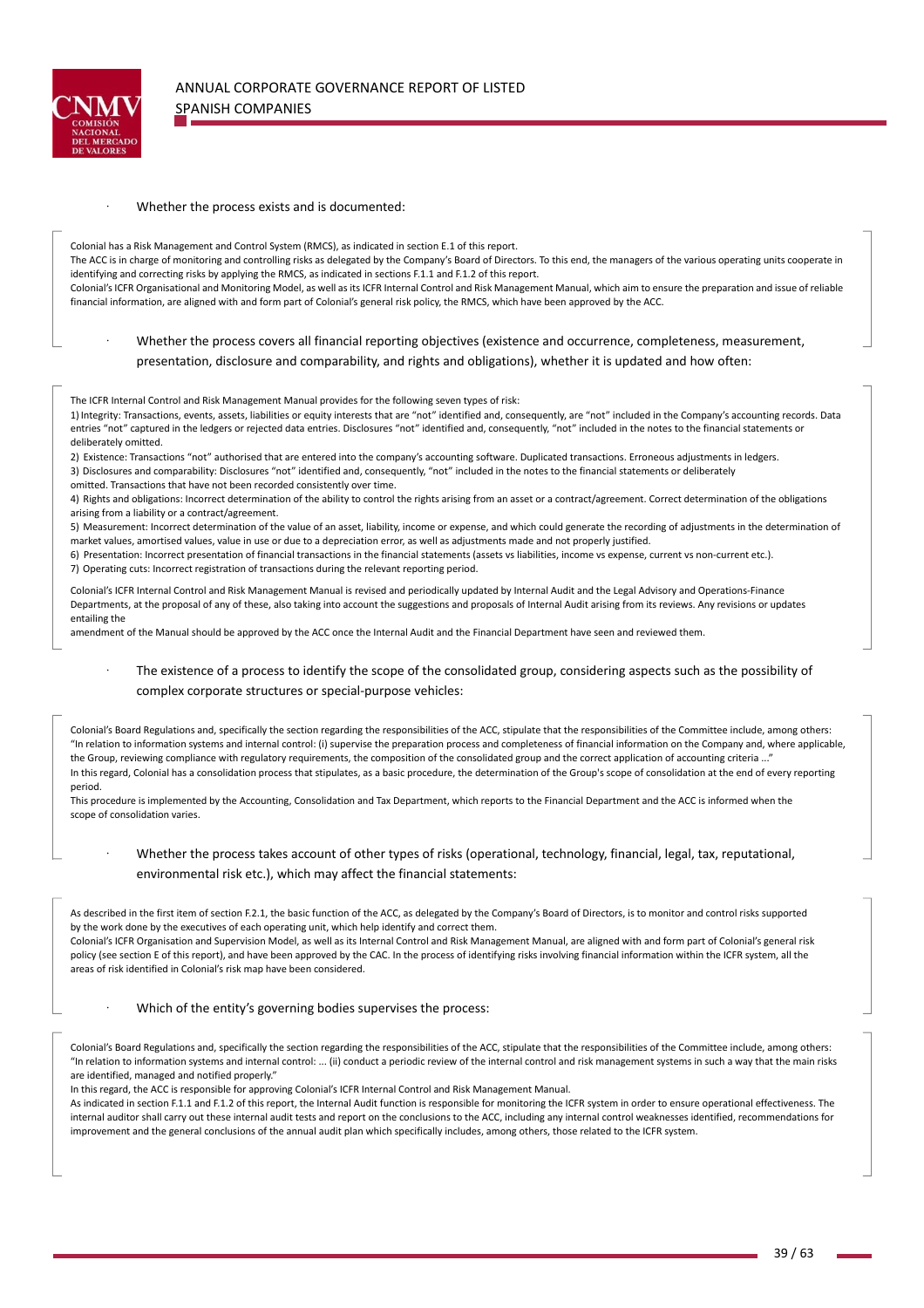· Whether the process exists and is documented:

Colonial has a Risk Management and Control System (RMCS), as indicated in section E.1 of this report.
The ACC is in charge of monitoring and controlling risks as delegated by the Company's Board of Directors. To this end, the managers of the various operating units cooperate in identifying and correcting risks by applying the RMCS, as indicated in sections F.1.1 and F.1.2 of this report.
Colonial's ICFR Organisational and Monitoring Model, as well as its ICFR Internal Control and Risk Management Manual, which aim to ensure the preparation and issue of reliable financial information, are aligned with and form part of Colonial's general risk policy, the RMCS, which have been approved by the ACC.

· Whether the process covers all financial reporting objectives (existence and occurrence, completeness, measurement, presentation, disclosure and comparability, and rights and obligations), whether it is updated and how often:

The ICFR Internal Control and Risk Management Manual provides for the following seven types of risk:
1) Integrity: Transactions, events, assets, liabilities or equity interests that are "not" identified and, consequently, are "not" included in the Company's accounting records. Data entries "not" captured in the ledgers or rejected data entries. Disclosures "not" identified and, consequently, "not" included in the notes to the financial statements or deliberately omitted.
2) Existence: Transactions "not" authorised that are entered into the company's accounting software. Duplicated transactions. Erroneous adjustments in ledgers.
3) Disclosures and comparability: Disclosures "not" identified and, consequently, "not" included in the notes to the financial statements or deliberately omitted. Transactions that have not been recorded consistently over time.
4) Rights and obligations: Incorrect determination of the ability to control the rights arising from an asset or a contract/agreement. Correct determination of the obligations arising from a liability or a contract/agreement.
5) Measurement: Incorrect determination of the value of an asset, liability, income or expense, and which could generate the recording of adjustments in the determination of market values, amortised values, value in use or due to a depreciation error, as well as adjustments made and not properly justified.
6) Presentation: Incorrect presentation of financial transactions in the financial statements (assets vs liabilities, income vs expense, current vs non-current etc.).
7) Operating cuts: Incorrect registration of transactions during the relevant reporting period.

Colonial's ICFR Internal Control and Risk Management Manual is revised and periodically updated by Internal Audit and the Legal Advisory and Operations-Finance Departments, at the proposal of any of these, also taking into account the suggestions and proposals of Internal Audit arising from its reviews. Any revisions or updates entailing the amendment of the Manual should be approved by the ACC once the Internal Audit and the Financial Department have seen and reviewed them.

· The existence of a process to identify the scope of the consolidated group, considering aspects such as the possibility of complex corporate structures or special-purpose vehicles:

Colonial's Board Regulations and, specifically the section regarding the responsibilities of the ACC, stipulate that the responsibilities of the Committee include, among others: "In relation to information systems and internal control: (i) supervise the preparation process and completeness of financial information on the Company and, where applicable, the Group, reviewing compliance with regulatory requirements, the composition of the consolidated group and the correct application of accounting criteria ..."
In this regard, Colonial has a consolidation process that stipulates, as a basic procedure, the determination of the Group's scope of consolidation at the end of every reporting period.
This procedure is implemented by the Accounting, Consolidation and Tax Department, which reports to the Financial Department and the ACC is informed when the scope of consolidation varies.

· Whether the process takes account of other types of risks (operational, technology, financial, legal, tax, reputational, environmental risk etc.), which may affect the financial statements:

As described in the first item of section F.2.1, the basic function of the ACC, as delegated by the Company's Board of Directors, is to monitor and control risks supported by the work done by the executives of each operating unit, which help identify and correct them.
Colonial's ICFR Organisation and Supervision Model, as well as its Internal Control and Risk Management Manual, are aligned with and form part of Colonial's general risk policy (see section E of this report), and have been approved by the CAC. In the process of identifying risks involving financial information within the ICFR system, all the areas of risk identified in Colonial's risk map have been considered.

· Which of the entity's governing bodies supervises the process:

Colonial's Board Regulations and, specifically the section regarding the responsibilities of the ACC, stipulate that the responsibilities of the Committee include, among others: "In relation to information systems and internal control: ... (ii) conduct a periodic review of the internal control and risk management systems in such a way that the main risks are identified, managed and notified properly."
In this regard, the ACC is responsible for approving Colonial's ICFR Internal Control and Risk Management Manual.
As indicated in section F.1.1 and F.1.2 of this report, the Internal Audit function is responsible for monitoring the ICFR system in order to ensure operational effectiveness. The internal auditor shall carry out these internal audit tests and report on the conclusions to the ACC, including any internal control weaknesses identified, recommendations for improvement and the general conclusions of the annual audit plan which specifically includes, among others, those related to the ICFR system.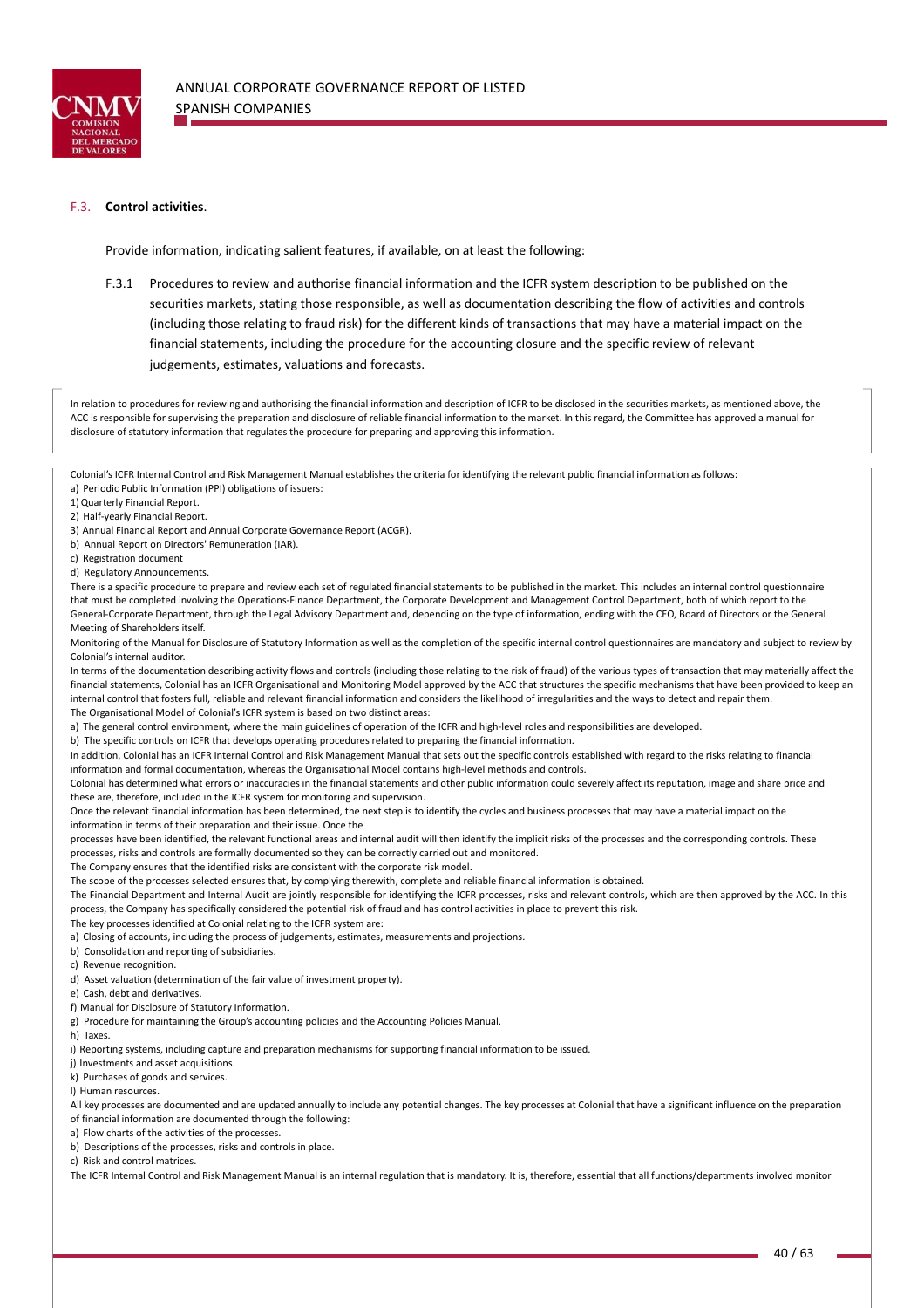### F.3. **Control activities**.

Provide information, indicating salient features, if available, on at least the following:

F.3.1 Procedures to review and authorise financial information and the ICFR system description to be published on the securities markets, stating those responsible, as well as documentation describing the flow of activities and controls (including those relating to fraud risk) for the different kinds of transactions that may have a material impact on the financial statements, including the procedure for the accounting closure and the specific review of relevant judgements, estimates, valuations and forecasts.

In relation to procedures for reviewing and authorising the financial information and description of ICFR to be disclosed in the securities markets, as mentioned above, the ACC is responsible for supervising the preparation and disclosure of reliable financial information to the market. In this regard, the Committee has approved a manual for disclosure of statutory information that regulates the procedure for preparing and approving this information.

Colonial's ICFR Internal Control and Risk Management Manual establishes the criteria for identifying the relevant public financial information as follows:

a) Periodic Public Information (PPI) obligations of issuers:

1) Quarterly Financial Report.

2) Half-yearly Financial Report.

3) Annual Financial Report and Annual Corporate Governance Report (ACGR).

b) Annual Report on Directors' Remuneration (IAR).

c) Registration document

d) Regulatory Announcements.

There is a specific procedure to prepare and review each set of regulated financial statements to be published in the market. This includes an internal control questionnaire that must be completed involving the Operations-Finance Department, the Corporate Development and Management Control Department, both of which report to the General-Corporate Department, through the Legal Advisory Department and, depending on the type of information, ending with the CEO, Board of Directors or the General Meeting of Shareholders itself.

Monitoring of the Manual for Disclosure of Statutory Information as well as the completion of the specific internal control questionnaires are mandatory and subject to review by Colonial's internal auditor.

In terms of the documentation describing activity flows and controls (including those relating to the risk of fraud) of the various types of transaction that may materially affect the financial statements, Colonial has an ICFR Organisational and Monitoring Model approved by the ACC that structures the specific mechanisms that have been provided to keep an internal control that fosters full, reliable and relevant financial information and considers the likelihood of irregularities and the ways to detect and repair them.

The Organisational Model of Colonial's ICFR system is based on two distinct areas:

a) The general control environment, where the main guidelines of operation of the ICFR and high-level roles and responsibilities are developed.

b) The specific controls on ICFR that develops operating procedures related to preparing the financial information.

In addition, Colonial has an ICFR Internal Control and Risk Management Manual that sets out the specific controls established with regard to the risks relating to financial information and formal documentation, whereas the Organisational Model contains high-level methods and controls.

Colonial has determined what errors or inaccuracies in the financial statements and other public information could severely affect its reputation, image and share price and these are, therefore, included in the ICFR system for monitoring and supervision.

Once the relevant financial information has been determined, the next step is to identify the cycles and business processes that may have a material impact on the information in terms of their preparation and their issue. Once the processes have been identified, the relevant functional areas and internal audit will then identify the implicit risks of the processes and the corresponding controls. These processes, risks and controls are formally documented so they can be correctly carried out and monitored.

The Company ensures that the identified risks are consistent with the corporate risk model.

The scope of the processes selected ensures that, by complying therewith, complete and reliable financial information is obtained.

The Financial Department and Internal Audit are jointly responsible for identifying the ICFR processes, risks and relevant controls, which are then approved by the ACC. In this process, the Company has specifically considered the potential risk of fraud and has control activities in place to prevent this risk.

The key processes identified at Colonial relating to the ICFR system are:

a) Closing of accounts, including the process of judgements, estimates, measurements and projections.

b) Consolidation and reporting of subsidiaries.

c) Revenue recognition.

d) Asset valuation (determination of the fair value of investment property).

e) Cash, debt and derivatives.

f) Manual for Disclosure of Statutory Information.

g) Procedure for maintaining the Group's accounting policies and the Accounting Policies Manual.

h) Taxes.

i) Reporting systems, including capture and preparation mechanisms for supporting financial information to be issued.

j) Investments and asset acquisitions.

k) Purchases of goods and services.

l) Human resources.

All key processes are documented and are updated annually to include any potential changes. The key processes at Colonial that have a significant influence on the preparation of financial information are documented through the following:

a) Flow charts of the activities of the processes.

b) Descriptions of the processes, risks and controls in place.

c) Risk and control matrices.

The ICFR Internal Control and Risk Management Manual is an internal regulation that is mandatory. It is, therefore, essential that all functions/departments involved monitor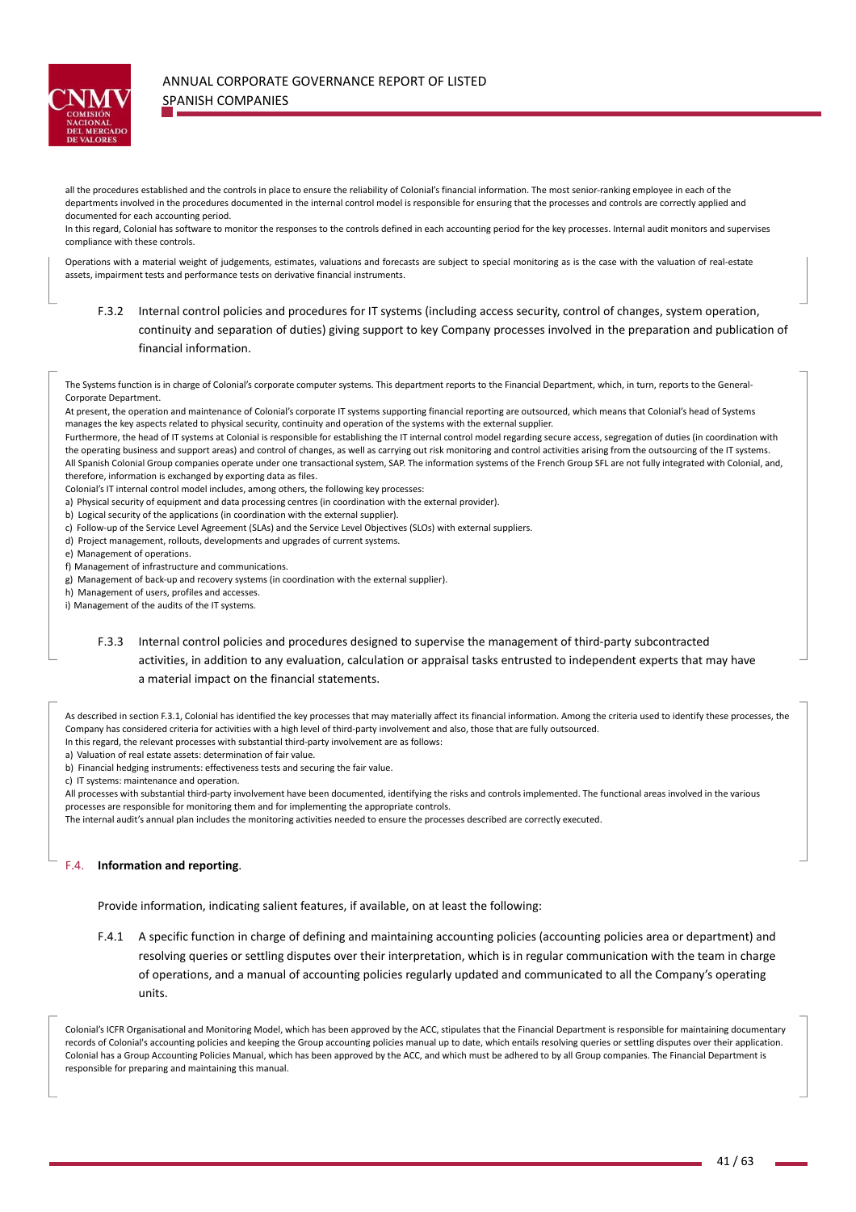all the procedures established and the controls in place to ensure the reliability of Colonial's financial information. The most senior-ranking employee in each of the departments involved in the procedures documented in the internal control model is responsible for ensuring that the processes and controls are correctly applied and documented for each accounting period.

In this regard, Colonial has software to monitor the responses to the controls defined in each accounting period for the key processes. Internal audit monitors and supervises compliance with these controls.

Operations with a material weight of judgements, estimates, valuations and forecasts are subject to special monitoring as is the case with the valuation of real-estate assets, impairment tests and performance tests on derivative financial instruments.

F.3.2 Internal control policies and procedures for IT systems (including access security, control of changes, system operation, continuity and separation of duties) giving support to key Company processes involved in the preparation and publication of financial information.

The Systems function is in charge of Colonial's corporate computer systems. This department reports to the Financial Department, which, in turn, reports to the General-Corporate Department.

At present, the operation and maintenance of Colonial's corporate IT systems supporting financial reporting are outsourced, which means that Colonial's head of Systems manages the key aspects related to physical security, continuity and operation of the systems with the external supplier.

Furthermore, the head of IT systems at Colonial is responsible for establishing the IT internal control model regarding secure access, segregation of duties (in coordination with the operating business and support areas) and control of changes, as well as carrying out risk monitoring and control activities arising from the outsourcing of the IT systems.

All Spanish Colonial Group companies operate under one transactional system, SAP. The information systems of the French Group SFL are not fully integrated with Colonial, and, therefore, information is exchanged by exporting data as files.

Colonial's IT internal control model includes, among others, the following key processes:

a) Physical security of equipment and data processing centres (in coordination with the external provider).
b) Logical security of the applications (in coordination with the external supplier).
c) Follow-up of the Service Level Agreement (SLAs) and the Service Level Objectives (SLOs) with external suppliers.
d) Project management, rollouts, developments and upgrades of current systems.
e) Management of operations.
f) Management of infrastructure and communications.
g) Management of back-up and recovery systems (in coordination with the external supplier).
h) Management of users, profiles and accesses.
i) Management of the audits of the IT systems.

F.3.3 Internal control policies and procedures designed to supervise the management of third-party subcontracted activities, in addition to any evaluation, calculation or appraisal tasks entrusted to independent experts that may have a material impact on the financial statements.

As described in section F.3.1, Colonial has identified the key processes that may materially affect its financial information. Among the criteria used to identify these processes, the Company has considered criteria for activities with a high level of third-party involvement and also, those that are fully outsourced.

In this regard, the relevant processes with substantial third-party involvement are as follows:

a) Valuation of real estate assets: determination of fair value.
b) Financial hedging instruments: effectiveness tests and securing the fair value.
c) IT systems: maintenance and operation.

All processes with substantial third-party involvement have been documented, identifying the risks and controls implemented. The functional areas involved in the various processes are responsible for monitoring them and for implementing the appropriate controls.

The internal audit's annual plan includes the monitoring activities needed to ensure the processes described are correctly executed.

## F.4. **Information and reporting**.

Provide information, indicating salient features, if available, on at least the following:

F.4.1 A specific function in charge of defining and maintaining accounting policies (accounting policies area or department) and resolving queries or settling disputes over their interpretation, which is in regular communication with the team in charge of operations, and a manual of accounting policies regularly updated and communicated to all the Company's operating units.

Colonial's ICFR Organisational and Monitoring Model, which has been approved by the ACC, stipulates that the Financial Department is responsible for maintaining documentary records of Colonial's accounting policies and keeping the Group accounting policies manual up to date, which entails resolving queries or settling disputes over their application. Colonial has a Group Accounting Policies Manual, which has been approved by the ACC, and which must be adhered to by all Group companies. The Financial Department is responsible for preparing and maintaining this manual.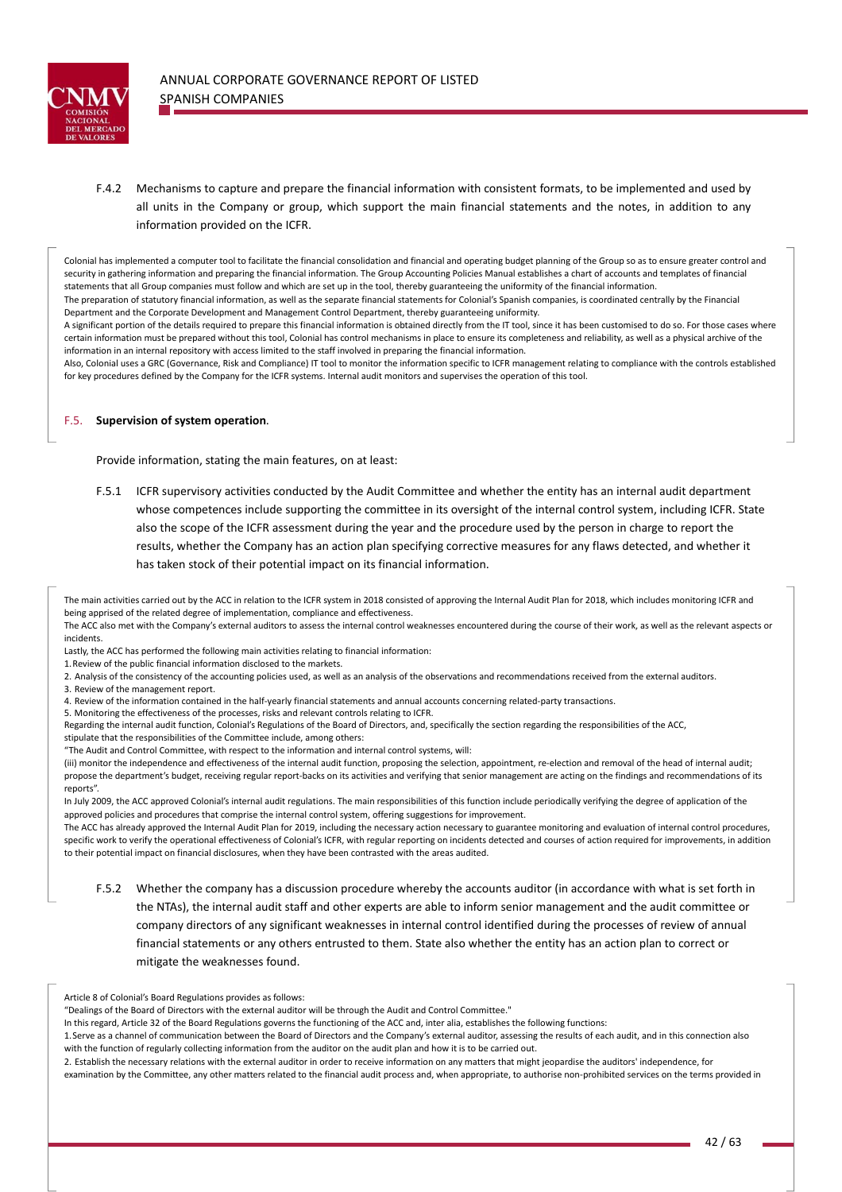F.4.2 Mechanisms to capture and prepare the financial information with consistent formats, to be implemented and used by all units in the Company or group, which support the main financial statements and the notes, in addition to any information provided on the ICFR.

Colonial has implemented a computer tool to facilitate the financial consolidation and financial and operating budget planning of the Group so as to ensure greater control and security in gathering information and preparing the financial information. The Group Accounting Policies Manual establishes a chart of accounts and templates of financial statements that all Group companies must follow and which are set up in the tool, thereby guaranteeing the uniformity of the financial information.
The preparation of statutory financial information, as well as the separate financial statements for Colonial's Spanish companies, is coordinated centrally by the Financial Department and the Corporate Development and Management Control Department, thereby guaranteeing uniformity.
A significant portion of the details required to prepare this financial information is obtained directly from the IT tool, since it has been customised to do so. For those cases where certain information must be prepared without this tool, Colonial has control mechanisms in place to ensure its completeness and reliability, as well as a physical archive of the information in an internal repository with access limited to the staff involved in preparing the financial information.
Also, Colonial uses a GRC (Governance, Risk and Compliance) IT tool to monitor the information specific to ICFR management relating to compliance with the controls established for key procedures defined by the Company for the ICFR systems. Internal audit monitors and supervises the operation of this tool.

## F.5. **Supervision of system operation**.

Provide information, stating the main features, on at least:

F.5.1 ICFR supervisory activities conducted by the Audit Committee and whether the entity has an internal audit department whose competences include supporting the committee in its oversight of the internal control system, including ICFR. State also the scope of the ICFR assessment during the year and the procedure used by the person in charge to report the results, whether the Company has an action plan specifying corrective measures for any flaws detected, and whether it has taken stock of their potential impact on its financial information.

The main activities carried out by the ACC in relation to the ICFR system in 2018 consisted of approving the Internal Audit Plan for 2018, which includes monitoring ICFR and being apprised of the related degree of implementation, compliance and effectiveness.
The ACC also met with the Company's external auditors to assess the internal control weaknesses encountered during the course of their work, as well as the relevant aspects or incidents.
Lastly, the ACC has performed the following main activities relating to financial information:
1. Review of the public financial information disclosed to the markets.
2. Analysis of the consistency of the accounting policies used, as well as an analysis of the observations and recommendations received from the external auditors.
3. Review of the management report.
4. Review of the information contained in the half-yearly financial statements and annual accounts concerning related-party transactions.
5. Monitoring the effectiveness of the processes, risks and relevant controls relating to ICFR.
Regarding the internal audit function, Colonial's Regulations of the Board of Directors, and, specifically the section regarding the responsibilities of the ACC, stipulate that the responsibilities of the Committee include, among others:
"The Audit and Control Committee, with respect to the information and internal control systems, will:
(iii) monitor the independence and effectiveness of the internal audit function, proposing the selection, appointment, re-election and removal of the head of internal audit; propose the department's budget, receiving regular report-backs on its activities and verifying that senior management are acting on the findings and recommendations of its reports".
In July 2009, the ACC approved Colonial's internal audit regulations. The main responsibilities of this function include periodically verifying the degree of application of the approved policies and procedures that comprise the internal control system, offering suggestions for improvement.
The ACC has already approved the Internal Audit Plan for 2019, including the necessary action necessary to guarantee monitoring and evaluation of internal control procedures, specific work to verify the operational effectiveness of Colonial's ICFR, with regular reporting on incidents detected and courses of action required for improvements, in addition to their potential impact on financial disclosures, when they have been contrasted with the areas audited.

F.5.2 Whether the company has a discussion procedure whereby the accounts auditor (in accordance with what is set forth in the NTAs), the internal audit staff and other experts are able to inform senior management and the audit committee or company directors of any significant weaknesses in internal control identified during the processes of review of annual financial statements or any others entrusted to them. State also whether the entity has an action plan to correct or mitigate the weaknesses found.

Article 8 of Colonial's Board Regulations provides as follows:
"Dealings of the Board of Directors with the external auditor will be through the Audit and Control Committee."
In this regard, Article 32 of the Board Regulations governs the functioning of the ACC and, inter alia, establishes the following functions:
1. Serve as a channel of communication between the Board of Directors and the Company's external auditor, assessing the results of each audit, and in this connection also with the function of regularly collecting information from the auditor on the audit plan and how it is to be carried out.
2. Establish the necessary relations with the external auditor in order to receive information on any matters that might jeopardise the auditors' independence, for examination by the Committee, any other matters related to the financial audit process and, when appropriate, to authorise non-prohibited services on the terms provided in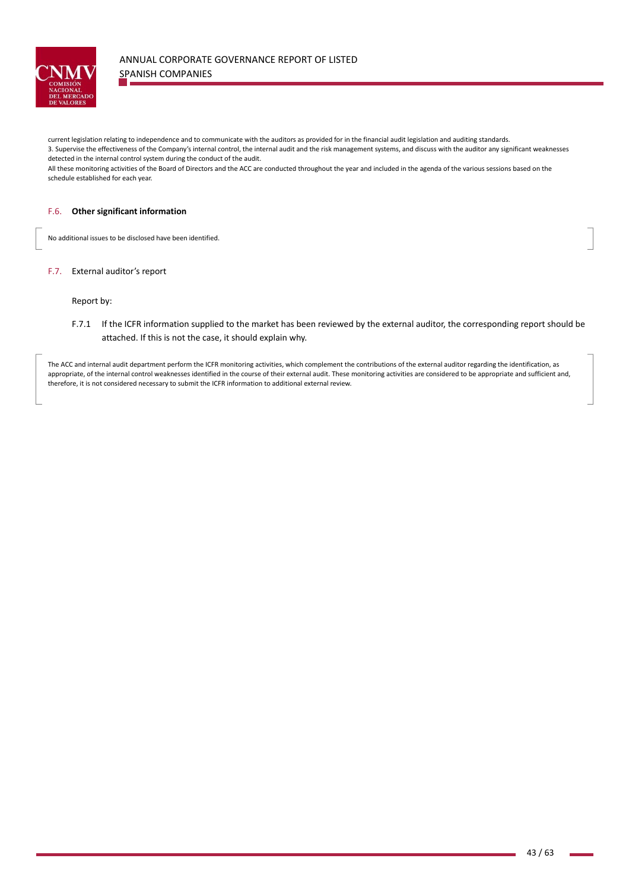current legislation relating to independence and to communicate with the auditors as provided for in the financial audit legislation and auditing standards.
3. Supervise the effectiveness of the Company's internal control, the internal audit and the risk management systems, and discuss with the auditor any significant weaknesses detected in the internal control system during the conduct of the audit.
All these monitoring activities of the Board of Directors and the ACC are conducted throughout the year and included in the agenda of the various sessions based on the schedule established for each year.

### F.6. **Other significant information**

No additional issues to be disclosed have been identified.

### F.7. External auditor's report

Report by:

F.7.1 If the ICFR information supplied to the market has been reviewed by the external auditor, the corresponding report should be attached. If this is not the case, it should explain why.

The ACC and internal audit department perform the ICFR monitoring activities, which complement the contributions of the external auditor regarding the identification, as appropriate, of the internal control weaknesses identified in the course of their external audit. These monitoring activities are considered to be appropriate and sufficient and, therefore, it is not considered necessary to submit the ICFR information to additional external review.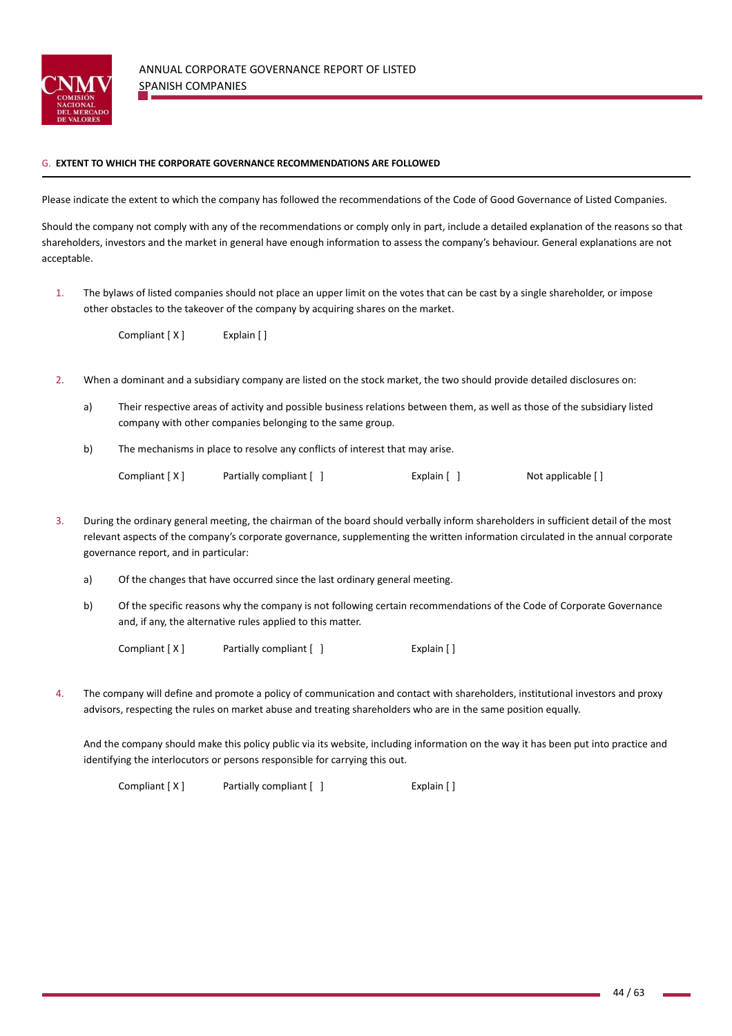## G. EXTENT TO WHICH THE CORPORATE GOVERNANCE RECOMMENDATIONS ARE FOLLOWED

Please indicate the extent to which the company has followed the recommendations of the Code of Good Governance of Listed Companies.

Should the company not comply with any of the recommendations or comply only in part, include a detailed explanation of the reasons so that shareholders, investors and the market in general have enough information to assess the company's behaviour. General explanations are not acceptable.

1. The bylaws of listed companies should not place an upper limit on the votes that can be cast by a single shareholder, or impose other obstacles to the takeover of the company by acquiring shares on the market.

   Compliant [ X ]    Explain [ ]

2. When a dominant and a subsidiary company are listed on the stock market, the two should provide detailed disclosures on:

   a) Their respective areas of activity and possible business relations between them, as well as those of the subsidiary listed company with other companies belonging to the same group.

   b) The mechanisms in place to resolve any conflicts of interest that may arise.

   Compliant [ X ]    Partially compliant [ ]    Explain [ ]    Not applicable [ ]

3. During the ordinary general meeting, the chairman of the board should verbally inform shareholders in sufficient detail of the most relevant aspects of the company's corporate governance, supplementing the written information circulated in the annual corporate governance report, and in particular:

   a) Of the changes that have occurred since the last ordinary general meeting.

   b) Of the specific reasons why the company is not following certain recommendations of the Code of Corporate Governance and, if any, the alternative rules applied to this matter.

   Compliant [ X ]    Partially compliant [ ]    Explain [ ]

4. The company will define and promote a policy of communication and contact with shareholders, institutional investors and proxy advisors, respecting the rules on market abuse and treating shareholders who are in the same position equally.

   And the company should make this policy public via its website, including information on the way it has been put into practice and identifying the interlocutors or persons responsible for carrying this out.

   Compliant [ X ]    Partially compliant [ ]    Explain [ ]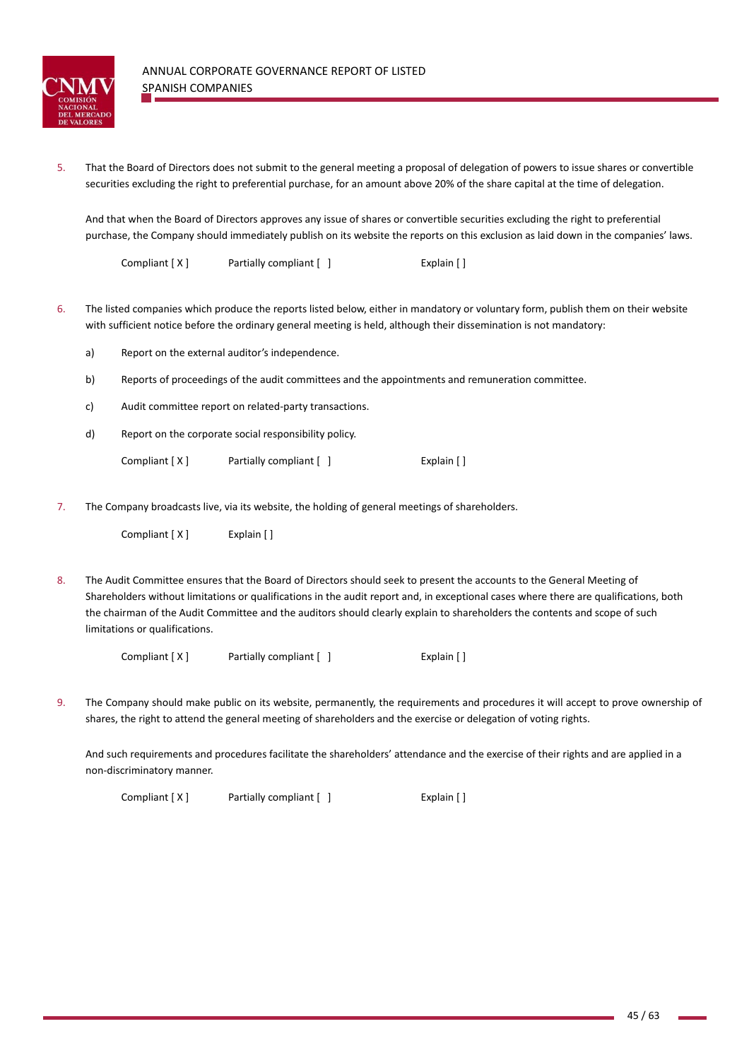5. That the Board of Directors does not submit to the general meeting a proposal of delegation of powers to issue shares or convertible securities excluding the right to preferential purchase, for an amount above 20% of the share capital at the time of delegation.

   And that when the Board of Directors approves any issue of shares or convertible securities excluding the right to preferential purchase, the Company should immediately publish on its website the reports on this exclusion as laid down in the companies' laws.

   Compliant [ X ]     Partially compliant [ ]     Explain [ ]

6. The listed companies which produce the reports listed below, either in mandatory or voluntary form, publish them on their website with sufficient notice before the ordinary general meeting is held, although their dissemination is not mandatory:

   a) Report on the external auditor's independence.

   b) Reports of proceedings of the audit committees and the appointments and remuneration committee.

   c) Audit committee report on related-party transactions.

   d) Report on the corporate social responsibility policy.

   Compliant [ X ]     Partially compliant [ ]     Explain [ ]

7. The Company broadcasts live, via its website, the holding of general meetings of shareholders.

   Compliant [ X ]     Explain [ ]

8. The Audit Committee ensures that the Board of Directors should seek to present the accounts to the General Meeting of Shareholders without limitations or qualifications in the audit report and, in exceptional cases where there are qualifications, both the chairman of the Audit Committee and the auditors should clearly explain to shareholders the contents and scope of such limitations or qualifications.

   Compliant [ X ]     Partially compliant [ ]     Explain [ ]

9. The Company should make public on its website, permanently, the requirements and procedures it will accept to prove ownership of shares, the right to attend the general meeting of shareholders and the exercise or delegation of voting rights.

   And such requirements and procedures facilitate the shareholders' attendance and the exercise of their rights and are applied in a non-discriminatory manner.

   Compliant [ X ]     Partially compliant [ ]     Explain [ ]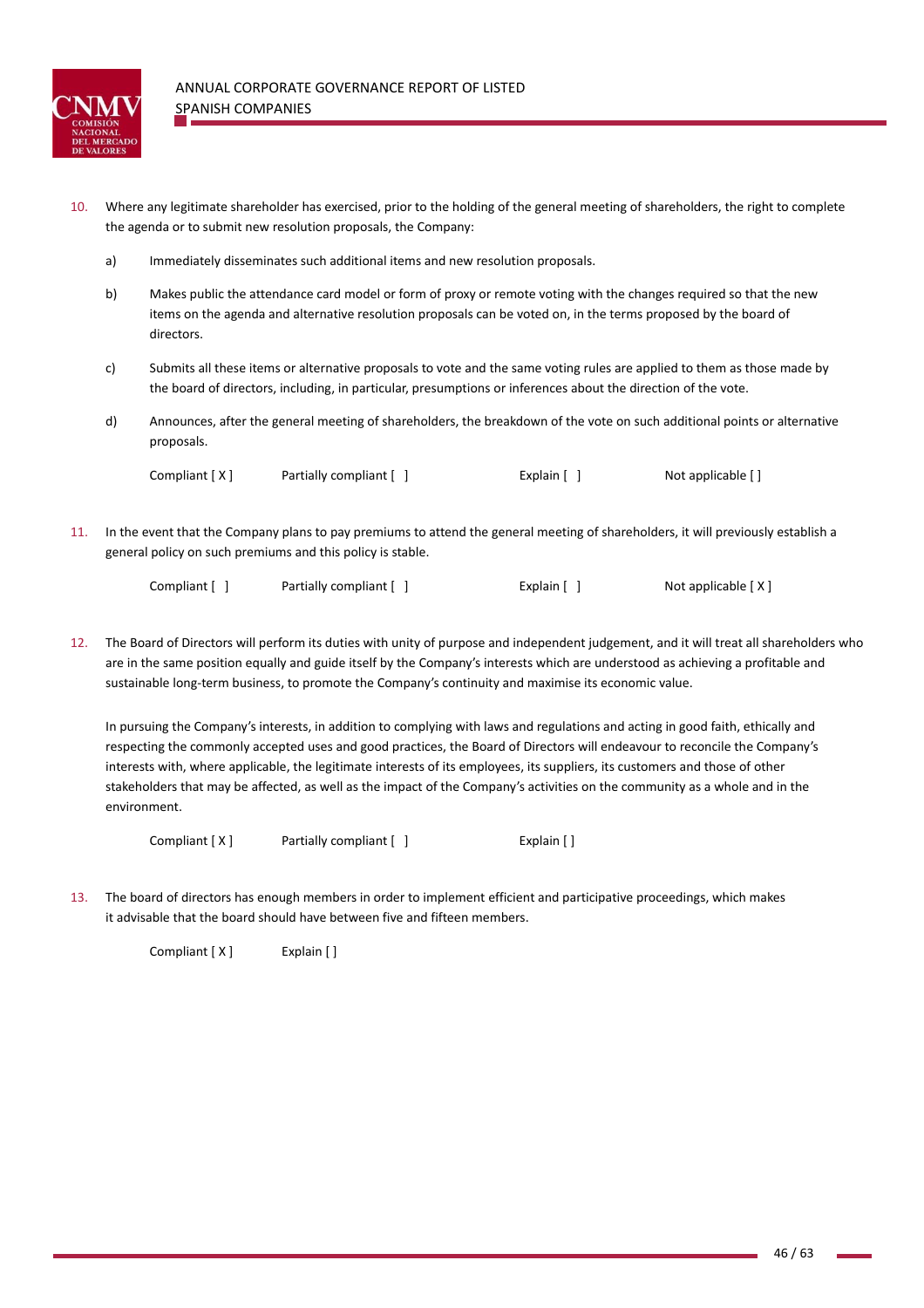10. Where any legitimate shareholder has exercised, prior to the holding of the general meeting of shareholders, the right to complete the agenda or to submit new resolution proposals, the Company:

    a) Immediately disseminates such additional items and new resolution proposals.

    b) Makes public the attendance card model or form of proxy or remote voting with the changes required so that the new items on the agenda and alternative resolution proposals can be voted on, in the terms proposed by the board of directors.

    c) Submits all these items or alternative proposals to vote and the same voting rules are applied to them as those made by the board of directors, including, in particular, presumptions or inferences about the direction of the vote.

    d) Announces, after the general meeting of shareholders, the breakdown of the vote on such additional points or alternative proposals.

    Compliant [ X ]    Partially compliant [ ]    Explain [ ]    Not applicable [ ]

11. In the event that the Company plans to pay premiums to attend the general meeting of shareholders, it will previously establish a general policy on such premiums and this policy is stable.

    Compliant [ ]    Partially compliant [ ]    Explain [ ]    Not applicable [ X ]

12. The Board of Directors will perform its duties with unity of purpose and independent judgement, and it will treat all shareholders who are in the same position equally and guide itself by the Company's interests which are understood as achieving a profitable and sustainable long-term business, to promote the Company's continuity and maximise its economic value.

    In pursuing the Company's interests, in addition to complying with laws and regulations and acting in good faith, ethically and respecting the commonly accepted uses and good practices, the Board of Directors will endeavour to reconcile the Company's interests with, where applicable, the legitimate interests of its employees, its suppliers, its customers and those of other stakeholders that may be affected, as well as the impact of the Company's activities on the community as a whole and in the environment.

    Compliant [ X ]    Partially compliant [ ]    Explain [ ]

13. The board of directors has enough members in order to implement efficient and participative proceedings, which makes it advisable that the board should have between five and fifteen members.

    Compliant [ X ]    Explain [ ]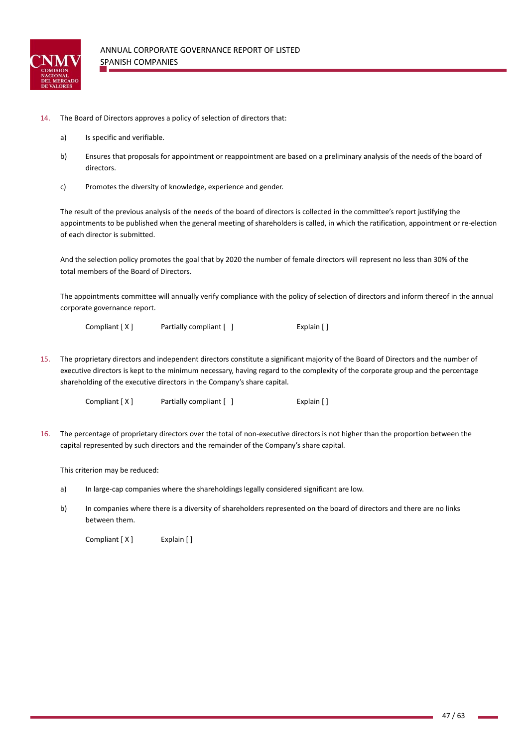14. The Board of Directors approves a policy of selection of directors that:

    a) Is specific and verifiable.

    b) Ensures that proposals for appointment or reappointment are based on a preliminary analysis of the needs of the board of directors.

    c) Promotes the diversity of knowledge, experience and gender.

    The result of the previous analysis of the needs of the board of directors is collected in the committee's report justifying the appointments to be published when the general meeting of shareholders is called, in which the ratification, appointment or re-election of each director is submitted.

    And the selection policy promotes the goal that by 2020 the number of female directors will represent no less than 30% of the total members of the Board of Directors.

    The appointments committee will annually verify compliance with the policy of selection of directors and inform thereof in the annual corporate governance report.

    Compliant [ X ]     Partially compliant [ ]     Explain [ ]

15. The proprietary directors and independent directors constitute a significant majority of the Board of Directors and the number of executive directors is kept to the minimum necessary, having regard to the complexity of the corporate group and the percentage shareholding of the executive directors in the Company's share capital.

    Compliant [ X ]     Partially compliant [ ]     Explain [ ]

16. The percentage of proprietary directors over the total of non-executive directors is not higher than the proportion between the capital represented by such directors and the remainder of the Company's share capital.

    This criterion may be reduced:

    a) In large-cap companies where the shareholdings legally considered significant are low.

    b) In companies where there is a diversity of shareholders represented on the board of directors and there are no links between them.

    Compliant [ X ]     Explain [ ]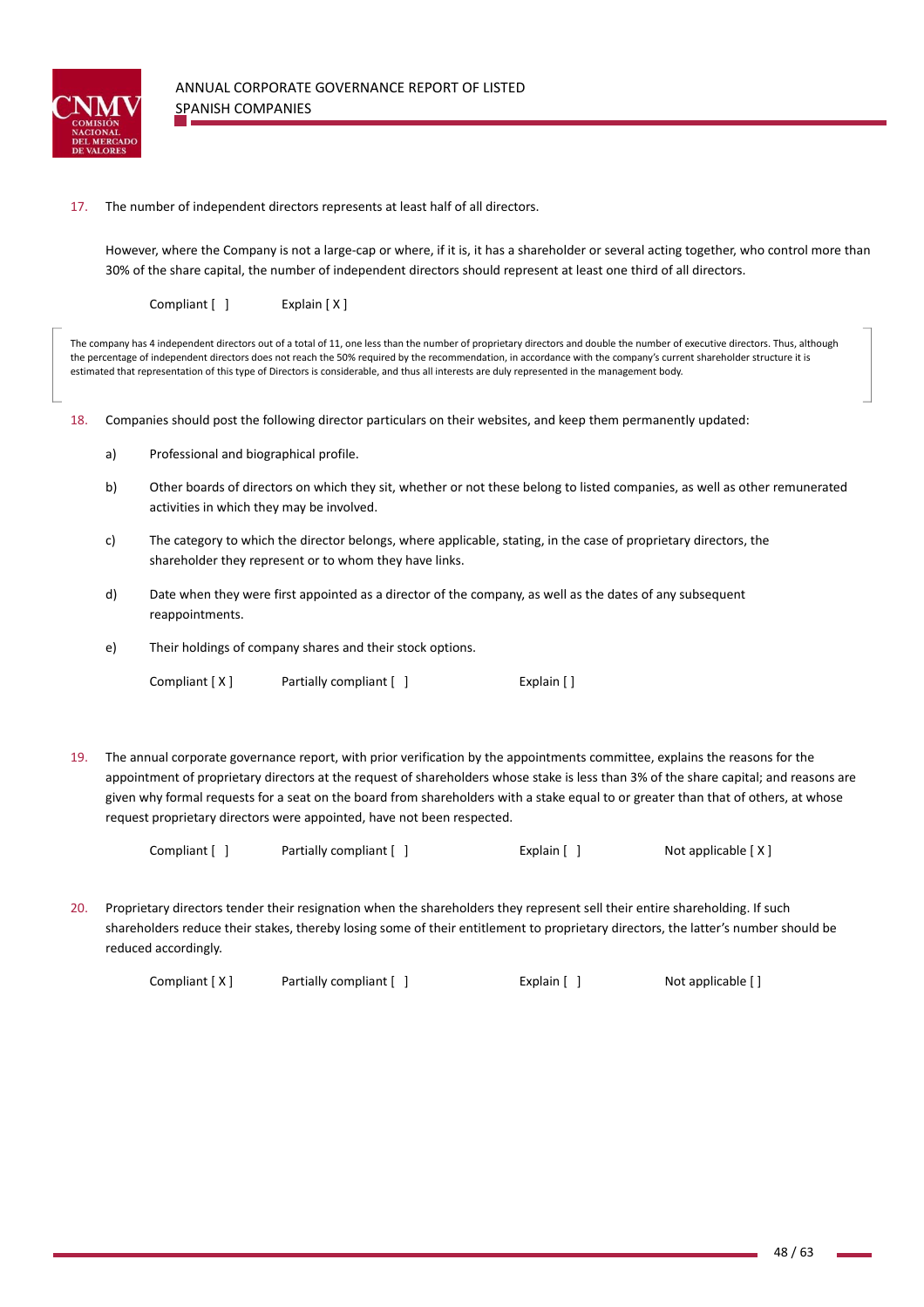17. The number of independent directors represents at least half of all directors.

 However, where the Company is not a large-cap or where, if it is, it has a shareholder or several acting together, who control more than 30% of the share capital, the number of independent directors should represent at least one third of all directors.

 Compliant [ ]  Explain [ X ]

> The company has 4 independent directors out of a total of 11, one less than the number of proprietary directors and double the number of executive directors. Thus, although the percentage of independent directors does not reach the 50% required by the recommendation, in accordance with the company's current shareholder structure it is estimated that representation of this type of Directors is considerable, and thus all interests are duly represented in the management body.

18. Companies should post the following director particulars on their websites, and keep them permanently updated:

 a) Professional and biographical profile.

 b) Other boards of directors on which they sit, whether or not these belong to listed companies, as well as other remunerated activities in which they may be involved.

 c) The category to which the director belongs, where applicable, stating, in the case of proprietary directors, the shareholder they represent or to whom they have links.

 d) Date when they were first appointed as a director of the company, as well as the dates of any subsequent reappointments.

 e) Their holdings of company shares and their stock options.

 Compliant [ X ]  Partially compliant [ ]  Explain [ ]

19. The annual corporate governance report, with prior verification by the appointments committee, explains the reasons for the appointment of proprietary directors at the request of shareholders whose stake is less than 3% of the share capital; and reasons are given why formal requests for a seat on the board from shareholders with a stake equal to or greater than that of others, at whose request proprietary directors were appointed, have not been respected.

 Compliant [ ]  Partially compliant [ ]  Explain [ ]  Not applicable [ X ]

20. Proprietary directors tender their resignation when the shareholders they represent sell their entire shareholding. If such shareholders reduce their stakes, thereby losing some of their entitlement to proprietary directors, the latter's number should be reduced accordingly.

 Compliant [ X ]  Partially compliant [ ]  Explain [ ]  Not applicable [ ]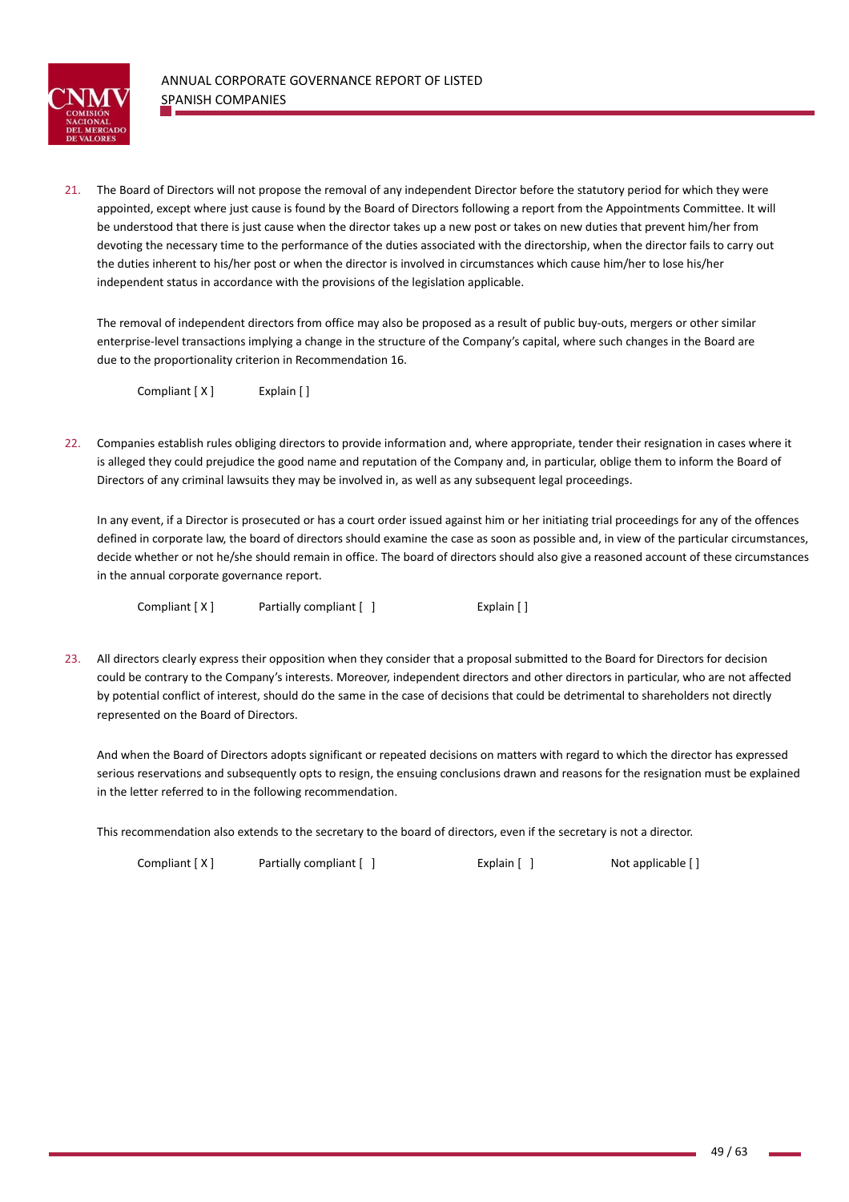21. The Board of Directors will not propose the removal of any independent Director before the statutory period for which they were appointed, except where just cause is found by the Board of Directors following a report from the Appointments Committee. It will be understood that there is just cause when the director takes up a new post or takes on new duties that prevent him/her from devoting the necessary time to the performance of the duties associated with the directorship, when the director fails to carry out the duties inherent to his/her post or when the director is involved in circumstances which cause him/her to lose his/her independent status in accordance with the provisions of the legislation applicable.

    The removal of independent directors from office may also be proposed as a result of public buy-outs, mergers or other similar enterprise-level transactions implying a change in the structure of the Company's capital, where such changes in the Board are due to the proportionality criterion in Recommendation 16.

    Compliant [ X ]  Explain [ ]

22. Companies establish rules obliging directors to provide information and, where appropriate, tender their resignation in cases where it is alleged they could prejudice the good name and reputation of the Company and, in particular, oblige them to inform the Board of Directors of any criminal lawsuits they may be involved in, as well as any subsequent legal proceedings.

    In any event, if a Director is prosecuted or has a court order issued against him or her initiating trial proceedings for any of the offences defined in corporate law, the board of directors should examine the case as soon as possible and, in view of the particular circumstances, decide whether or not he/she should remain in office. The board of directors should also give a reasoned account of these circumstances in the annual corporate governance report.

    Compliant [ X ]  Partially compliant [ ]  Explain [ ]

23. All directors clearly express their opposition when they consider that a proposal submitted to the Board for Directors for decision could be contrary to the Company's interests. Moreover, independent directors and other directors in particular, who are not affected by potential conflict of interest, should do the same in the case of decisions that could be detrimental to shareholders not directly represented on the Board of Directors.

    And when the Board of Directors adopts significant or repeated decisions on matters with regard to which the director has expressed serious reservations and subsequently opts to resign, the ensuing conclusions drawn and reasons for the resignation must be explained in the letter referred to in the following recommendation.

    This recommendation also extends to the secretary to the board of directors, even if the secretary is not a director.

    Compliant [ X ]  Partially compliant [ ]  Explain [ ]  Not applicable [ ]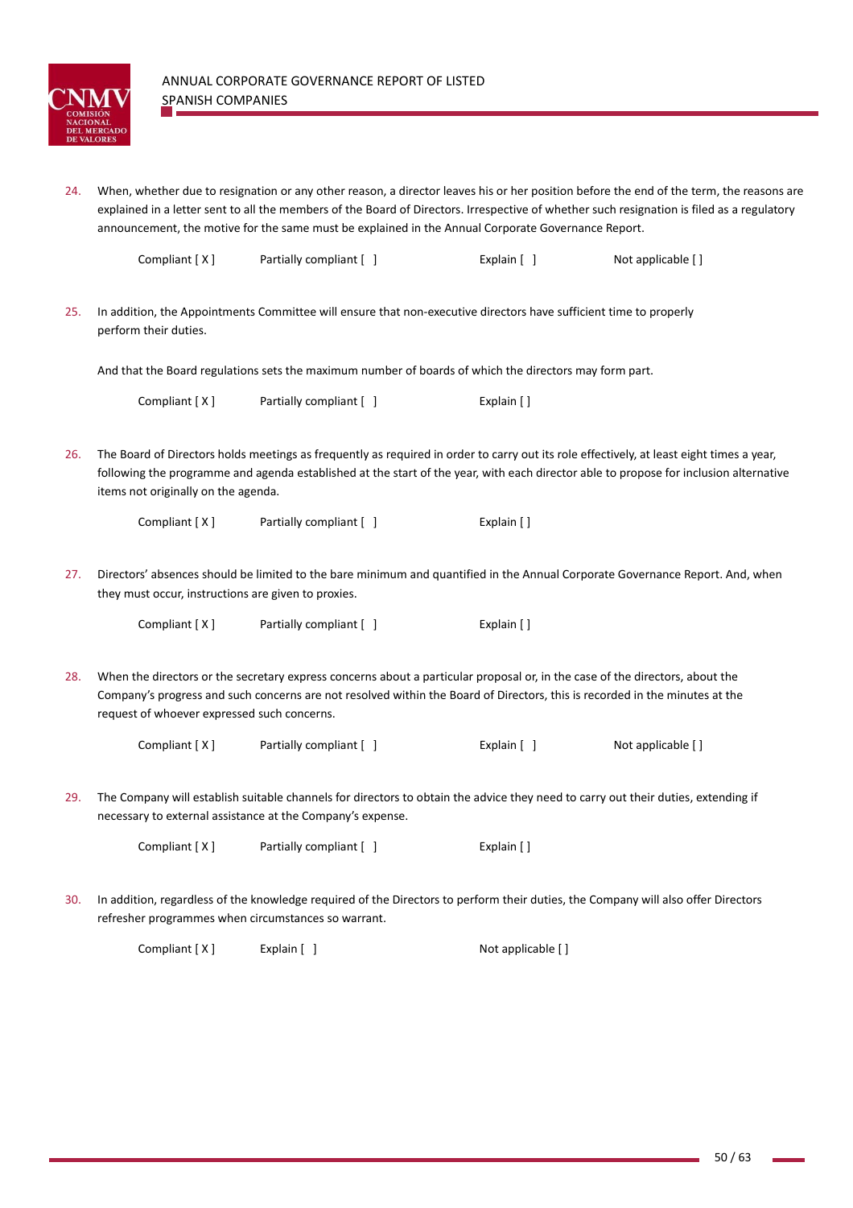24. When, whether due to resignation or any other reason, a director leaves his or her position before the end of the term, the reasons are explained in a letter sent to all the members of the Board of Directors. Irrespective of whether such resignation is filed as a regulatory announcement, the motive for the same must be explained in the Annual Corporate Governance Report.

    Compliant [ X ]     Partially compliant [ ]     Explain [ ]     Not applicable [ ]

25. In addition, the Appointments Committee will ensure that non-executive directors have sufficient time to properly perform their duties.

    And that the Board regulations sets the maximum number of boards of which the directors may form part.

    Compliant [ X ]     Partially compliant [ ]     Explain [ ]

26. The Board of Directors holds meetings as frequently as required in order to carry out its role effectively, at least eight times a year, following the programme and agenda established at the start of the year, with each director able to propose for inclusion alternative items not originally on the agenda.

    Compliant [ X ]     Partially compliant [ ]     Explain [ ]

27. Directors' absences should be limited to the bare minimum and quantified in the Annual Corporate Governance Report. And, when they must occur, instructions are given to proxies.

    Compliant [ X ]     Partially compliant [ ]     Explain [ ]

28. When the directors or the secretary express concerns about a particular proposal or, in the case of the directors, about the Company's progress and such concerns are not resolved within the Board of Directors, this is recorded in the minutes at the request of whoever expressed such concerns.

    Compliant [ X ]     Partially compliant [ ]     Explain [ ]     Not applicable [ ]

29. The Company will establish suitable channels for directors to obtain the advice they need to carry out their duties, extending if necessary to external assistance at the Company's expense.

    Compliant [ X ]     Partially compliant [ ]     Explain [ ]

30. In addition, regardless of the knowledge required of the Directors to perform their duties, the Company will also offer Directors refresher programmes when circumstances so warrant.

    Compliant [ X ]     Explain [ ]     Not applicable [ ]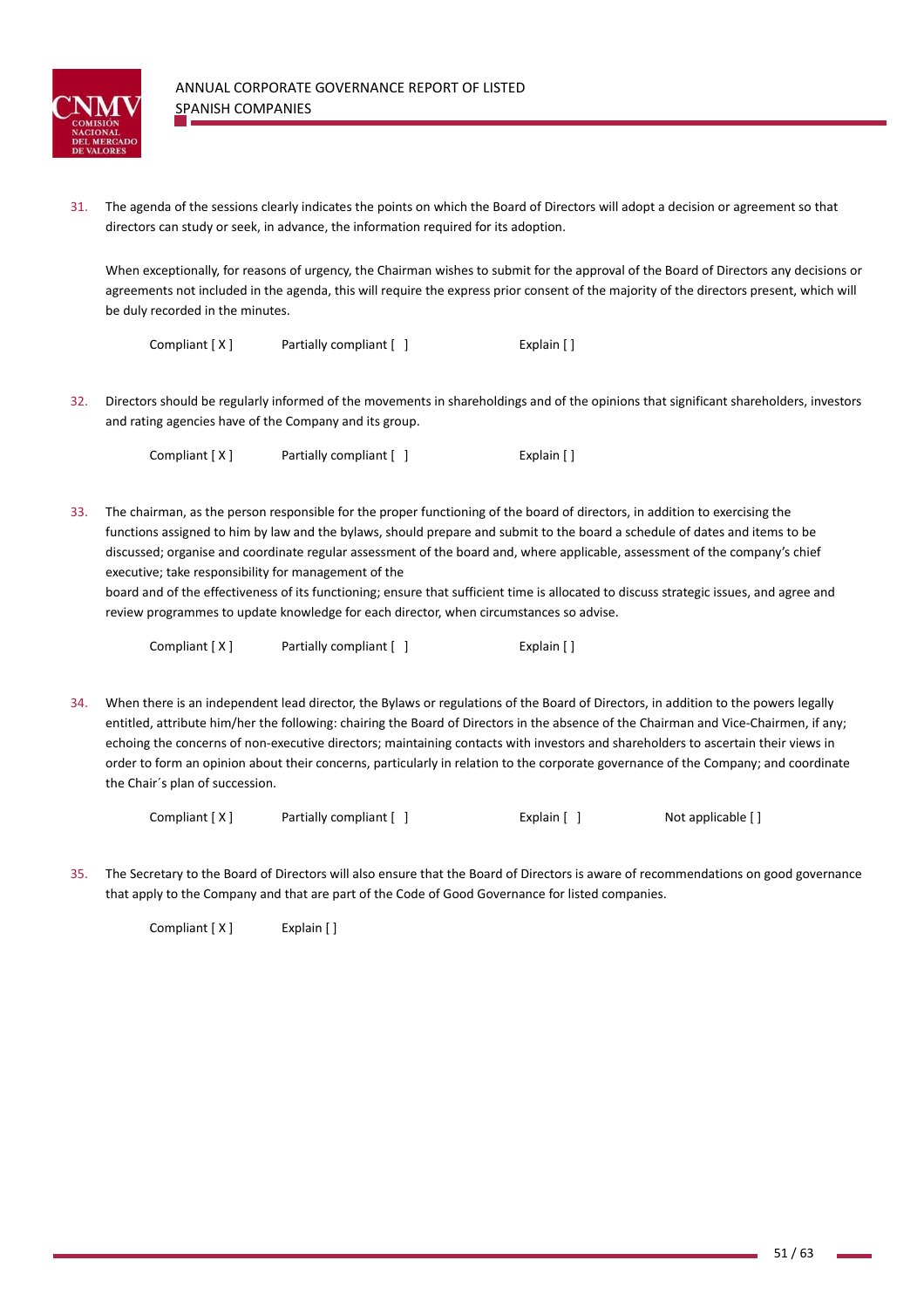31. The agenda of the sessions clearly indicates the points on which the Board of Directors will adopt a decision or agreement so that directors can study or seek, in advance, the information required for its adoption.

    When exceptionally, for reasons of urgency, the Chairman wishes to submit for the approval of the Board of Directors any decisions or agreements not included in the agenda, this will require the express prior consent of the majority of the directors present, which will be duly recorded in the minutes.

    Compliant [ X ]   Partially compliant [ ]   Explain [ ]

32. Directors should be regularly informed of the movements in shareholdings and of the opinions that significant shareholders, investors and rating agencies have of the Company and its group.

    Compliant [ X ]   Partially compliant [ ]   Explain [ ]

33. The chairman, as the person responsible for the proper functioning of the board of directors, in addition to exercising the functions assigned to him by law and the bylaws, should prepare and submit to the board a schedule of dates and items to be discussed; organise and coordinate regular assessment of the board and, where applicable, assessment of the company's chief executive; take responsibility for management of the
    board and of the effectiveness of its functioning; ensure that sufficient time is allocated to discuss strategic issues, and agree and review programmes to update knowledge for each director, when circumstances so advise.

    Compliant [ X ]   Partially compliant [ ]   Explain [ ]

34. When there is an independent lead director, the Bylaws or regulations of the Board of Directors, in addition to the powers legally entitled, attribute him/her the following: chairing the Board of Directors in the absence of the Chairman and Vice-Chairmen, if any; echoing the concerns of non-executive directors; maintaining contacts with investors and shareholders to ascertain their views in order to form an opinion about their concerns, particularly in relation to the corporate governance of the Company; and coordinate the Chair´s plan of succession.

    Compliant [ X ]   Partially compliant [ ]   Explain [ ]   Not applicable [ ]

35. The Secretary to the Board of Directors will also ensure that the Board of Directors is aware of recommendations on good governance that apply to the Company and that are part of the Code of Good Governance for listed companies.

    Compliant [ X ]   Explain [ ]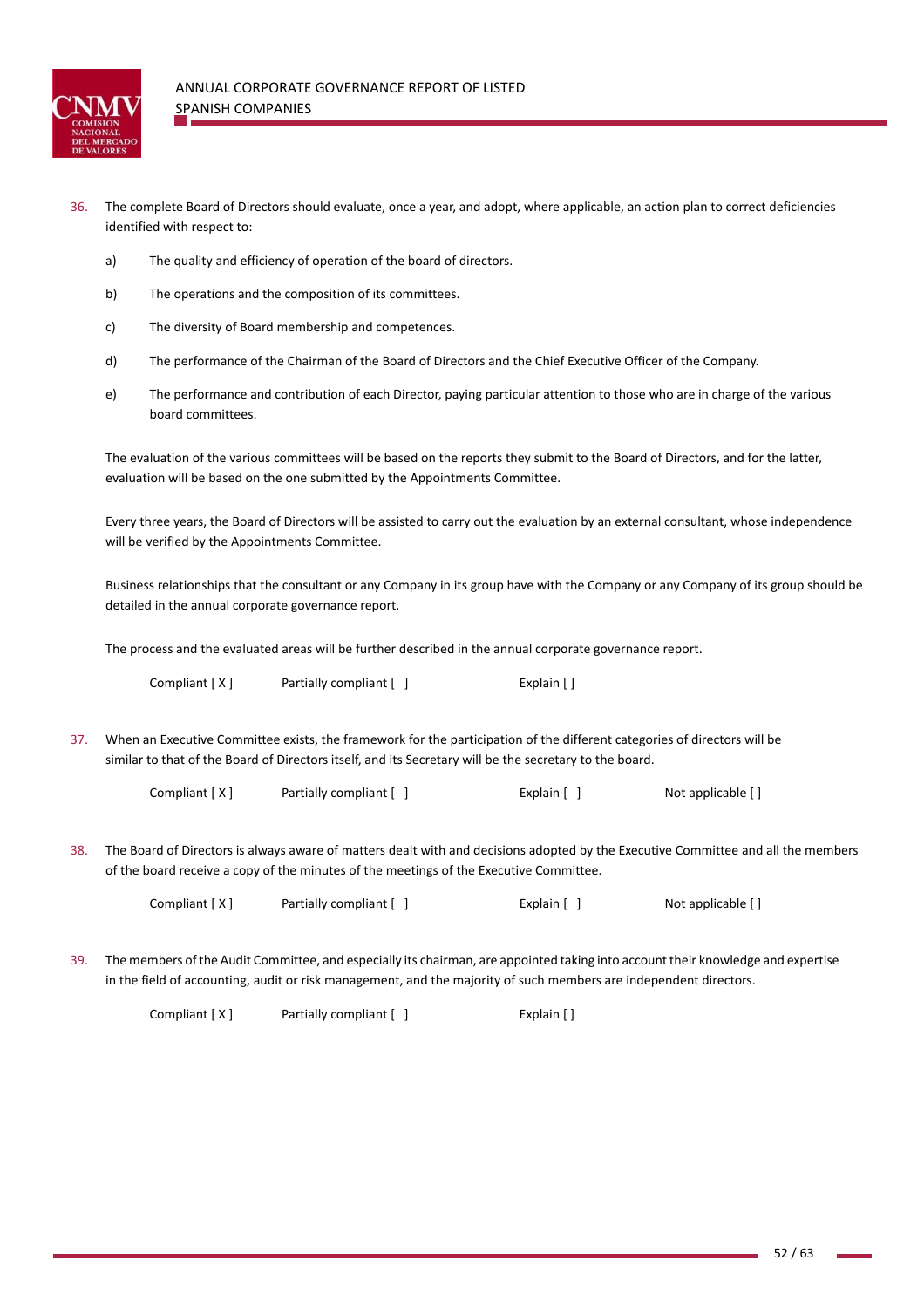36. The complete Board of Directors should evaluate, once a year, and adopt, where applicable, an action plan to correct deficiencies identified with respect to:

    a) The quality and efficiency of operation of the board of directors.

    b) The operations and the composition of its committees.

    c) The diversity of Board membership and competences.

    d) The performance of the Chairman of the Board of Directors and the Chief Executive Officer of the Company.

    e) The performance and contribution of each Director, paying particular attention to those who are in charge of the various board committees.

    The evaluation of the various committees will be based on the reports they submit to the Board of Directors, and for the latter, evaluation will be based on the one submitted by the Appointments Committee.

    Every three years, the Board of Directors will be assisted to carry out the evaluation by an external consultant, whose independence will be verified by the Appointments Committee.

    Business relationships that the consultant or any Company in its group have with the Company or any Company of its group should be detailed in the annual corporate governance report.

    The process and the evaluated areas will be further described in the annual corporate governance report.

    Compliant [ X ]  Partially compliant [ ]  Explain [ ]

37. When an Executive Committee exists, the framework for the participation of the different categories of directors will be similar to that of the Board of Directors itself, and its Secretary will be the secretary to the board.

    Compliant [ X ]  Partially compliant [ ]  Explain [ ]  Not applicable [ ]

38. The Board of Directors is always aware of matters dealt with and decisions adopted by the Executive Committee and all the members of the board receive a copy of the minutes of the meetings of the Executive Committee.

    Compliant [ X ]  Partially compliant [ ]  Explain [ ]  Not applicable [ ]

39. The members of the Audit Committee, and especially its chairman, are appointed taking into account their knowledge and expertise in the field of accounting, audit or risk management, and the majority of such members are independent directors.

    Compliant [ X ]  Partially compliant [ ]  Explain [ ]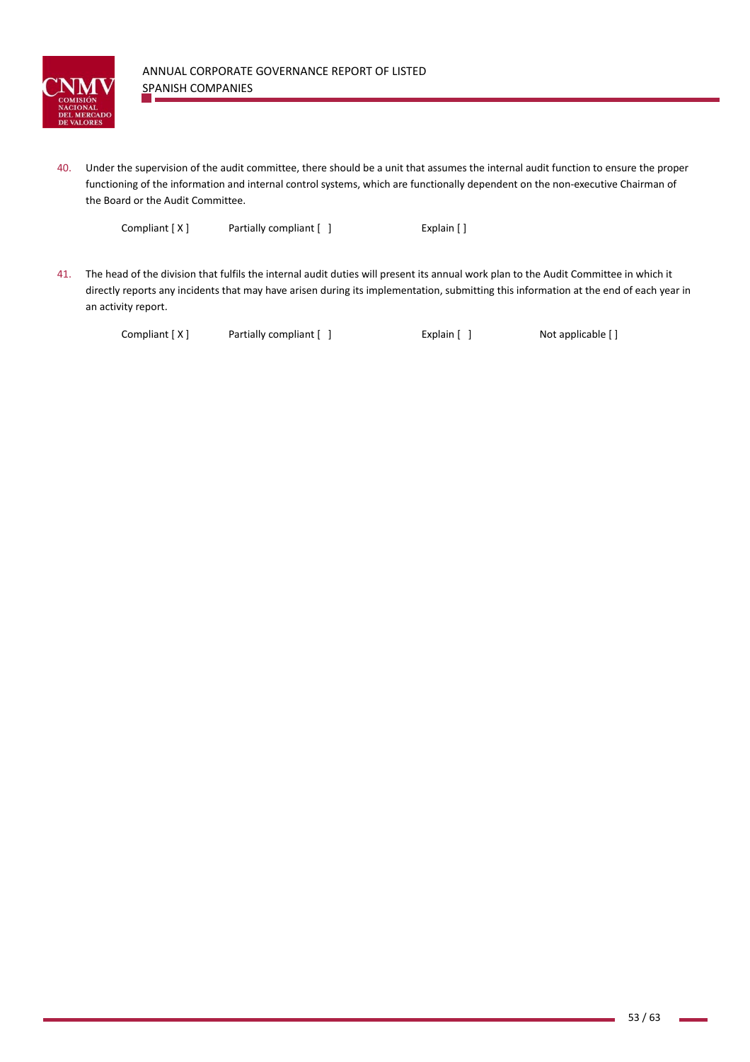40. Under the supervision of the audit committee, there should be a unit that assumes the internal audit function to ensure the proper functioning of the information and internal control systems, which are functionally dependent on the non-executive Chairman of the Board or the Audit Committee.

 Compliant [ X ]  Partially compliant [ ]  Explain [ ]

41. The head of the division that fulfils the internal audit duties will present its annual work plan to the Audit Committee in which it directly reports any incidents that may have arisen during its implementation, submitting this information at the end of each year in an activity report.

 Compliant [ X ]  Partially compliant [ ]  Explain [ ]  Not applicable [ ]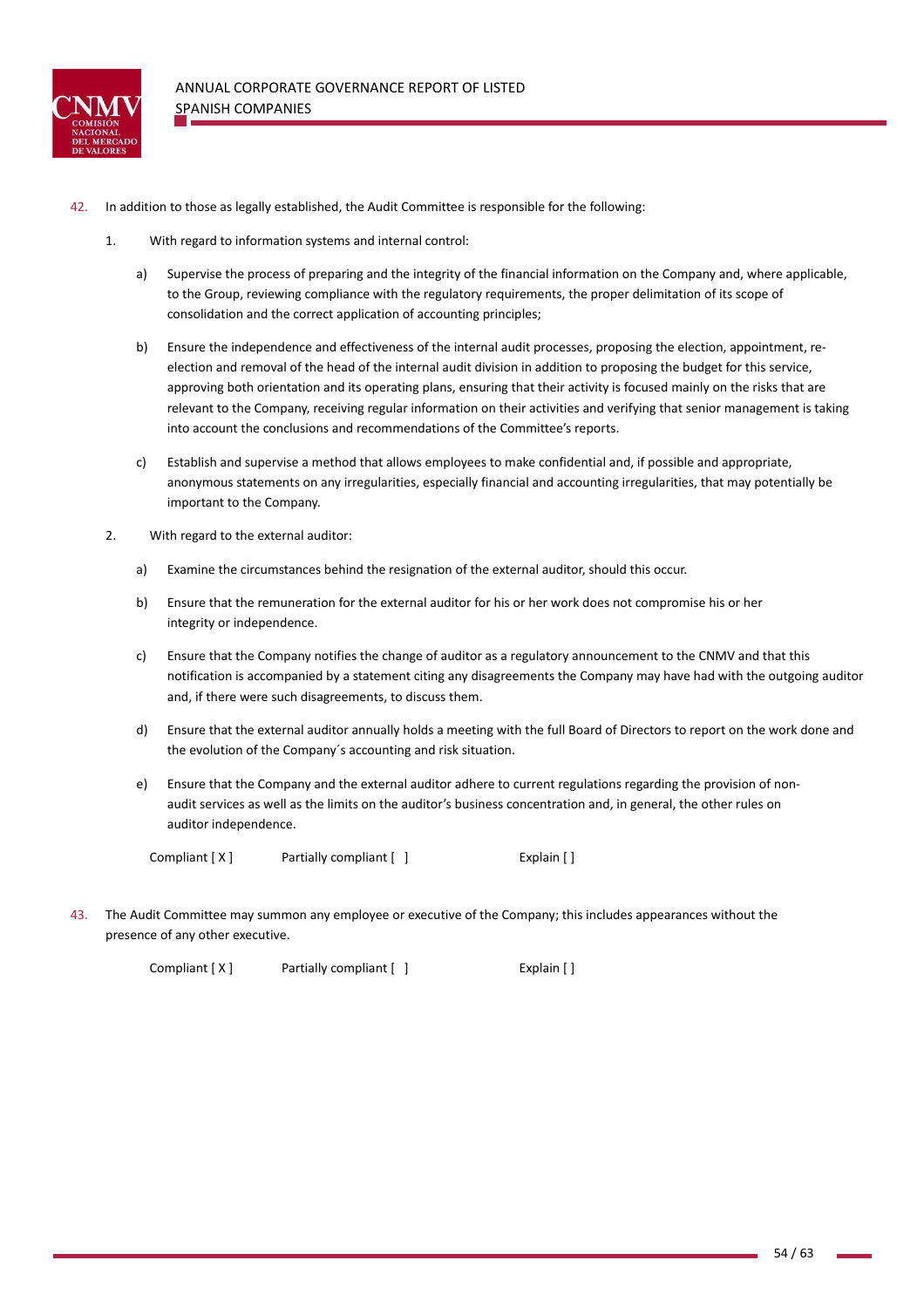42. In addition to those as legally established, the Audit Committee is responsible for the following:

   1. With regard to information systems and internal control:

      a) Supervise the process of preparing and the integrity of the financial information on the Company and, where applicable, to the Group, reviewing compliance with the regulatory requirements, the proper delimitation of its scope of consolidation and the correct application of accounting principles;

      b) Ensure the independence and effectiveness of the internal audit processes, proposing the election, appointment, re-election and removal of the head of the internal audit division in addition to proposing the budget for this service, approving both orientation and its operating plans, ensuring that their activity is focused mainly on the risks that are relevant to the Company, receiving regular information on their activities and verifying that senior management is taking into account the conclusions and recommendations of the Committee's reports.

      c) Establish and supervise a method that allows employees to make confidential and, if possible and appropriate, anonymous statements on any irregularities, especially financial and accounting irregularities, that may potentially be important to the Company.

   2. With regard to the external auditor:

      a) Examine the circumstances behind the resignation of the external auditor, should this occur.

      b) Ensure that the remuneration for the external auditor for his or her work does not compromise his or her integrity or independence.

      c) Ensure that the Company notifies the change of auditor as a regulatory announcement to the CNMV and that this notification is accompanied by a statement citing any disagreements the Company may have had with the outgoing auditor and, if there were such disagreements, to discuss them.

      d) Ensure that the external auditor annually holds a meeting with the full Board of Directors to report on the work done and the evolution of the Company´s accounting and risk situation.

      e) Ensure that the Company and the external auditor adhere to current regulations regarding the provision of non-audit services as well as the limits on the auditor's business concentration and, in general, the other rules on auditor independence.

   Compliant [ X ]      Partially compliant [ ]      Explain [ ]

43. The Audit Committee may summon any employee or executive of the Company; this includes appearances without the presence of any other executive.

   Compliant [ X ]      Partially compliant [ ]      Explain [ ]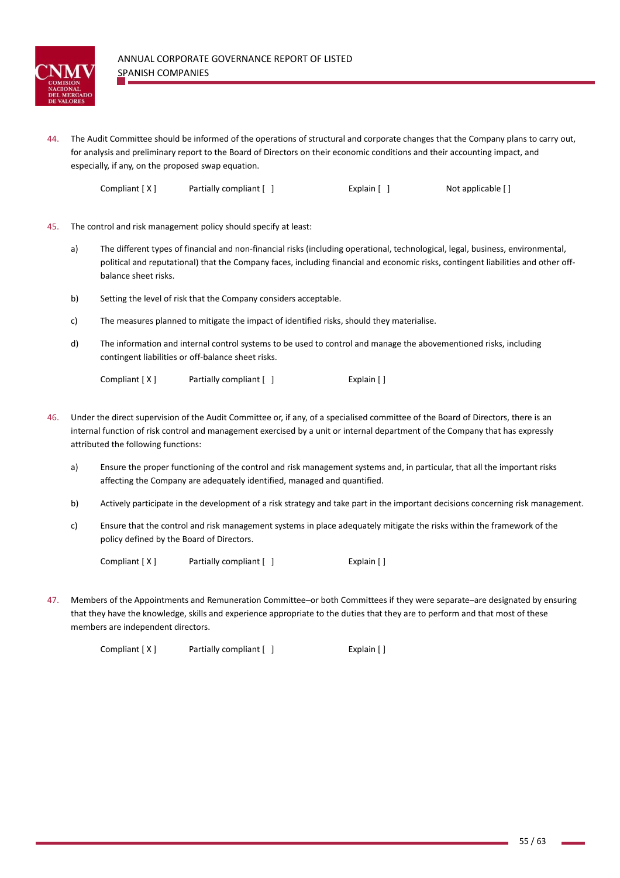44. The Audit Committee should be informed of the operations of structural and corporate changes that the Company plans to carry out, for analysis and preliminary report to the Board of Directors on their economic conditions and their accounting impact, and especially, if any, on the proposed swap equation.

Compliant [ X ]     Partially compliant [ ]     Explain [ ]     Not applicable [ ]

45. The control and risk management policy should specify at least:

   a) The different types of financial and non-financial risks (including operational, technological, legal, business, environmental, political and reputational) that the Company faces, including financial and economic risks, contingent liabilities and other off-balance sheet risks.

   b) Setting the level of risk that the Company considers acceptable.

   c) The measures planned to mitigate the impact of identified risks, should they materialise.

   d) The information and internal control systems to be used to control and manage the abovementioned risks, including contingent liabilities or off-balance sheet risks.

Compliant [ X ]     Partially compliant [ ]     Explain [ ]

46. Under the direct supervision of the Audit Committee or, if any, of a specialised committee of the Board of Directors, there is an internal function of risk control and management exercised by a unit or internal department of the Company that has expressly attributed the following functions:

   a) Ensure the proper functioning of the control and risk management systems and, in particular, that all the important risks affecting the Company are adequately identified, managed and quantified.

   b) Actively participate in the development of a risk strategy and take part in the important decisions concerning risk management.

   c) Ensure that the control and risk management systems in place adequately mitigate the risks within the framework of the policy defined by the Board of Directors.

Compliant [ X ]     Partially compliant [ ]     Explain [ ]

47. Members of the Appointments and Remuneration Committee–or both Committees if they were separate–are designated by ensuring that they have the knowledge, skills and experience appropriate to the duties that they are to perform and that most of these members are independent directors.

Compliant [ X ]     Partially compliant [ ]     Explain [ ]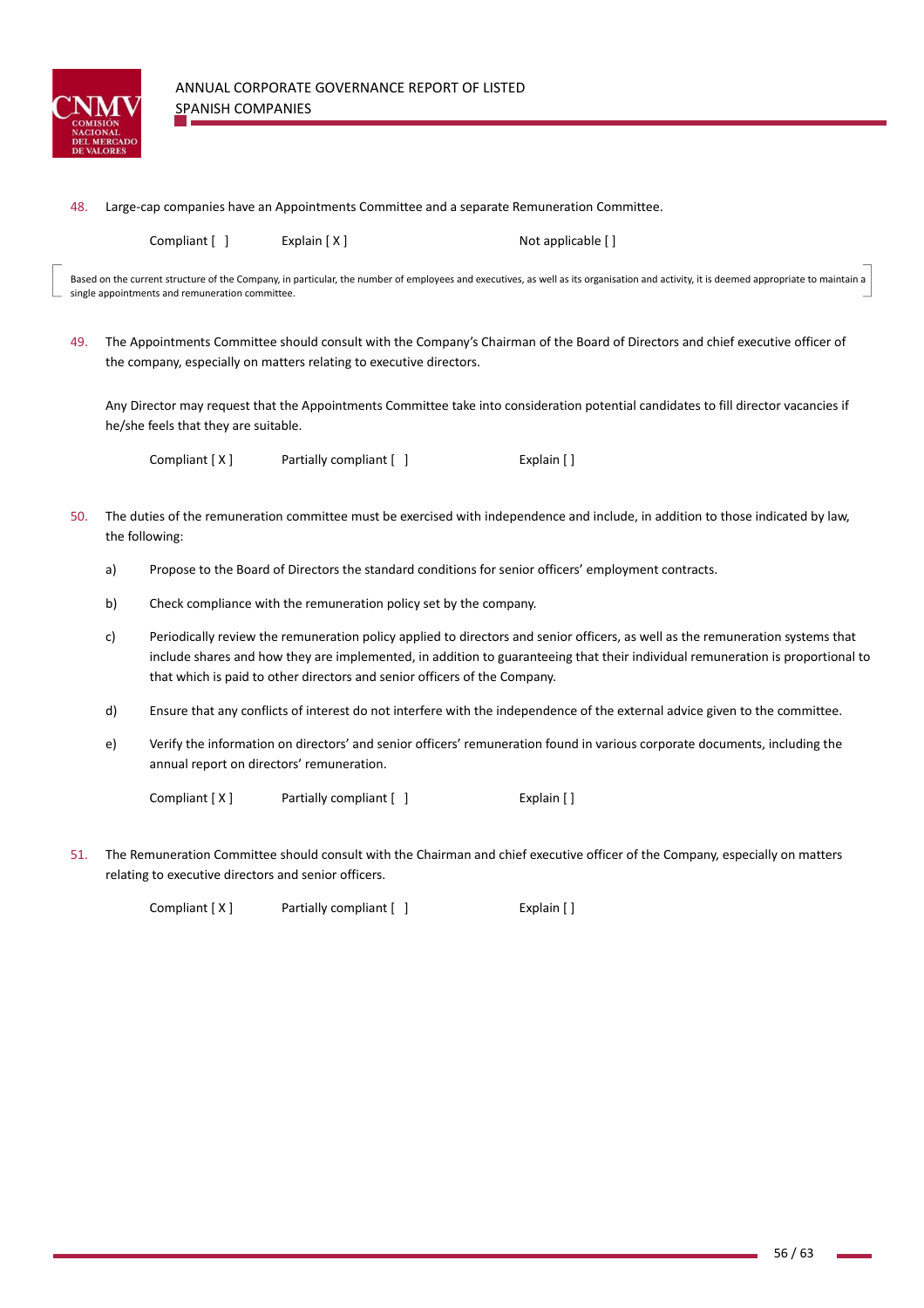48. Large-cap companies have an Appointments Committee and a separate Remuneration Committee.

Compliant [ ]  Explain [ X ]  Not applicable [ ]

Based on the current structure of the Company, in particular, the number of employees and executives, as well as its organisation and activity, it is deemed appropriate to maintain a single appointments and remuneration committee.

49. The Appointments Committee should consult with the Company's Chairman of the Board of Directors and chief executive officer of the company, especially on matters relating to executive directors.

Any Director may request that the Appointments Committee take into consideration potential candidates to fill director vacancies if he/she feels that they are suitable.

Compliant [ X ]  Partially compliant [ ]  Explain [ ]

50. The duties of the remuneration committee must be exercised with independence and include, in addition to those indicated by law, the following:

a) Propose to the Board of Directors the standard conditions for senior officers' employment contracts.

b) Check compliance with the remuneration policy set by the company.

c) Periodically review the remuneration policy applied to directors and senior officers, as well as the remuneration systems that include shares and how they are implemented, in addition to guaranteeing that their individual remuneration is proportional to that which is paid to other directors and senior officers of the Company.

d) Ensure that any conflicts of interest do not interfere with the independence of the external advice given to the committee.

e) Verify the information on directors' and senior officers' remuneration found in various corporate documents, including the annual report on directors' remuneration.

Compliant [ X ]  Partially compliant [ ]  Explain [ ]

51. The Remuneration Committee should consult with the Chairman and chief executive officer of the Company, especially on matters relating to executive directors and senior officers.

Compliant [ X ]  Partially compliant [ ]  Explain [ ]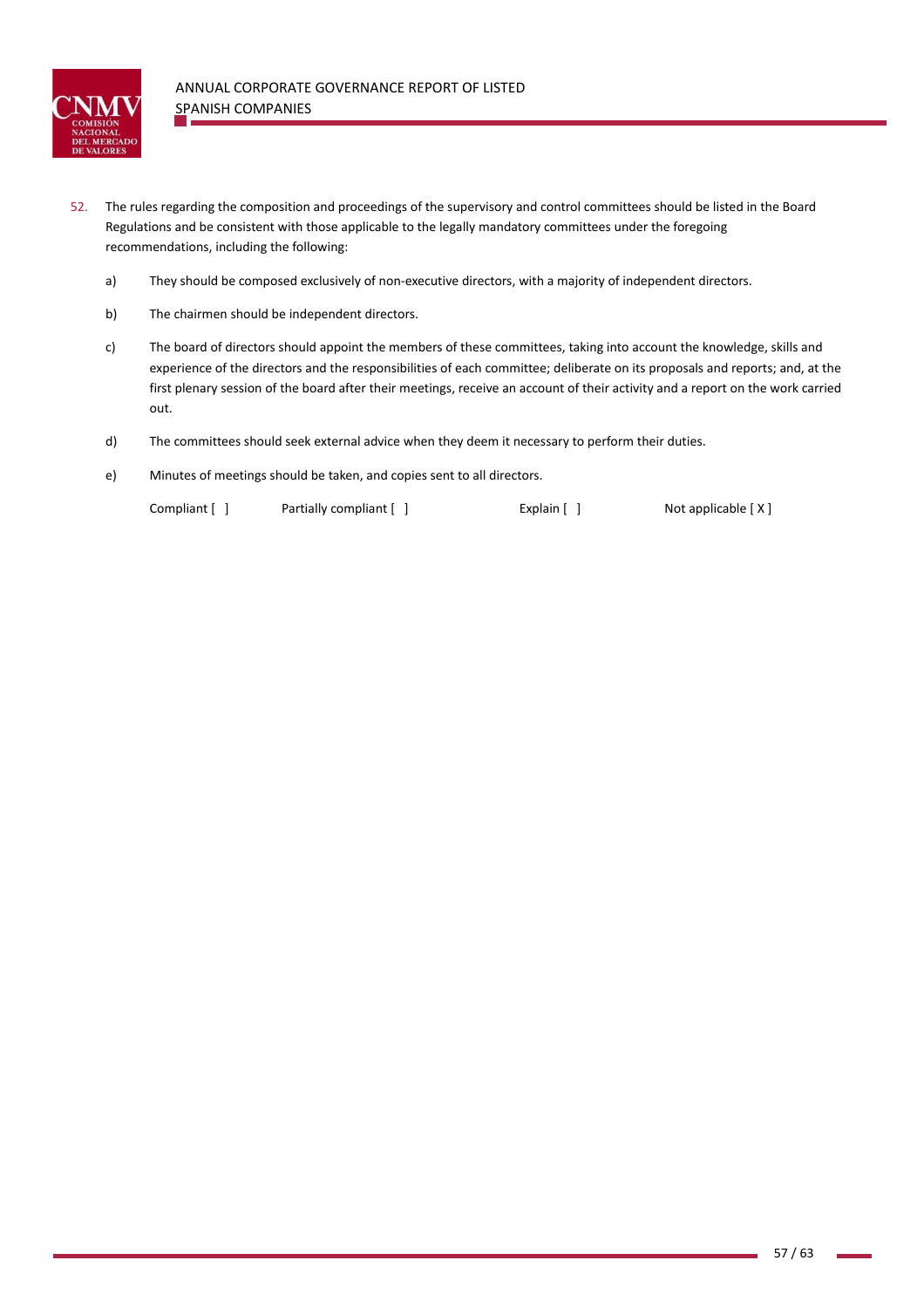52. The rules regarding the composition and proceedings of the supervisory and control committees should be listed in the Board Regulations and be consistent with those applicable to the legally mandatory committees under the foregoing recommendations, including the following:

    a) They should be composed exclusively of non-executive directors, with a majority of independent directors.

    b) The chairmen should be independent directors.

    c) The board of directors should appoint the members of these committees, taking into account the knowledge, skills and experience of the directors and the responsibilities of each committee; deliberate on its proposals and reports; and, at the first plenary session of the board after their meetings, receive an account of their activity and a report on the work carried out.

    d) The committees should seek external advice when they deem it necessary to perform their duties.

    e) Minutes of meetings should be taken, and copies sent to all directors.

    Compliant [ ]    Partially compliant [ ]    Explain [ ]    Not applicable [ X ]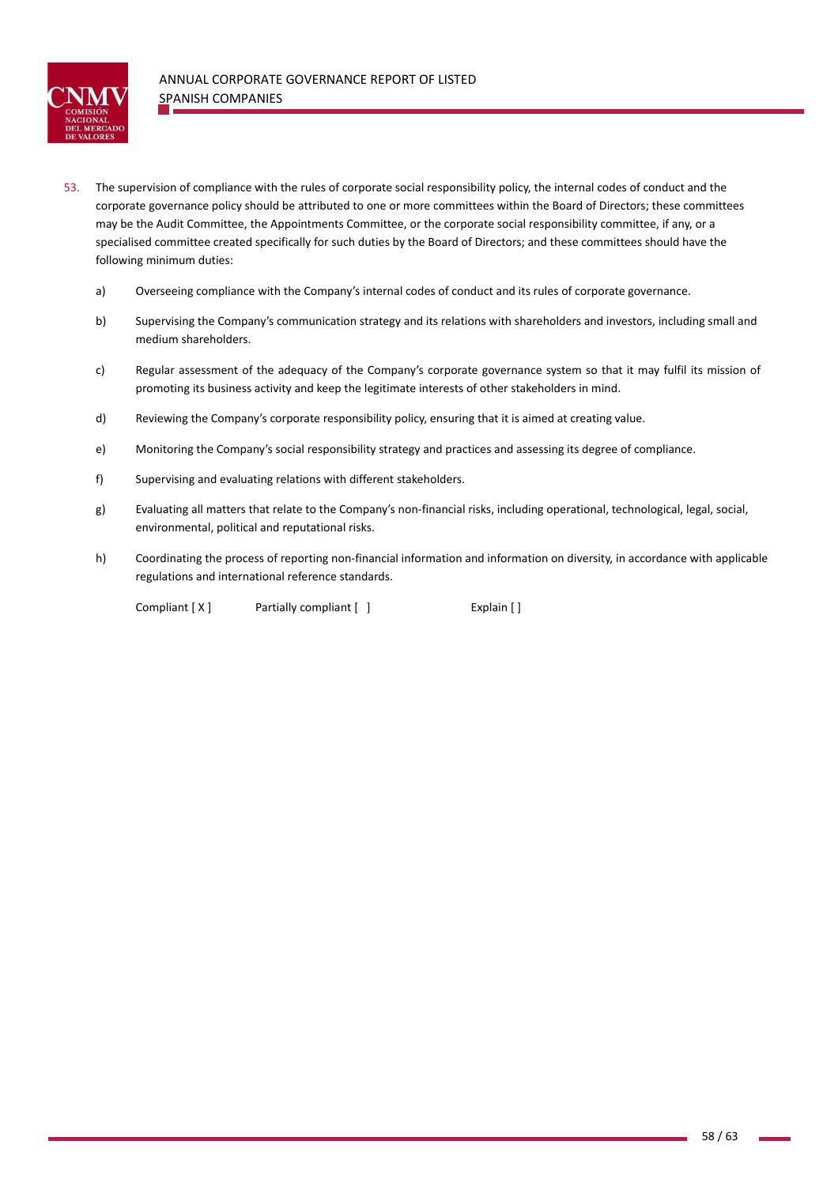53. The supervision of compliance with the rules of corporate social responsibility policy, the internal codes of conduct and the corporate governance policy should be attributed to one or more committees within the Board of Directors; these committees may be the Audit Committee, the Appointments Committee, or the corporate social responsibility committee, if any, or a specialised committee created specifically for such duties by the Board of Directors; and these committees should have the following minimum duties:

    a) Overseeing compliance with the Company's internal codes of conduct and its rules of corporate governance.

    b) Supervising the Company's communication strategy and its relations with shareholders and investors, including small and medium shareholders.

    c) Regular assessment of the adequacy of the Company's corporate governance system so that it may fulfil its mission of promoting its business activity and keep the legitimate interests of other stakeholders in mind.

    d) Reviewing the Company's corporate responsibility policy, ensuring that it is aimed at creating value.

    e) Monitoring the Company's social responsibility strategy and practices and assessing its degree of compliance.

    f) Supervising and evaluating relations with different stakeholders.

    g) Evaluating all matters that relate to the Company's non-financial risks, including operational, technological, legal, social, environmental, political and reputational risks.

    h) Coordinating the process of reporting non-financial information and information on diversity, in accordance with applicable regulations and international reference standards.

    Compliant [ X ]          Partially compliant [ ]          Explain [ ]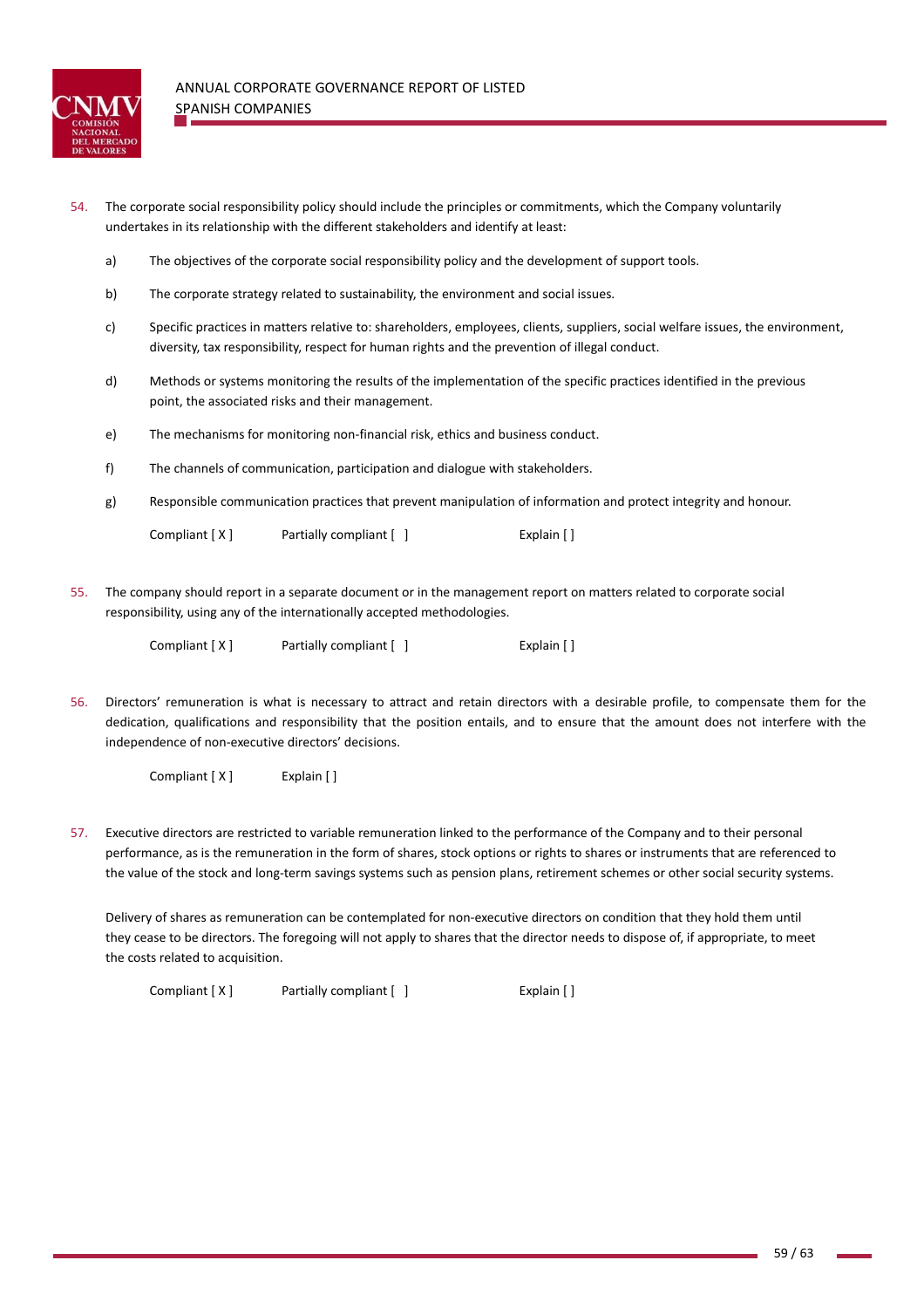54. The corporate social responsibility policy should include the principles or commitments, which the Company voluntarily undertakes in its relationship with the different stakeholders and identify at least:

    a) The objectives of the corporate social responsibility policy and the development of support tools.

    b) The corporate strategy related to sustainability, the environment and social issues.

    c) Specific practices in matters relative to: shareholders, employees, clients, suppliers, social welfare issues, the environment, diversity, tax responsibility, respect for human rights and the prevention of illegal conduct.

    d) Methods or systems monitoring the results of the implementation of the specific practices identified in the previous point, the associated risks and their management.

    e) The mechanisms for monitoring non-financial risk, ethics and business conduct.

    f) The channels of communication, participation and dialogue with stakeholders.

    g) Responsible communication practices that prevent manipulation of information and protect integrity and honour.

    Compliant [ X ]     Partially compliant [ ]     Explain [ ]

55. The company should report in a separate document or in the management report on matters related to corporate social responsibility, using any of the internationally accepted methodologies.

    Compliant [ X ]     Partially compliant [ ]     Explain [ ]

56. Directors' remuneration is what is necessary to attract and retain directors with a desirable profile, to compensate them for the dedication, qualifications and responsibility that the position entails, and to ensure that the amount does not interfere with the independence of non-executive directors' decisions.

    Compliant [ X ]     Explain [ ]

57. Executive directors are restricted to variable remuneration linked to the performance of the Company and to their personal performance, as is the remuneration in the form of shares, stock options or rights to shares or instruments that are referenced to the value of the stock and long-term savings systems such as pension plans, retirement schemes or other social security systems.

    Delivery of shares as remuneration can be contemplated for non-executive directors on condition that they hold them until they cease to be directors. The foregoing will not apply to shares that the director needs to dispose of, if appropriate, to meet the costs related to acquisition.

    Compliant [ X ]     Partially compliant [ ]     Explain [ ]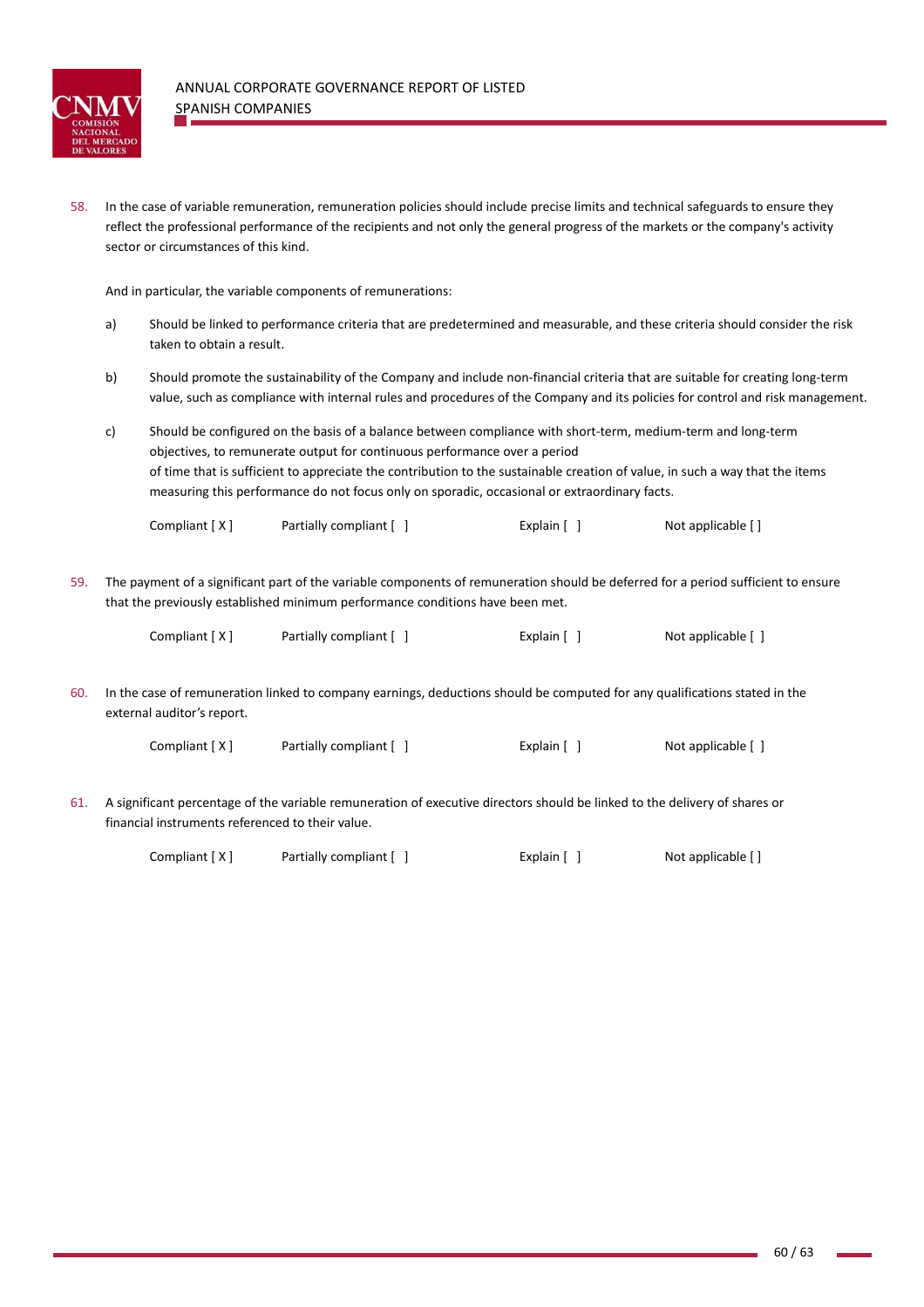58. In the case of variable remuneration, remuneration policies should include precise limits and technical safeguards to ensure they reflect the professional performance of the recipients and not only the general progress of the markets or the company's activity sector or circumstances of this kind.

    And in particular, the variable components of remunerations:

    a) Should be linked to performance criteria that are predetermined and measurable, and these criteria should consider the risk taken to obtain a result.

    b) Should promote the sustainability of the Company and include non-financial criteria that are suitable for creating long-term value, such as compliance with internal rules and procedures of the Company and its policies for control and risk management.

    c) Should be configured on the basis of a balance between compliance with short-term, medium-term and long-term objectives, to remunerate output for continuous performance over a period of time that is sufficient to appreciate the contribution to the sustainable creation of value, in such a way that the items measuring this performance do not focus only on sporadic, occasional or extraordinary facts.

    Compliant [ X ]    Partially compliant [ ]    Explain [ ]    Not applicable [ ]

59. The payment of a significant part of the variable components of remuneration should be deferred for a period sufficient to ensure that the previously established minimum performance conditions have been met.

    Compliant [ X ]    Partially compliant [ ]    Explain [ ]    Not applicable [ ]

60. In the case of remuneration linked to company earnings, deductions should be computed for any qualifications stated in the external auditor's report.

    Compliant [ X ]    Partially compliant [ ]    Explain [ ]    Not applicable [ ]

61. A significant percentage of the variable remuneration of executive directors should be linked to the delivery of shares or financial instruments referenced to their value.

    Compliant [ X ]    Partially compliant [ ]    Explain [ ]    Not applicable [ ]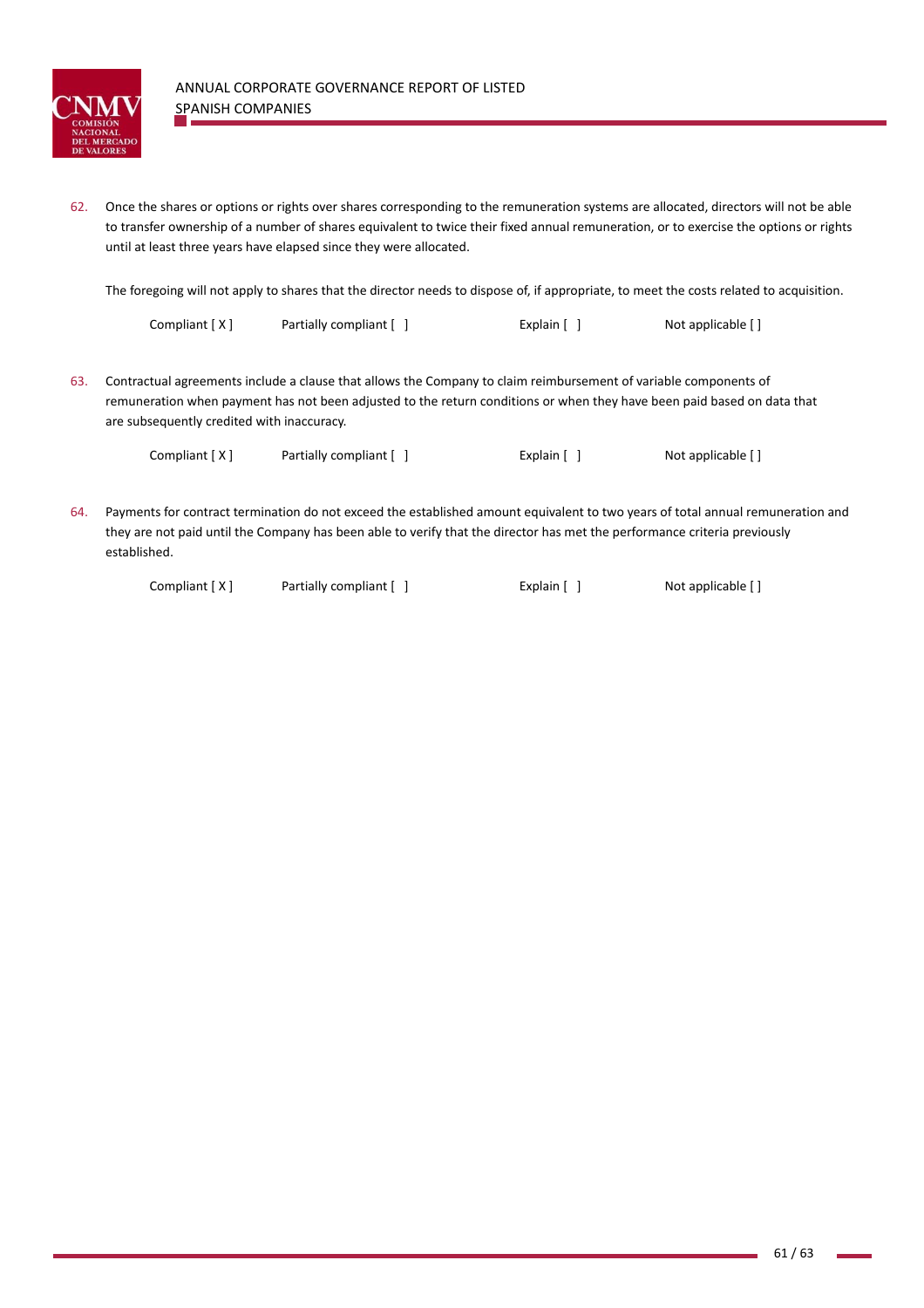62. Once the shares or options or rights over shares corresponding to the remuneration systems are allocated, directors will not be able to transfer ownership of a number of shares equivalent to twice their fixed annual remuneration, or to exercise the options or rights until at least three years have elapsed since they were allocated.

    The foregoing will not apply to shares that the director needs to dispose of, if appropriate, to meet the costs related to acquisition.

    Compliant [ X ] Partially compliant [ ] Explain [ ] Not applicable [ ]

63. Contractual agreements include a clause that allows the Company to claim reimbursement of variable components of remuneration when payment has not been adjusted to the return conditions or when they have been paid based on data that are subsequently credited with inaccuracy.

    Compliant [ X ] Partially compliant [ ] Explain [ ] Not applicable [ ]

64. Payments for contract termination do not exceed the established amount equivalent to two years of total annual remuneration and they are not paid until the Company has been able to verify that the director has met the performance criteria previously established.

    Compliant [ X ] Partially compliant [ ] Explain [ ] Not applicable [ ]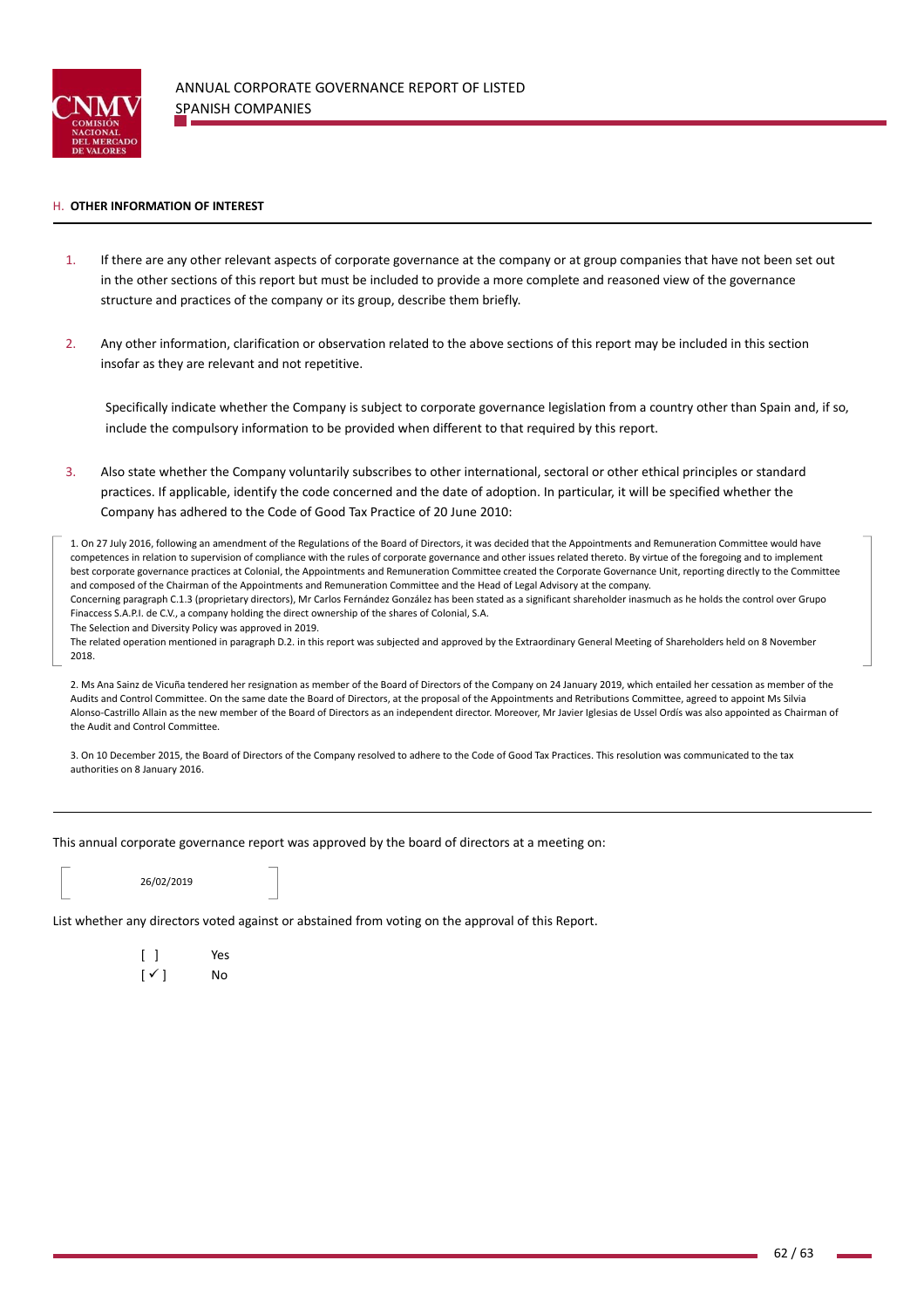## H. OTHER INFORMATION OF INTEREST

1. If there are any other relevant aspects of corporate governance at the company or at group companies that have not been set out in the other sections of this report but must be included to provide a more complete and reasoned view of the governance structure and practices of the company or its group, describe them briefly.

2. Any other information, clarification or observation related to the above sections of this report may be included in this section insofar as they are relevant and not repetitive.

   Specifically indicate whether the Company is subject to corporate governance legislation from a country other than Spain and, if so, include the compulsory information to be provided when different to that required by this report.

3. Also state whether the Company voluntarily subscribes to other international, sectoral or other ethical principles or standard practices. If applicable, identify the code concerned and the date of adoption. In particular, it will be specified whether the Company has adhered to the Code of Good Tax Practice of 20 June 2010:

1. On 27 July 2016, following an amendment of the Regulations of the Board of Directors, it was decided that the Appointments and Remuneration Committee would have competences in relation to supervision of compliance with the rules of corporate governance and other issues related thereto. By virtue of the foregoing and to implement best corporate governance practices at Colonial, the Appointments and Remuneration Committee created the Corporate Governance Unit, reporting directly to the Committee and composed of the Chairman of the Appointments and Remuneration Committee and the Head of Legal Advisory at the company.
Concerning paragraph C.1.3 (proprietary directors), Mr Carlos Fernández González has been stated as a significant shareholder inasmuch as he holds the control over Grupo Finaccess S.A.P.I. de C.V., a company holding the direct ownership of the shares of Colonial, S.A.
The Selection and Diversity Policy was approved in 2019.
The related operation mentioned in paragraph D.2. in this report was subjected and approved by the Extraordinary General Meeting of Shareholders held on 8 November 2018.

2. Ms Ana Sainz de Vicuña tendered her resignation as member of the Board of Directors of the Company on 24 January 2019, which entailed her cessation as member of the Audits and Control Committee. On the same date the Board of Directors, at the proposal of the Appointments and Retributions Committee, agreed to appoint Ms Silvia Alonso-Castrillo Allain as the new member of the Board of Directors as an independent director. Moreover, Mr Javier Iglesias de Ussel Ordís was also appointed as Chairman of the Audit and Control Committee.

3. On 10 December 2015, the Board of Directors of the Company resolved to adhere to the Code of Good Tax Practices. This resolution was communicated to the tax authorities on 8 January 2016.

---

This annual corporate governance report was approved by the board of directors at a meeting on:

26/02/2019

List whether any directors voted against or abstained from voting on the approval of this Report.

[ ] Yes
[ ✓ ] No